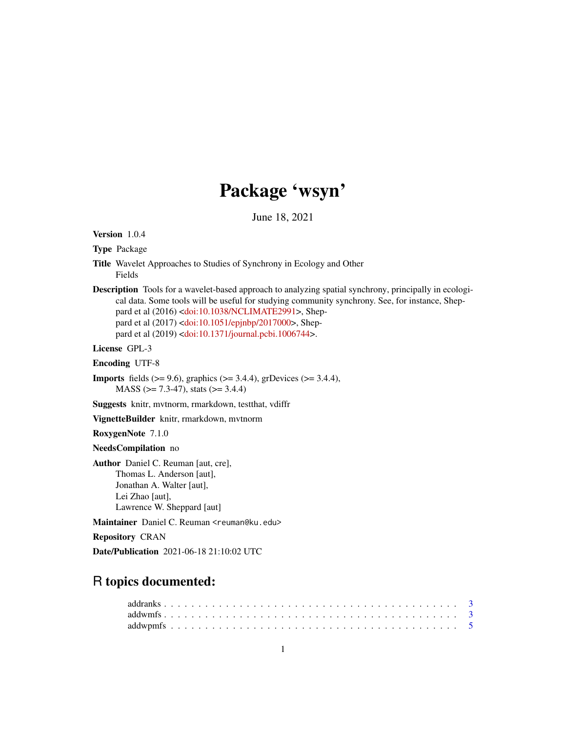# Package 'wsyn'

June 18, 2021

**Version** 1.0.4

**Type** Package

**Title** Wavelet Approaches to Studies of Synchrony in Ecology and Other Fields

**Description** Tools for a wavelet-based approach to analyzing spatial synchrony, principally in ecological data. Some tools will be useful for studying community synchrony. See, for instance, Sheppard et al (2016) <doi:10.1038/NCLIMATE2991>, Sheppard et al (2017) <doi:10.1051/epjnbp/2017000>, Sheppard et al (2019) <doi:10.1371/journal.pcbi.1006744>.

**License** GPL-3

**Encoding** UTF-8

**Imports** fields (>= 9.6), graphics (>= 3.4.4), grDevices (>= 3.4.4), MASS (>= 7.3-47), stats (>= 3.4.4)

**Suggests** knitr, mvtnorm, rmarkdown, testthat, vdiffr

**VignetteBuilder** knitr, rmarkdown, mvtnorm

**RoxygenNote** 7.1.0

**NeedsCompilation** no

**Author** Daniel C. Reuman [aut, cre],
Thomas L. Anderson [aut],
Jonathan A. Walter [aut],
Lei Zhao [aut],
Lawrence W. Sheppard [aut]

**Maintainer** Daniel C. Reuman <reuman@ku.edu>

**Repository** CRAN

**Date/Publication** 2021-06-18 21:10:02 UTC

## R topics documented:

addranks . . . . . . . . . . . . . . . . . . . . . . . . . . . . . . . . . . . . . . . . 3
addwmfs . . . . . . . . . . . . . . . . . . . . . . . . . . . . . . . . . . . . . . . . 3
addwpmfs . . . . . . . . . . . . . . . . . . . . . . . . . . . . . . . . . . . . . . . 5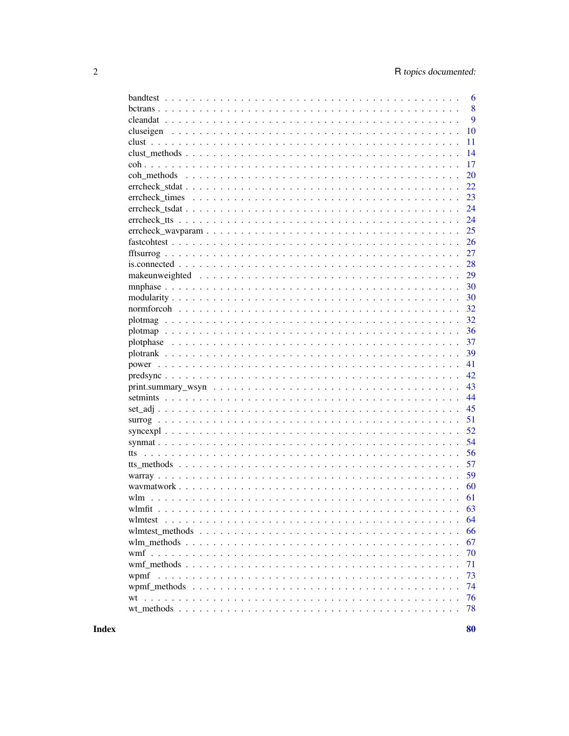| | |
|---|---|
| bandtest | 6 |
| bctrans | 8 |
| cleandat | 9 |
| cluseigen | 10 |
| clust | 11 |
| clust_methods | 14 |
| coh | 17 |
| coh_methods | 20 |
| errcheck_stdat | 22 |
| errcheck_times | 23 |
| errcheck_tsdat | 24 |
| errcheck_tts | 24 |
| errcheck_wavparam | 25 |
| fastcohtest | 26 |
| fftsurrog | 27 |
| is.connected | 28 |
| makeunweighted | 29 |
| mnphase | 30 |
| modularity | 30 |
| normforcoh | 32 |
| plotmag | 32 |
| plotmap | 36 |
| plotphase | 37 |
| plotrank | 39 |
| power | 41 |
| predsync | 42 |
| print.summary_wsyn | 43 |
| setmints | 44 |
| set_adj | 45 |
| surrog | 51 |
| syncexpl | 52 |
| synmat | 54 |
| tts | 56 |
| tts_methods | 57 |
| warray | 59 |
| wavmatwork | 60 |
| wlm | 61 |
| wlmfit | 63 |
| wlmtest | 64 |
| wlmtest_methods | 66 |
| wlm_methods | 67 |
| wmf | 70 |
| wmf_methods | 71 |
| wpmf | 73 |
| wpmf_methods | 74 |
| wt | 76 |
| wt_methods | 78 |

**Index** **80**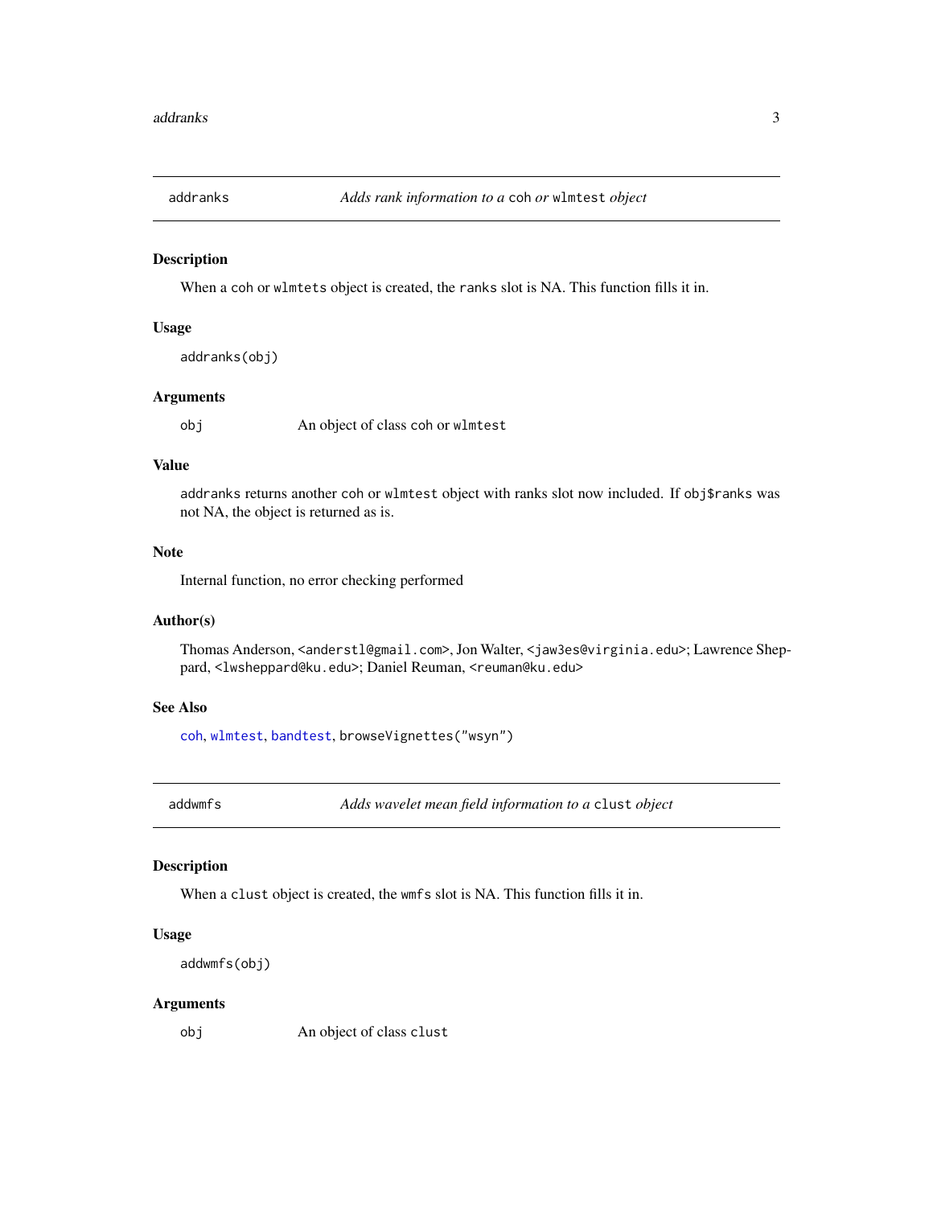## addranks — *Adds rank information to a* `coh` *or* `wlmtest` *object*

### Description

When a `coh` or `wlmtets` object is created, the `ranks` slot is NA. This function fills it in.

### Usage

```
addranks(obj)
```

### Arguments

| | |
|---|---|
| `obj` | An object of class `coh` or `wlmtest` |

### Value

`addranks` returns another `coh` or `wlmtest` object with ranks slot now included. If `obj$ranks` was not NA, the object is returned as is.

### Note

Internal function, no error checking performed

### Author(s)

Thomas Anderson, <anderstl@gmail.com>, Jon Walter, <jaw3es@virginia.edu>; Lawrence Sheppard, <lwsheppard@ku.edu>; Daniel Reuman, <reuman@ku.edu>

### See Also

`coh`, `wlmtest`, `bandtest`, `browseVignettes("wsyn")`

## addwmfs — *Adds wavelet mean field information to a* `clust` *object*

### Description

When a `clust` object is created, the `wmfs` slot is NA. This function fills it in.

### Usage

```
addwmfs(obj)
```

### Arguments

| | |
|---|---|
| `obj` | An object of class `clust` |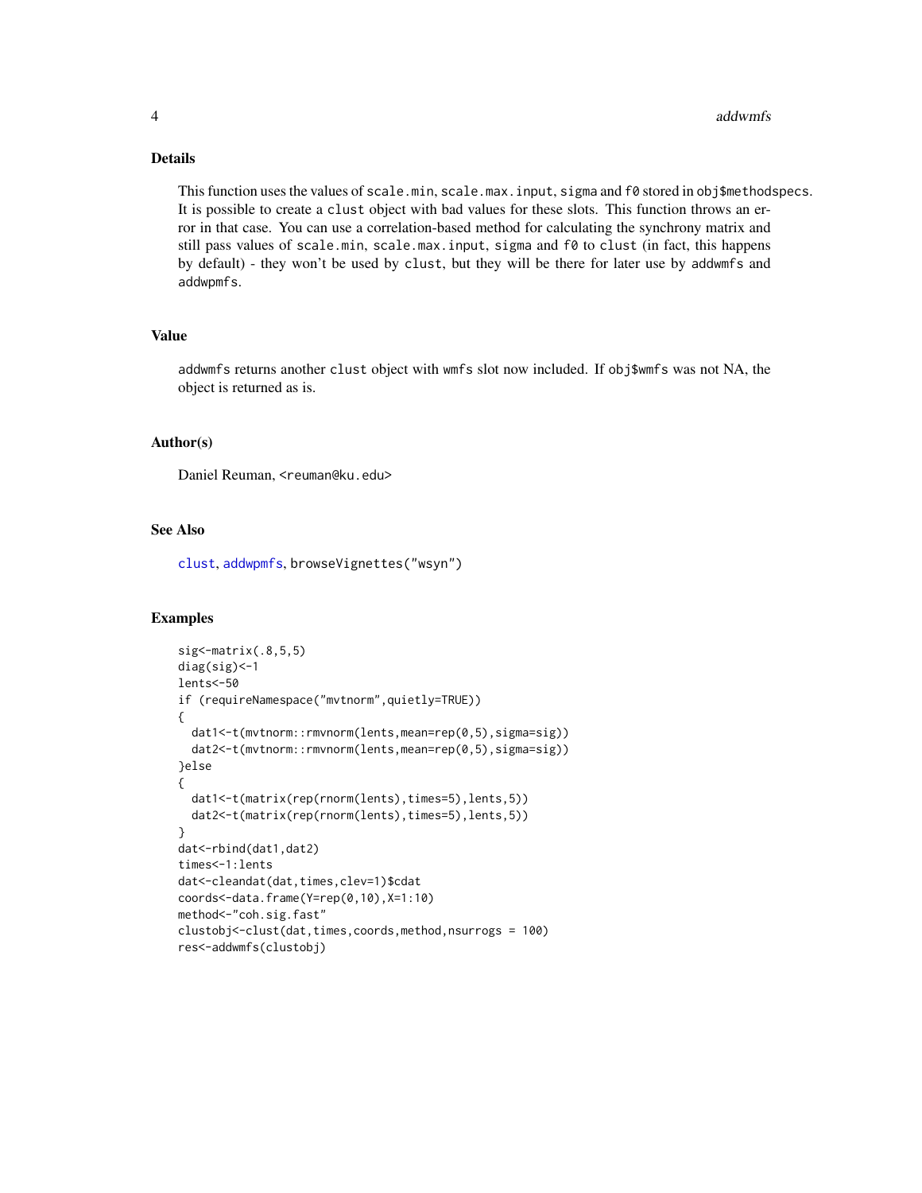## Details

This function uses the values of `scale.min`, `scale.max.input`, `sigma` and `f0` stored in `obj$methodspecs`. It is possible to create a `clust` object with bad values for these slots. This function throws an error in that case. You can use a correlation-based method for calculating the synchrony matrix and still pass values of `scale.min`, `scale.max.input`, `sigma` and `f0` to `clust` (in fact, this happens by default) - they won't be used by `clust`, but they will be there for later use by `addwmfs` and `addwpmfs`.

## Value

`addwmfs` returns another `clust` object with `wmfs` slot now included. If `obj$wmfs` was not NA, the object is returned as is.

## Author(s)

Daniel Reuman, <reuman@ku.edu>

## See Also

`clust`, `addwpmfs`, `browseVignettes("wsyn")`

## Examples

```
sig<-matrix(.8,5,5)
diag(sig)<-1
lents<-50
if (requireNamespace("mvtnorm",quietly=TRUE))
{
  dat1<-t(mvtnorm::rmvnorm(lents,mean=rep(0,5),sigma=sig))
  dat2<-t(mvtnorm::rmvnorm(lents,mean=rep(0,5),sigma=sig))
}else
{
  dat1<-t(matrix(rep(rnorm(lents),times=5),lents,5))
  dat2<-t(matrix(rep(rnorm(lents),times=5),lents,5))
}
dat<-rbind(dat1,dat2)
times<-1:lents
dat<-cleandat(dat,times,clev=1)$cdat
coords<-data.frame(Y=rep(0,10),X=1:10)
method<-"coh.sig.fast"
clustobj<-clust(dat,times,coords,method,nsurrogs = 100)
res<-addwmfs(clustobj)
```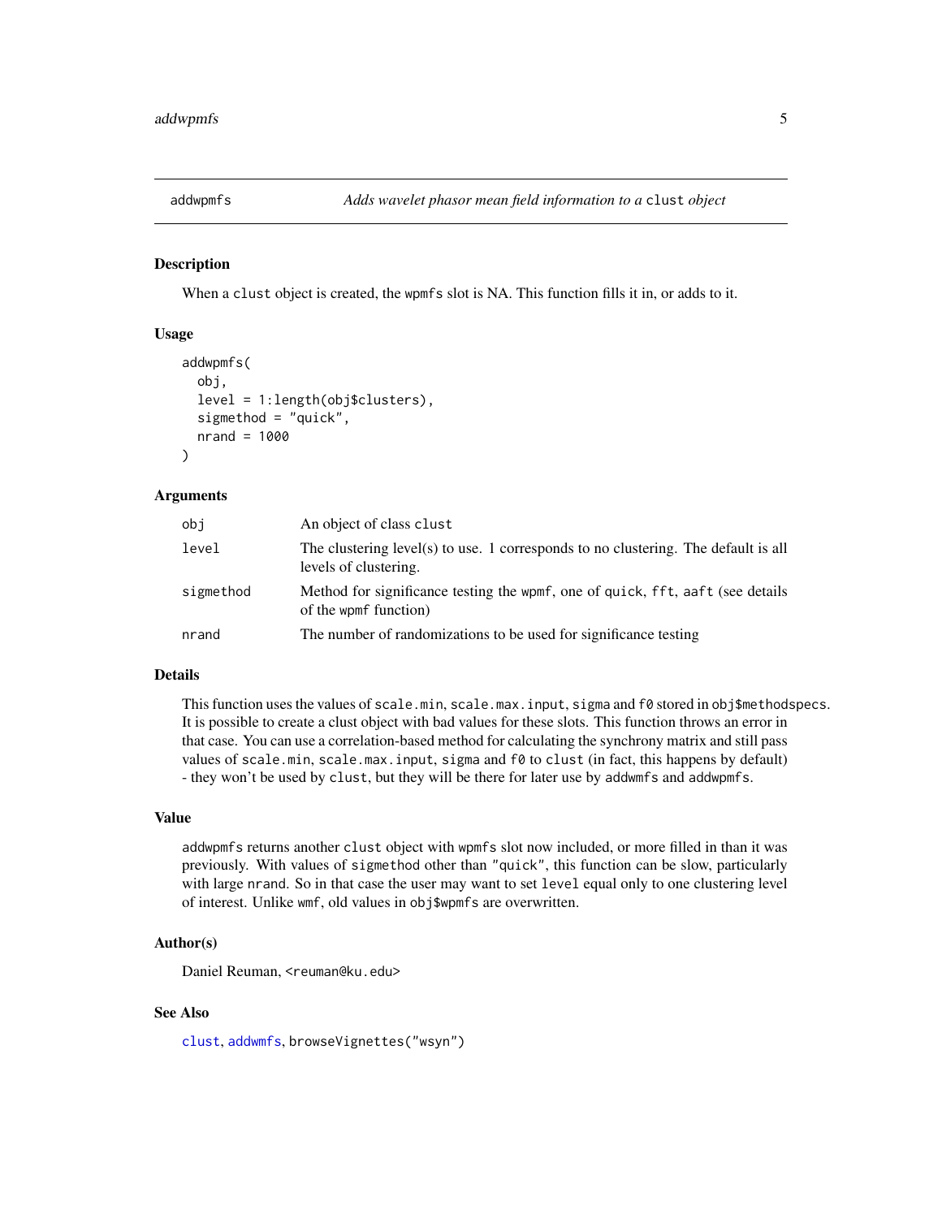## addwpmfs — *Adds wavelet phasor mean field information to a* `clust` *object*

### Description

When a `clust` object is created, the `wpmfs` slot is NA. This function fills it in, or adds to it.

### Usage

```
addwpmfs(
  obj,
  level = 1:length(obj$clusters),
  sigmethod = "quick",
  nrand = 1000
)
```

### Arguments

| | |
|---|---|
| `obj` | An object of class `clust` |
| `level` | The clustering level(s) to use. 1 corresponds to no clustering. The default is all levels of clustering. |
| `sigmethod` | Method for significance testing the `wpmf`, one of `quick`, `fft`, `aaft` (see details of the `wpmf` function) |
| `nrand` | The number of randomizations to be used for significance testing |

### Details

This function uses the values of `scale.min`, `scale.max.input`, `sigma` and `f0` stored in `obj$methodspecs`. It is possible to create a clust object with bad values for these slots. This function throws an error in that case. You can use a correlation-based method for calculating the synchrony matrix and still pass values of `scale.min`, `scale.max.input`, `sigma` and `f0` to `clust` (in fact, this happens by default) - they won't be used by `clust`, but they will be there for later use by `addwmfs` and `addwpmfs`.

### Value

`addwpmfs` returns another `clust` object with `wpmfs` slot now included, or more filled in than it was previously. With values of `sigmethod` other than `"quick"`, this function can be slow, particularly with large `nrand`. So in that case the user may want to set `level` equal only to one clustering level of interest. Unlike `wmf`, old values in `obj$wpmfs` are overwritten.

### Author(s)

Daniel Reuman, <reuman@ku.edu>

### See Also

`clust`, `addwmfs`, `browseVignettes("wsyn")`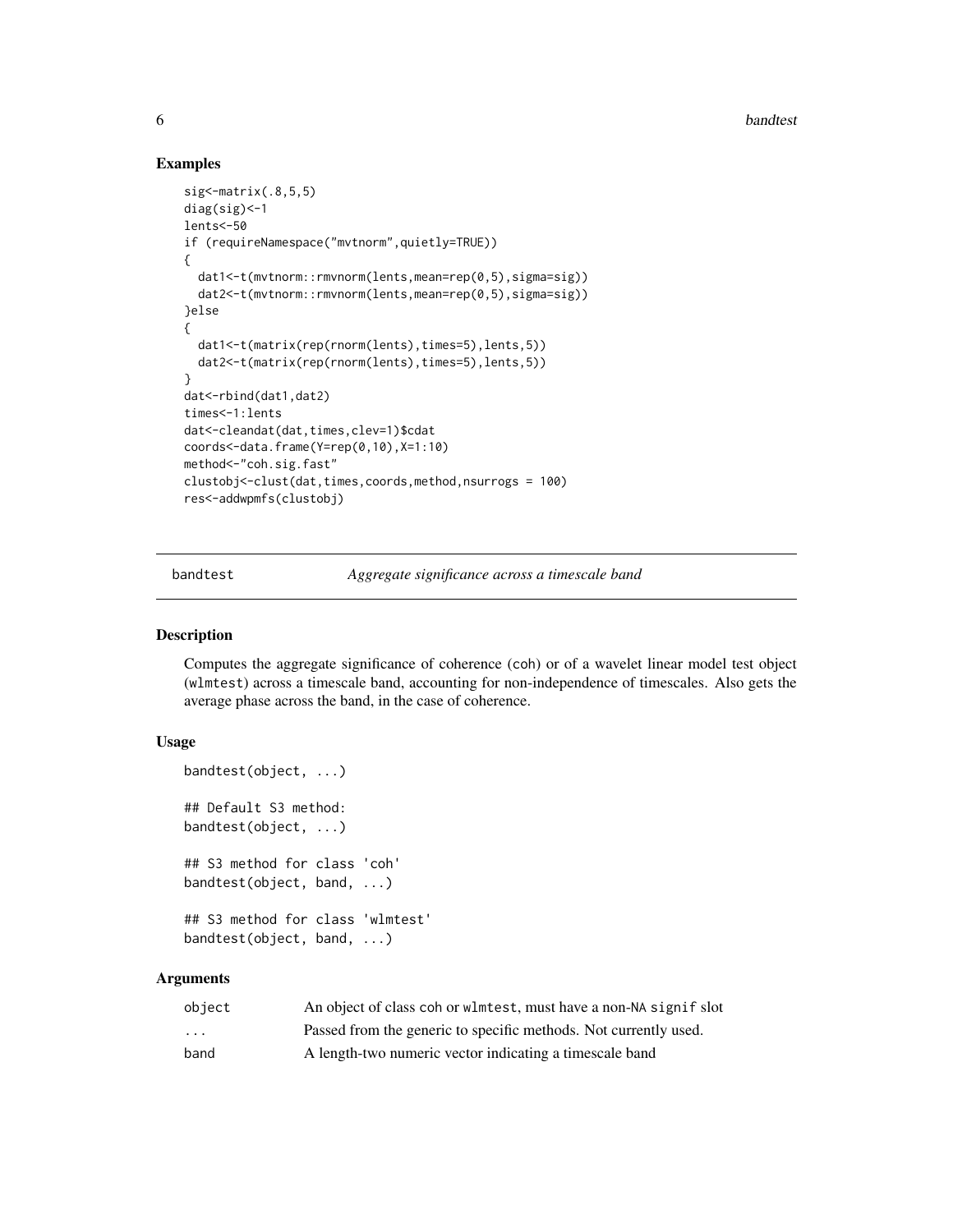### Examples

```
sig<-matrix(.8,5,5)
diag(sig)<-1
lents<-50
if (requireNamespace("mvtnorm",quietly=TRUE))
{
  dat1<-t(mvtnorm::rmvnorm(lents,mean=rep(0,5),sigma=sig))
  dat2<-t(mvtnorm::rmvnorm(lents,mean=rep(0,5),sigma=sig))
}else
{
  dat1<-t(matrix(rep(rnorm(lents),times=5),lents,5))
  dat2<-t(matrix(rep(rnorm(lents),times=5),lents,5))
}
dat<-rbind(dat1,dat2)
times<-1:lents
dat<-cleandat(dat,times,clev=1)$cdat
coords<-data.frame(Y=rep(0,10),X=1:10)
method<-"coh.sig.fast"
clustobj<-clust(dat,times,coords,method,nsurrogs = 100)
res<-addwpmfs(clustobj)
```

---

## bandtest — *Aggregate significance across a timescale band*

### Description

Computes the aggregate significance of coherence (coh) or of a wavelet linear model test object (wlmtest) across a timescale band, accounting for non-independence of timescales. Also gets the average phase across the band, in the case of coherence.

### Usage

```
bandtest(object, ...)

## Default S3 method:
bandtest(object, ...)

## S3 method for class 'coh'
bandtest(object, band, ...)

## S3 method for class 'wlmtest'
bandtest(object, band, ...)
```

### Arguments

| | |
|---|---|
| object | An object of class coh or wlmtest, must have a non-NA signif slot |
| ... | Passed from the generic to specific methods. Not currently used. |
| band | A length-two numeric vector indicating a timescale band |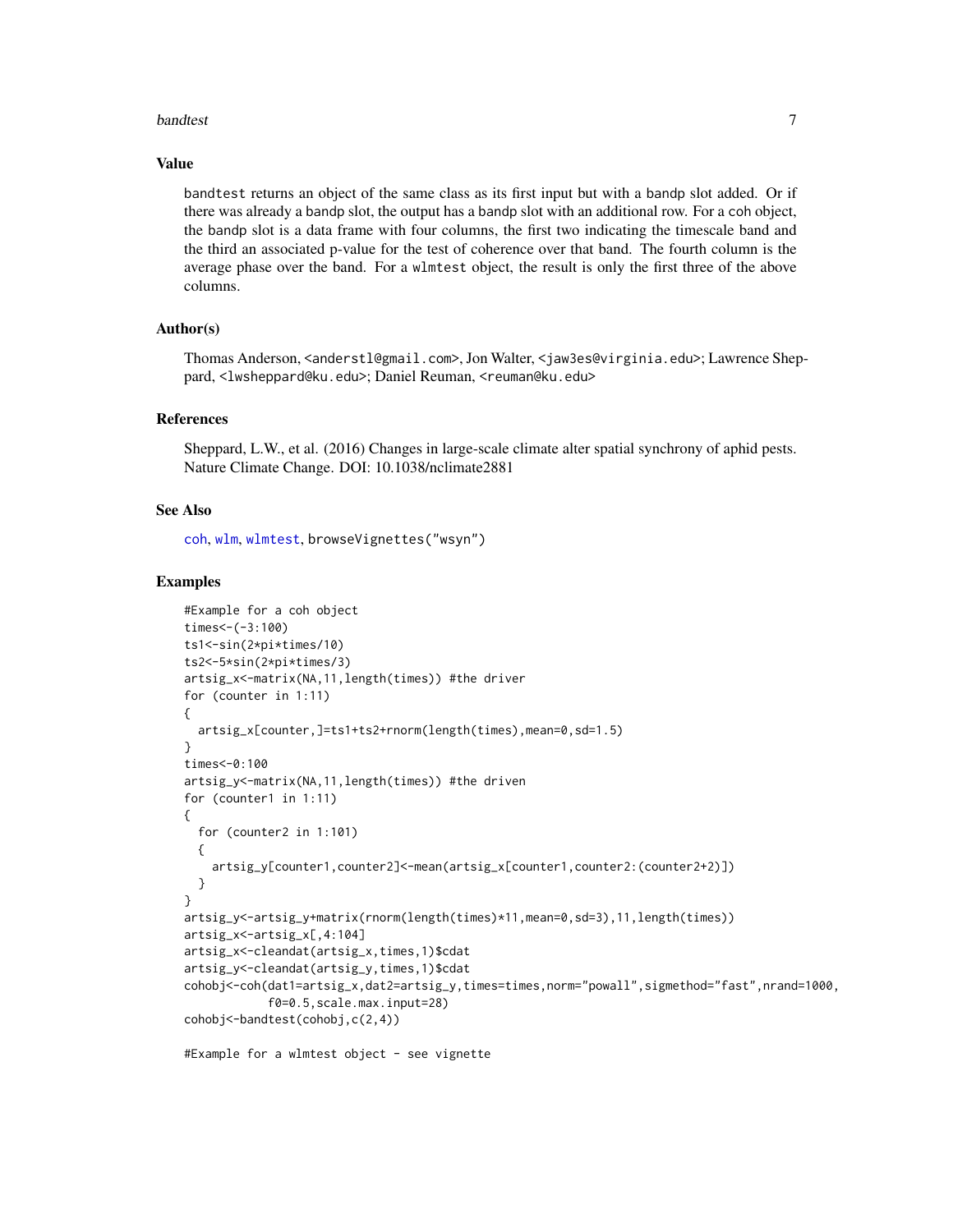## Value

bandtest returns an object of the same class as its first input but with a bandp slot added. Or if there was already a bandp slot, the output has a bandp slot with an additional row. For a coh object, the bandp slot is a data frame with four columns, the first two indicating the timescale band and the third an associated p-value for the test of coherence over that band. The fourth column is the average phase over the band. For a wlmtest object, the result is only the first three of the above columns.

## Author(s)

Thomas Anderson, <anderstl@gmail.com>, Jon Walter, <jaw3es@virginia.edu>; Lawrence Sheppard, <lwsheppard@ku.edu>; Daniel Reuman, <reuman@ku.edu>

## References

Sheppard, L.W., et al. (2016) Changes in large-scale climate alter spatial synchrony of aphid pests. Nature Climate Change. DOI: 10.1038/nclimate2881

## See Also

coh, wlm, wlmtest, browseVignettes("wsyn")

## Examples

```
#Example for a coh object
times<-(-3:100)
ts1<-sin(2*pi*times/10)
ts2<-5*sin(2*pi*times/3)
artsig_x<-matrix(NA,11,length(times)) #the driver
for (counter in 1:11)
{
  artsig_x[counter,]=ts1+ts2+rnorm(length(times),mean=0,sd=1.5)
}
times<-0:100
artsig_y<-matrix(NA,11,length(times)) #the driven
for (counter1 in 1:11)
{
  for (counter2 in 1:101)
  {
    artsig_y[counter1,counter2]<-mean(artsig_x[counter1,counter2:(counter2+2)])
  }
}
artsig_y<-artsig_y+matrix(rnorm(length(times)*11,mean=0,sd=3),11,length(times))
artsig_x<-artsig_x[,4:104]
artsig_x<-cleandat(artsig_x,times,1)$cdat
artsig_y<-cleandat(artsig_y,times,1)$cdat
cohobj<-coh(dat1=artsig_x,dat2=artsig_y,times=times,norm="powall",sigmethod="fast",nrand=1000,
            f0=0.5,scale.max.input=28)
cohobj<-bandtest(cohobj,c(2,4))

#Example for a wlmtest object - see vignette
```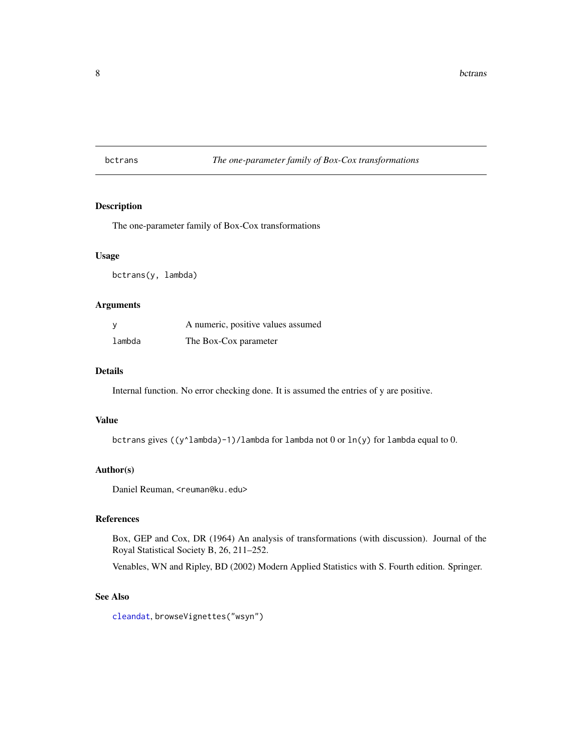# bctrans — *The one-parameter family of Box-Cox transformations*

## Description

The one-parameter family of Box-Cox transformations

## Usage

```
bctrans(y, lambda)
```

## Arguments

| | |
|---|---|
| `y` | A numeric, positive values assumed |
| `lambda` | The Box-Cox parameter |

## Details

Internal function. No error checking done. It is assumed the entries of y are positive.

## Value

`bctrans` gives `((y^lambda)-1)/lambda` for `lambda` not 0 or `ln(y)` for `lambda` equal to 0.

## Author(s)

Daniel Reuman, `<reuman@ku.edu>`

## References

Box, GEP and Cox, DR (1964) An analysis of transformations (with discussion). Journal of the Royal Statistical Society B, 26, 211–252.

Venables, WN and Ripley, BD (2002) Modern Applied Statistics with S. Fourth edition. Springer.

## See Also

`cleandat`, `browseVignettes("wsyn")`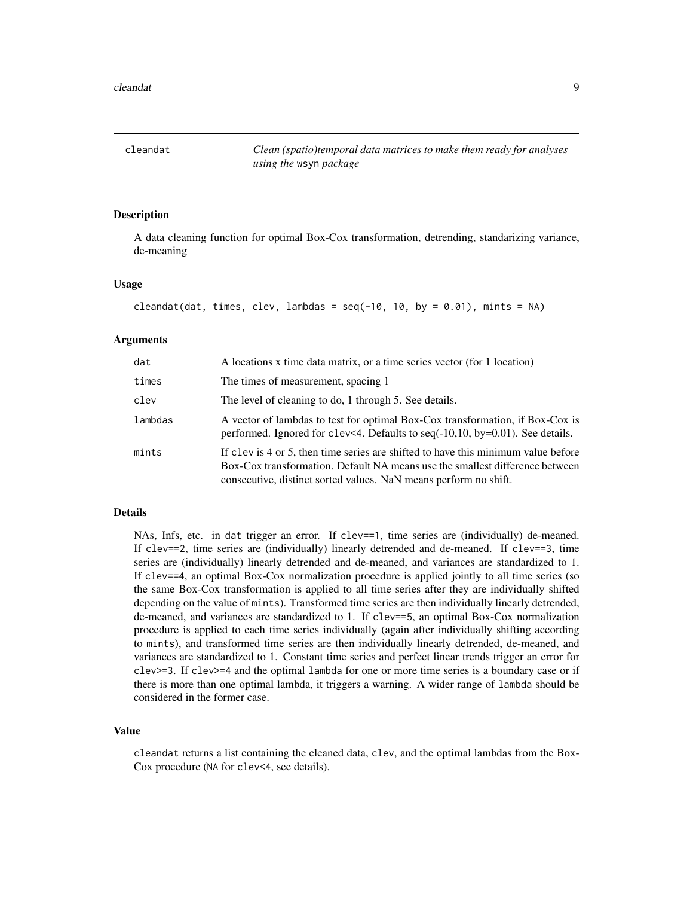# cleandat

*Clean (spatio)temporal data matrices to make them ready for analyses using the wsyn package*

## Description

A data cleaning function for optimal Box-Cox transformation, detrending, standarizing variance, de-meaning

## Usage

```
cleandat(dat, times, clev, lambdas = seq(-10, 10, by = 0.01), mints = NA)
```

## Arguments

| | |
|---|---|
| dat | A locations x time data matrix, or a time series vector (for 1 location) |
| times | The times of measurement, spacing 1 |
| clev | The level of cleaning to do, 1 through 5. See details. |
| lambdas | A vector of lambdas to test for optimal Box-Cox transformation, if Box-Cox is performed. Ignored for clev<4. Defaults to seq(-10,10, by=0.01). See details. |
| mints | If clev is 4 or 5, then time series are shifted to have this minimum value before Box-Cox transformation. Default NA means use the smallest difference between consecutive, distinct sorted values. NaN means perform no shift. |

## Details

NAs, Infs, etc. in dat trigger an error. If clev==1, time series are (individually) de-meaned. If clev==2, time series are (individually) linearly detrended and de-meaned. If clev==3, time series are (individually) linearly detrended and de-meaned, and variances are standardized to 1. If clev==4, an optimal Box-Cox normalization procedure is applied jointly to all time series (so the same Box-Cox transformation is applied to all time series after they are individually shifted depending on the value of mints). Transformed time series are then individually linearly detrended, de-meaned, and variances are standardized to 1. If clev==5, an optimal Box-Cox normalization procedure is applied to each time series individually (again after individually shifting according to mints), and transformed time series are then individually linearly detrended, de-meaned, and variances are standardized to 1. Constant time series and perfect linear trends trigger an error for clev>=3. If clev>=4 and the optimal lambda for one or more time series is a boundary case or if there is more than one optimal lambda, it triggers a warning. A wider range of lambda should be considered in the former case.

## Value

cleandat returns a list containing the cleaned data, clev, and the optimal lambdas from the Box-Cox procedure (NA for clev<4, see details).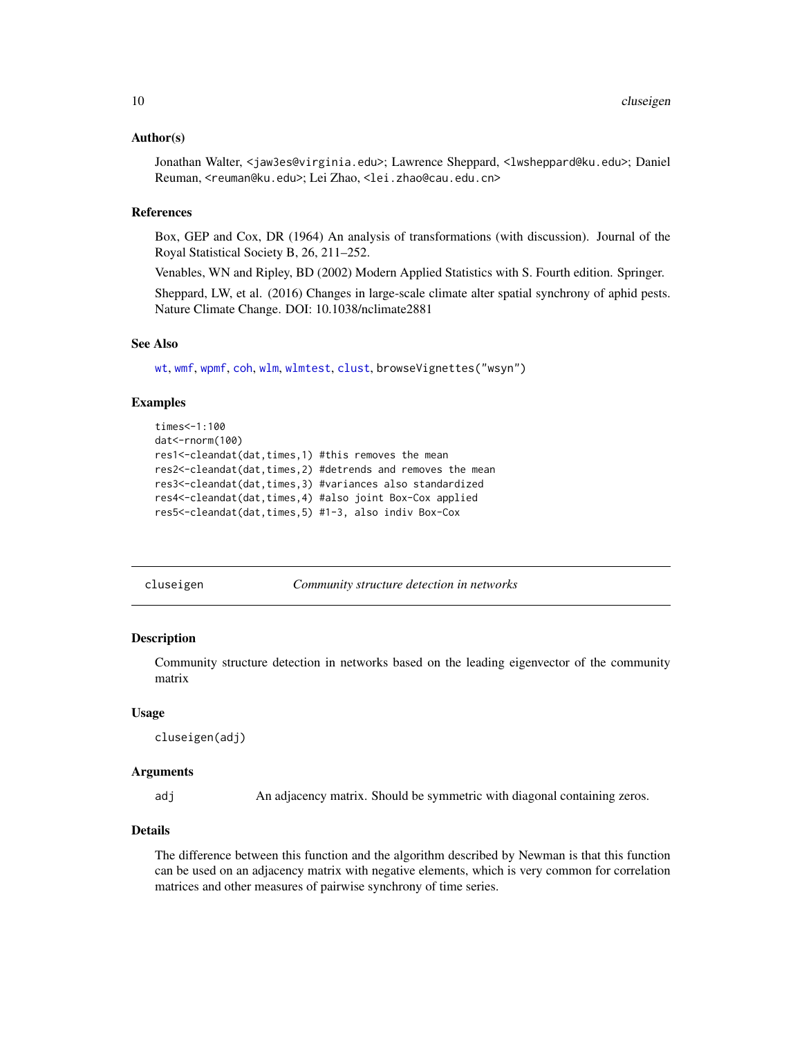### Author(s)

Jonathan Walter, <jaw3es@virginia.edu>; Lawrence Sheppard, <lwsheppard@ku.edu>; Daniel Reuman, <reuman@ku.edu>; Lei Zhao, <lei.zhao@cau.edu.cn>

### References

Box, GEP and Cox, DR (1964) An analysis of transformations (with discussion). Journal of the Royal Statistical Society B, 26, 211–252.

Venables, WN and Ripley, BD (2002) Modern Applied Statistics with S. Fourth edition. Springer.

Sheppard, LW, et al. (2016) Changes in large-scale climate alter spatial synchrony of aphid pests. Nature Climate Change. DOI: 10.1038/nclimate2881

### See Also

wt, wmf, wpmf, coh, wlm, wlmtest, clust, browseVignettes("wsyn")

### Examples

```
times<-1:100
dat<-rnorm(100)
res1<-cleandat(dat,times,1) #this removes the mean
res2<-cleandat(dat,times,2) #detrends and removes the mean
res3<-cleandat(dat,times,3) #variances also standardized
res4<-cleandat(dat,times,4) #also joint Box-Cox applied
res5<-cleandat(dat,times,5) #1-3, also indiv Box-Cox
```

---

## cluseigen — *Community structure detection in networks*

### Description

Community structure detection in networks based on the leading eigenvector of the community matrix

### Usage

```
cluseigen(adj)
```

### Arguments

| | |
|---|---|
| adj | An adjacency matrix. Should be symmetric with diagonal containing zeros. |

### Details

The difference between this function and the algorithm described by Newman is that this function can be used on an adjacency matrix with negative elements, which is very common for correlation matrices and other measures of pairwise synchrony of time series.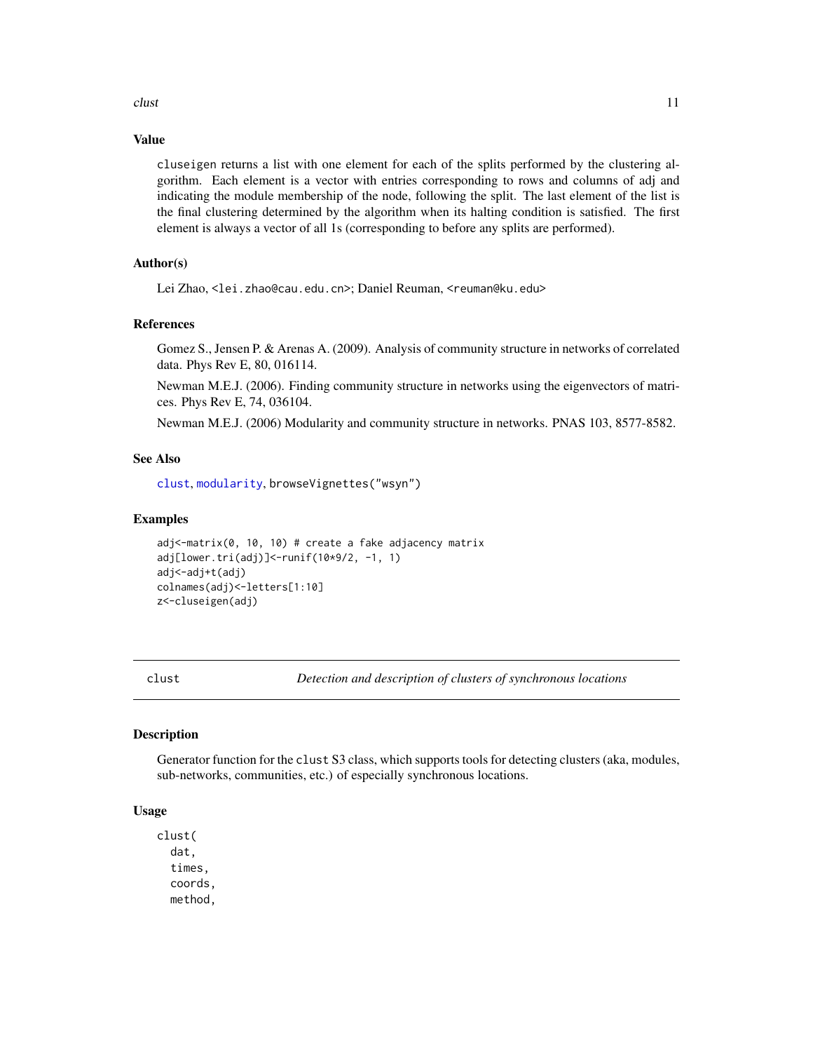## Value

cluseigen returns a list with one element for each of the splits performed by the clustering algorithm. Each element is a vector with entries corresponding to rows and columns of adj and indicating the module membership of the node, following the split. The last element of the list is the final clustering determined by the algorithm when its halting condition is satisfied. The first element is always a vector of all 1s (corresponding to before any splits are performed).

## Author(s)

Lei Zhao, <lei.zhao@cau.edu.cn>; Daniel Reuman, <reuman@ku.edu>

## References

Gomez S., Jensen P. & Arenas A. (2009). Analysis of community structure in networks of correlated data. Phys Rev E, 80, 016114.

Newman M.E.J. (2006). Finding community structure in networks using the eigenvectors of matrices. Phys Rev E, 74, 036104.

Newman M.E.J. (2006) Modularity and community structure in networks. PNAS 103, 8577-8582.

## See Also

clust, modularity, browseVignettes("wsyn")

## Examples

```
adj<-matrix(0, 10, 10) # create a fake adjacency matrix
adj[lower.tri(adj)]<-runif(10*9/2, -1, 1)
adj<-adj+t(adj)
colnames(adj)<-letters[1:10]
z<-cluseigen(adj)
```

---

# clust — *Detection and description of clusters of synchronous locations*

## Description

Generator function for the clust S3 class, which supports tools for detecting clusters (aka, modules, sub-networks, communities, etc.) of especially synchronous locations.

## Usage

```
clust(
  dat,
  times,
  coords,
  method,
```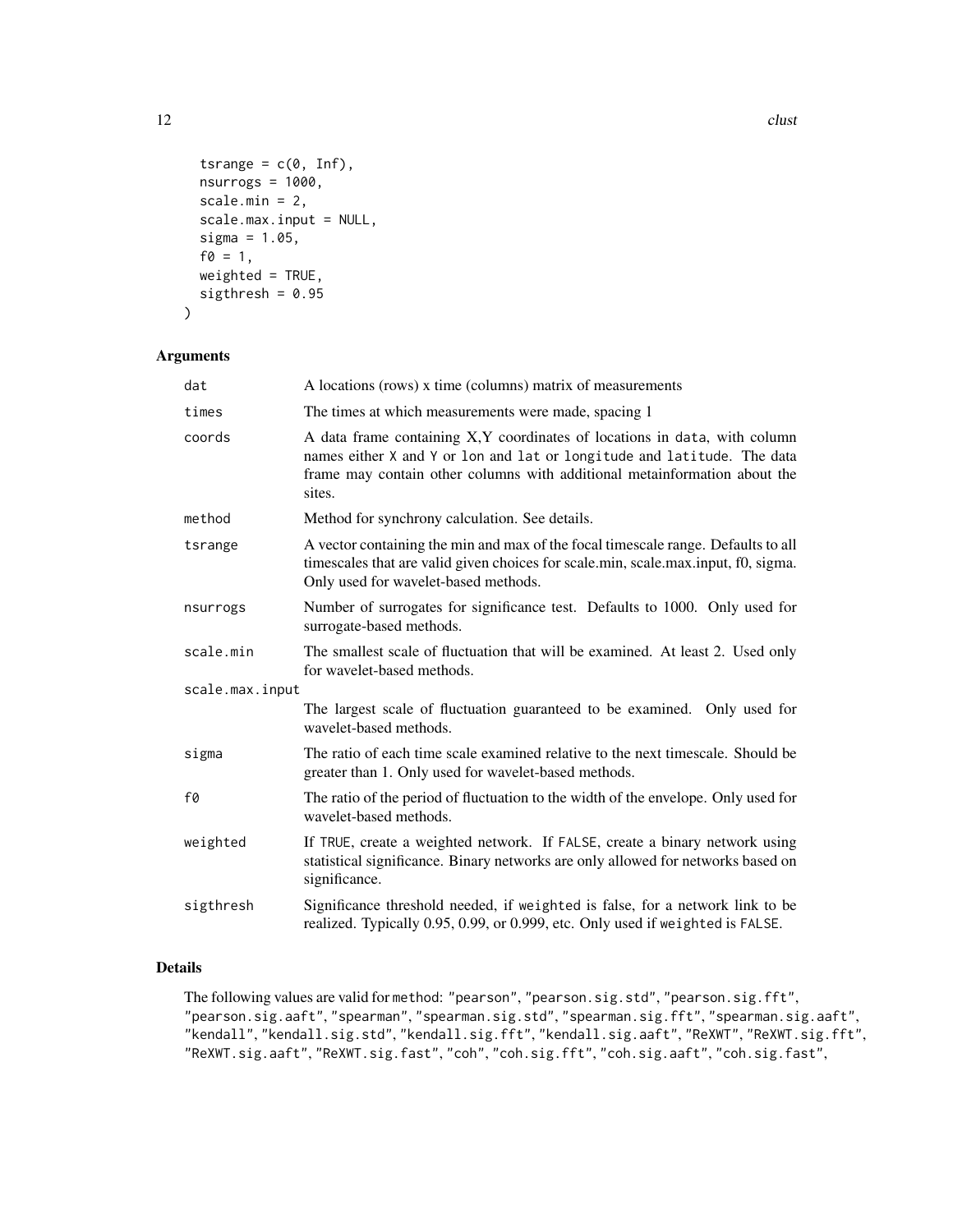```
  tsrange = c(0, Inf),
  nsurrogs = 1000,
  scale.min = 2,
  scale.max.input = NULL,
  sigma = 1.05,
  f0 = 1,
  weighted = TRUE,
  sigthresh = 0.95
)
```

## Arguments

| | |
|---|---|
| `dat` | A locations (rows) x time (columns) matrix of measurements |
| `times` | The times at which measurements were made, spacing 1 |
| `coords` | A data frame containing X,Y coordinates of locations in `data`, with column names either `X` and `Y` or `lon` and `lat` or `longitude` and `latitude`. The data frame may contain other columns with additional metainformation about the sites. |
| `method` | Method for synchrony calculation. See details. |
| `tsrange` | A vector containing the min and max of the focal timescale range. Defaults to all timescales that are valid given choices for scale.min, scale.max.input, f0, sigma. Only used for wavelet-based methods. |
| `nsurrogs` | Number of surrogates for significance test. Defaults to 1000. Only used for surrogate-based methods. |
| `scale.min` | The smallest scale of fluctuation that will be examined. At least 2. Used only for wavelet-based methods. |
| `scale.max.input` | The largest scale of fluctuation guaranteed to be examined. Only used for wavelet-based methods. |
| `sigma` | The ratio of each time scale examined relative to the next timescale. Should be greater than 1. Only used for wavelet-based methods. |
| `f0` | The ratio of the period of fluctuation to the width of the envelope. Only used for wavelet-based methods. |
| `weighted` | If `TRUE`, create a weighted network. If `FALSE`, create a binary network using statistical significance. Binary networks are only allowed for networks based on significance. |
| `sigthresh` | Significance threshold needed, if `weighted` is false, for a network link to be realized. Typically 0.95, 0.99, or 0.999, etc. Only used if `weighted` is `FALSE`. |

## Details

The following values are valid for `method`: `"pearson"`, `"pearson.sig.std"`, `"pearson.sig.fft"`, `"pearson.sig.aaft"`, `"spearman"`, `"spearman.sig.std"`, `"spearman.sig.fft"`, `"spearman.sig.aaft"`, `"kendall"`, `"kendall.sig.std"`, `"kendall.sig.fft"`, `"kendall.sig.aaft"`, `"ReXWT"`, `"ReXWT.sig.fft"`, `"ReXWT.sig.aaft"`, `"ReXWT.sig.fast"`, `"coh"`, `"coh.sig.fft"`, `"coh.sig.aaft"`, `"coh.sig.fast"`,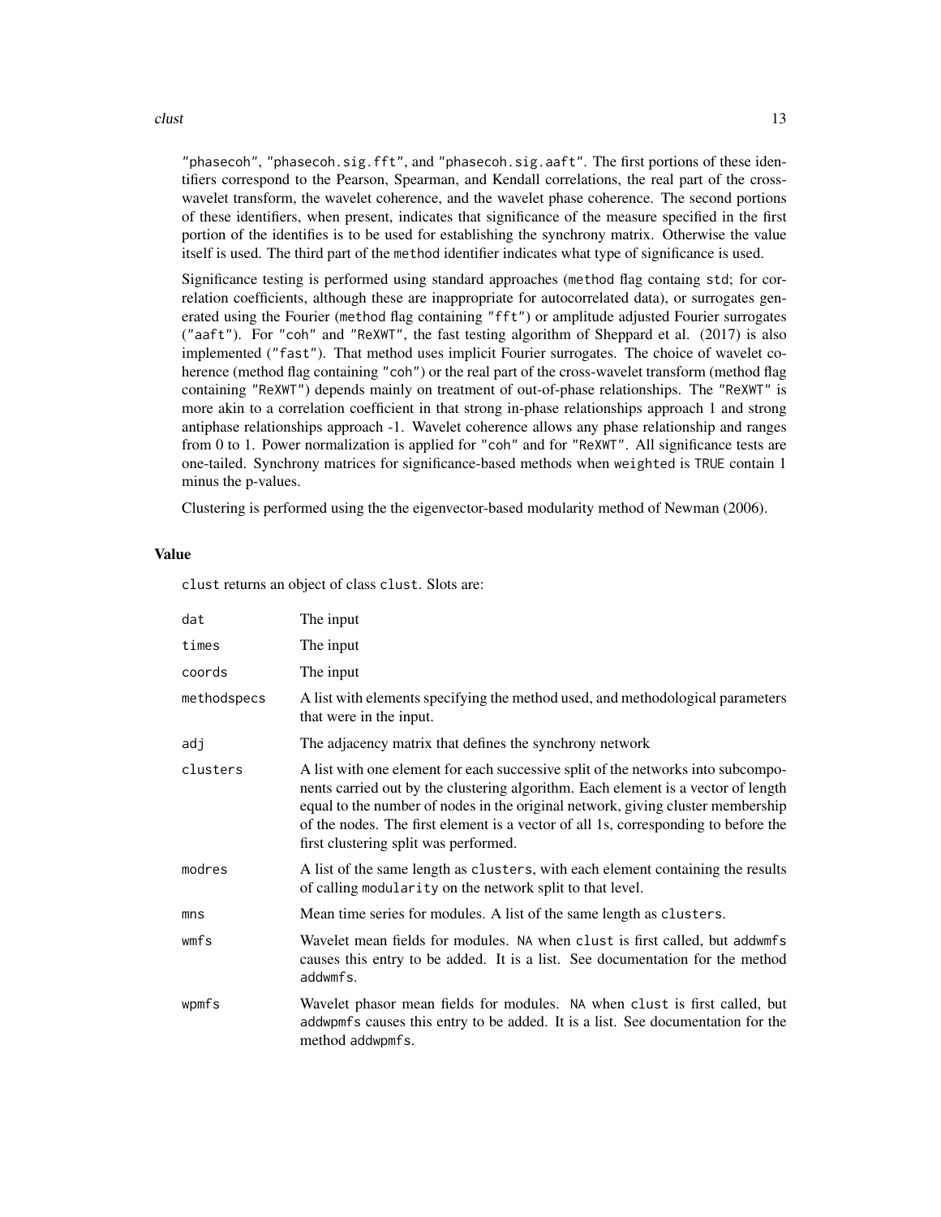"phasecoh", "phasecoh.sig.fft", and "phasecoh.sig.aaft". The first portions of these identifiers correspond to the Pearson, Spearman, and Kendall correlations, the real part of the cross-wavelet transform, the wavelet coherence, and the wavelet phase coherence. The second portions of these identifiers, when present, indicates that significance of the measure specified in the first portion of the identifies is to be used for establishing the synchrony matrix. Otherwise the value itself is used. The third part of the `method` identifier indicates what type of significance is used.

Significance testing is performed using standard approaches (`method` flag containg `std`; for correlation coefficients, although these are inappropriate for autocorrelated data), or surrogates generated using the Fourier (`method` flag containing "fft") or amplitude adjusted Fourier surrogates ("aaft"). For "coh" and "ReXWT", the fast testing algorithm of Sheppard et al. (2017) is also implemented ("fast"). That method uses implicit Fourier surrogates. The choice of wavelet coherence (method flag containing "coh") or the real part of the cross-wavelet transform (method flag containing "ReXWT") depends mainly on treatment of out-of-phase relationships. The "ReXWT" is more akin to a correlation coefficient in that strong in-phase relationships approach 1 and strong antiphase relationships approach -1. Wavelet coherence allows any phase relationship and ranges from 0 to 1. Power normalization is applied for "coh" and for "ReXWT". All significance tests are one-tailed. Synchrony matrices for significance-based methods when `weighted` is `TRUE` contain 1 minus the p-values.

Clustering is performed using the the eigenvector-based modularity method of Newman (2006).

## Value

`clust` returns an object of class `clust`. Slots are:

| | |
|---|---|
| `dat` | The input |
| `times` | The input |
| `coords` | The input |
| `methodspecs` | A list with elements specifying the method used, and methodological parameters that were in the input. |
| `adj` | The adjacency matrix that defines the synchrony network |
| `clusters` | A list with one element for each successive split of the networks into subcomponents carried out by the clustering algorithm. Each element is a vector of length equal to the number of nodes in the original network, giving cluster membership of the nodes. The first element is a vector of all 1s, corresponding to before the first clustering split was performed. |
| `modres` | A list of the same length as `clusters`, with each element containing the results of calling `modularity` on the network split to that level. |
| `mns` | Mean time series for modules. A list of the same length as `clusters`. |
| `wmfs` | Wavelet mean fields for modules. `NA` when `clust` is first called, but `addwmfs` causes this entry to be added. It is a list. See documentation for the method `addwmfs`. |
| `wpmfs` | Wavelet phasor mean fields for modules. `NA` when `clust` is first called, but `addwpmfs` causes this entry to be added. It is a list. See documentation for the method `addwpmfs`. |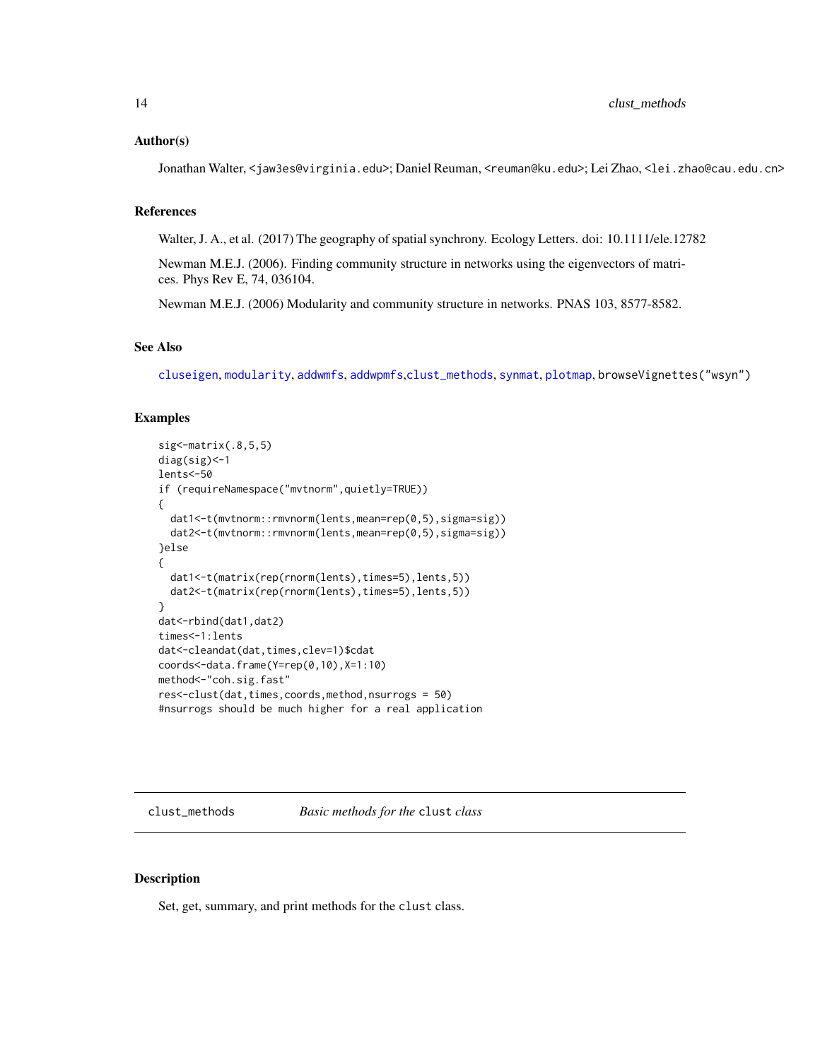### Author(s)

Jonathan Walter, <jaw3es@virginia.edu>; Daniel Reuman, <reuman@ku.edu>; Lei Zhao, <lei.zhao@cau.edu.cn>

### References

Walter, J. A., et al. (2017) The geography of spatial synchrony. Ecology Letters. doi: 10.1111/ele.12782

Newman M.E.J. (2006). Finding community structure in networks using the eigenvectors of matrices. Phys Rev E, 74, 036104.

Newman M.E.J. (2006) Modularity and community structure in networks. PNAS 103, 8577-8582.

### See Also

cluseigen, modularity, addwmfs, addwpmfs, clust_methods, synmat, plotmap, browseVignettes("wsyn")

### Examples

```
sig<-matrix(.8,5,5)
diag(sig)<-1
lents<-50
if (requireNamespace("mvtnorm",quietly=TRUE))
{
  dat1<-t(mvtnorm::rmvnorm(lents,mean=rep(0,5),sigma=sig))
  dat2<-t(mvtnorm::rmvnorm(lents,mean=rep(0,5),sigma=sig))
}else
{
  dat1<-t(matrix(rep(rnorm(lents),times=5),lents,5))
  dat2<-t(matrix(rep(rnorm(lents),times=5),lents,5))
}
dat<-rbind(dat1,dat2)
times<-1:lents
dat<-cleandat(dat,times,clev=1)$cdat
coords<-data.frame(Y=rep(0,10),X=1:10)
method<-"coh.sig.fast"
res<-clust(dat,times,coords,method,nsurrogs = 50)
#nsurrogs should be much higher for a real application
```

---

## clust_methods — *Basic methods for the* `clust` *class*

### Description

Set, get, summary, and print methods for the `clust` class.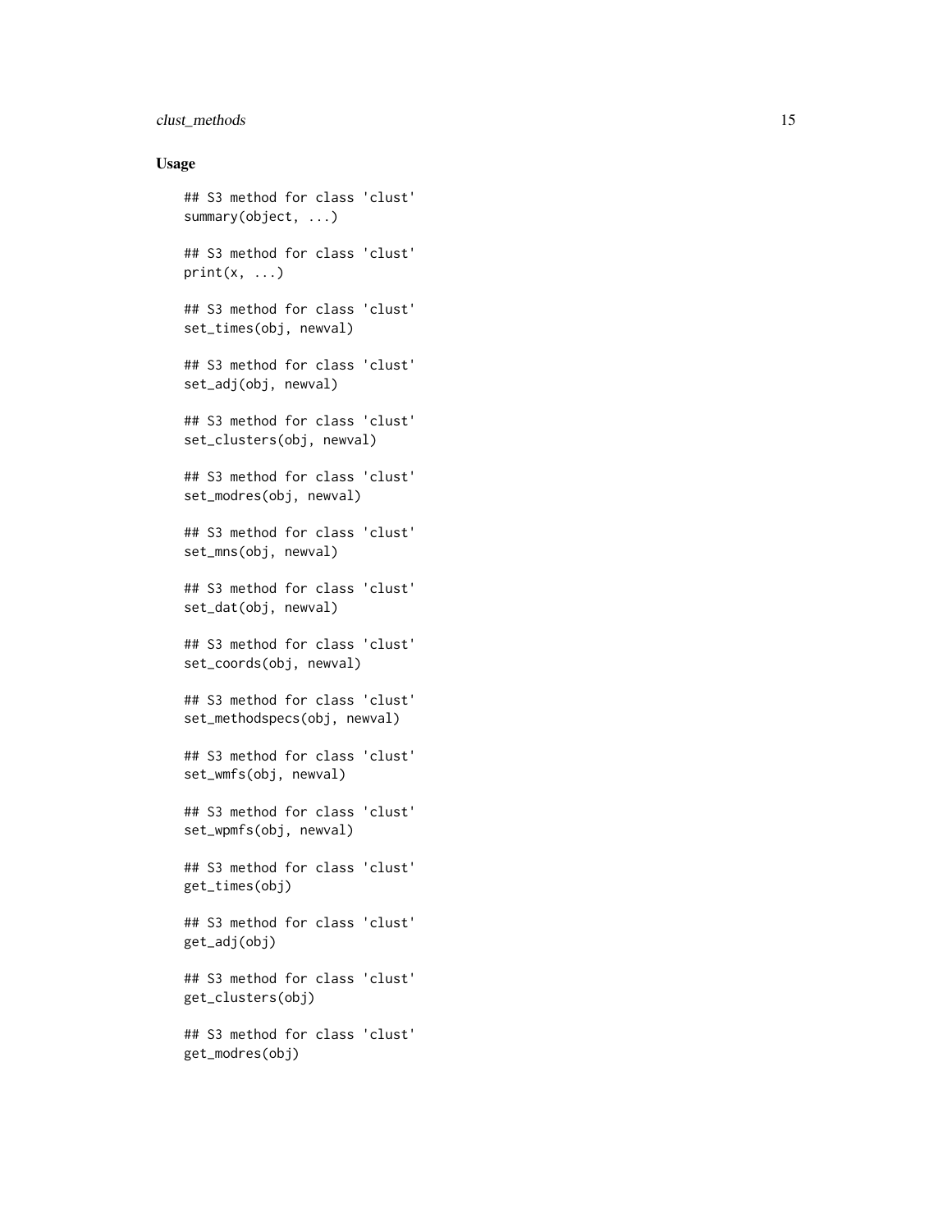### Usage

```
## S3 method for class 'clust'
summary(object, ...)

## S3 method for class 'clust'
print(x, ...)

## S3 method for class 'clust'
set_times(obj, newval)

## S3 method for class 'clust'
set_adj(obj, newval)

## S3 method for class 'clust'
set_clusters(obj, newval)

## S3 method for class 'clust'
set_modres(obj, newval)

## S3 method for class 'clust'
set_mns(obj, newval)

## S3 method for class 'clust'
set_dat(obj, newval)

## S3 method for class 'clust'
set_coords(obj, newval)

## S3 method for class 'clust'
set_methodspecs(obj, newval)

## S3 method for class 'clust'
set_wmfs(obj, newval)

## S3 method for class 'clust'
set_wpmfs(obj, newval)

## S3 method for class 'clust'
get_times(obj)

## S3 method for class 'clust'
get_adj(obj)

## S3 method for class 'clust'
get_clusters(obj)

## S3 method for class 'clust'
get_modres(obj)
```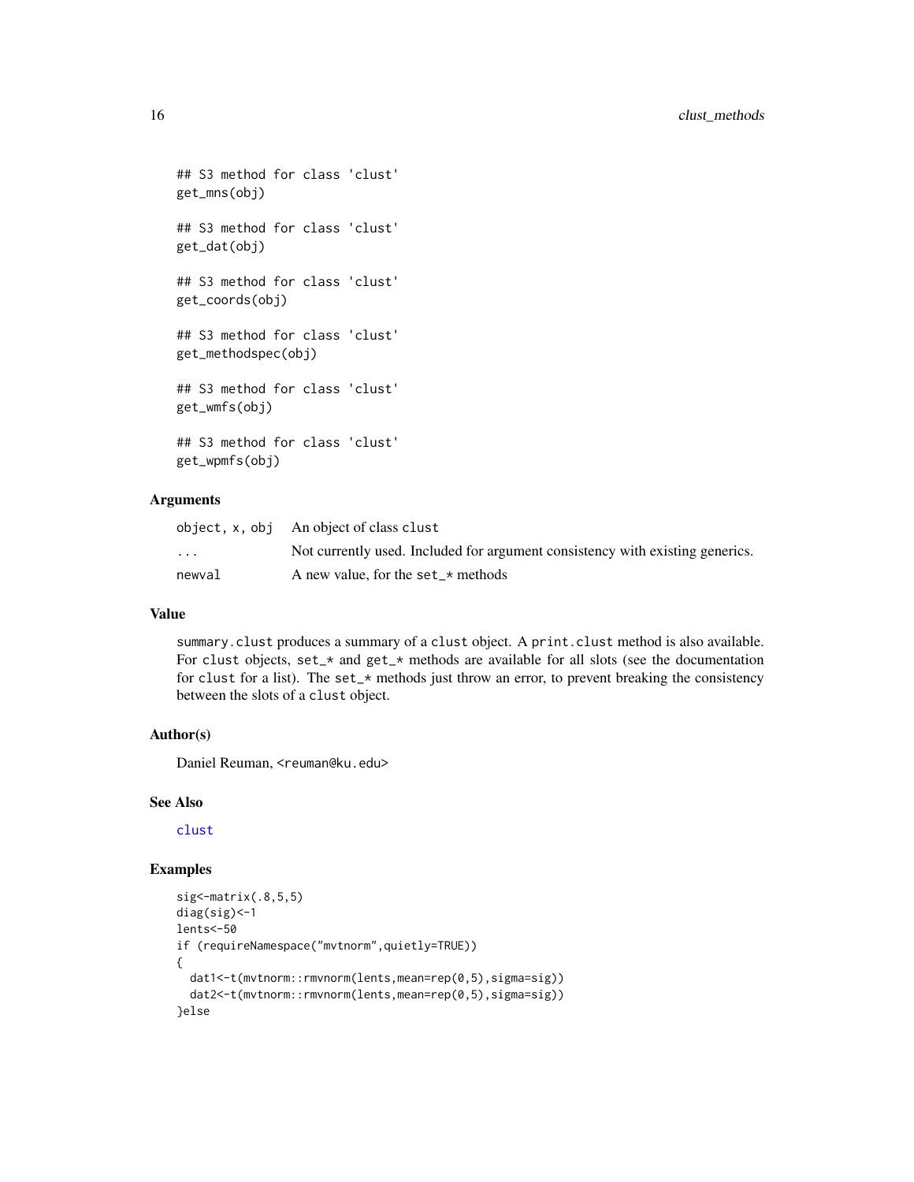```
## S3 method for class 'clust'
get_mns(obj)

## S3 method for class 'clust'
get_dat(obj)

## S3 method for class 'clust'
get_coords(obj)

## S3 method for class 'clust'
get_methodspec(obj)

## S3 method for class 'clust'
get_wmfs(obj)

## S3 method for class 'clust'
get_wpmfs(obj)
```

### Arguments

| | |
|---|---|
| object, x, obj | An object of class clust |
| ... | Not currently used. Included for argument consistency with existing generics. |
| newval | A new value, for the set_* methods |

### Value

summary.clust produces a summary of a clust object. A print.clust method is also available. For clust objects, set_* and get_* methods are available for all slots (see the documentation for clust for a list). The set_* methods just throw an error, to prevent breaking the consistency between the slots of a clust object.

### Author(s)

Daniel Reuman, <reuman@ku.edu>

### See Also

clust

### Examples

```
sig<-matrix(.8,5,5)
diag(sig)<-1
lents<-50
if (requireNamespace("mvtnorm",quietly=TRUE))
{
  dat1<-t(mvtnorm::rmvnorm(lents,mean=rep(0,5),sigma=sig))
  dat2<-t(mvtnorm::rmvnorm(lents,mean=rep(0,5),sigma=sig))
}else
```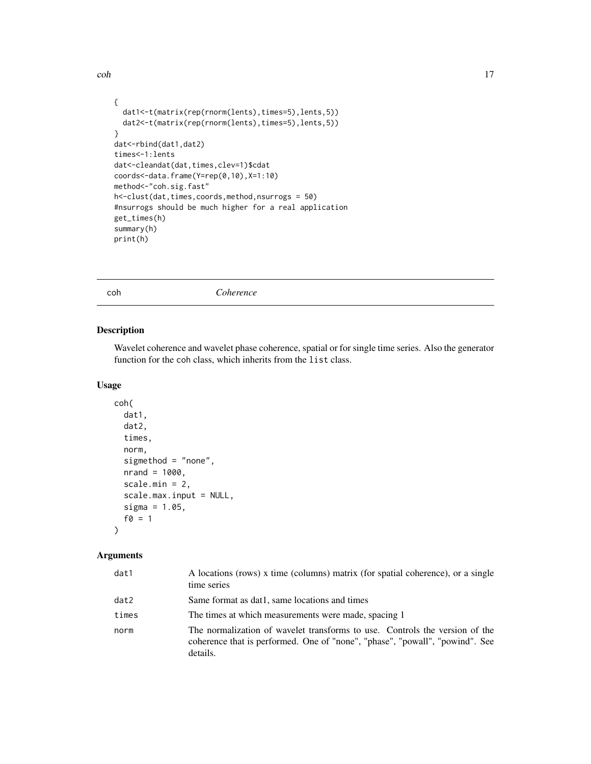```
{
  dat1<-t(matrix(rep(rnorm(lents),times=5),lents,5))
  dat2<-t(matrix(rep(rnorm(lents),times=5),lents,5))
}
dat<-rbind(dat1,dat2)
times<-1:lents
dat<-cleandat(dat,times,clev=1)$cdat
coords<-data.frame(Y=rep(0,10),X=1:10)
method<-"coh.sig.fast"
h<-clust(dat,times,coords,method,nsurrogs = 50)
#nsurrogs should be much higher for a real application
get_times(h)
summary(h)
print(h)
```

## coh — *Coherence*

### Description

Wavelet coherence and wavelet phase coherence, spatial or for single time series. Also the generator function for the `coh` class, which inherits from the `list` class.

### Usage

```
coh(
  dat1,
  dat2,
  times,
  norm,
  sigmethod = "none",
  nrand = 1000,
  scale.min = 2,
  scale.max.input = NULL,
  sigma = 1.05,
  f0 = 1
)
```

### Arguments

| | |
|---|---|
| dat1 | A locations (rows) x time (columns) matrix (for spatial coherence), or a single time series |
| dat2 | Same format as dat1, same locations and times |
| times | The times at which measurements were made, spacing 1 |
| norm | The normalization of wavelet transforms to use. Controls the version of the coherence that is performed. One of "none", "phase", "powall", "powind". See details. |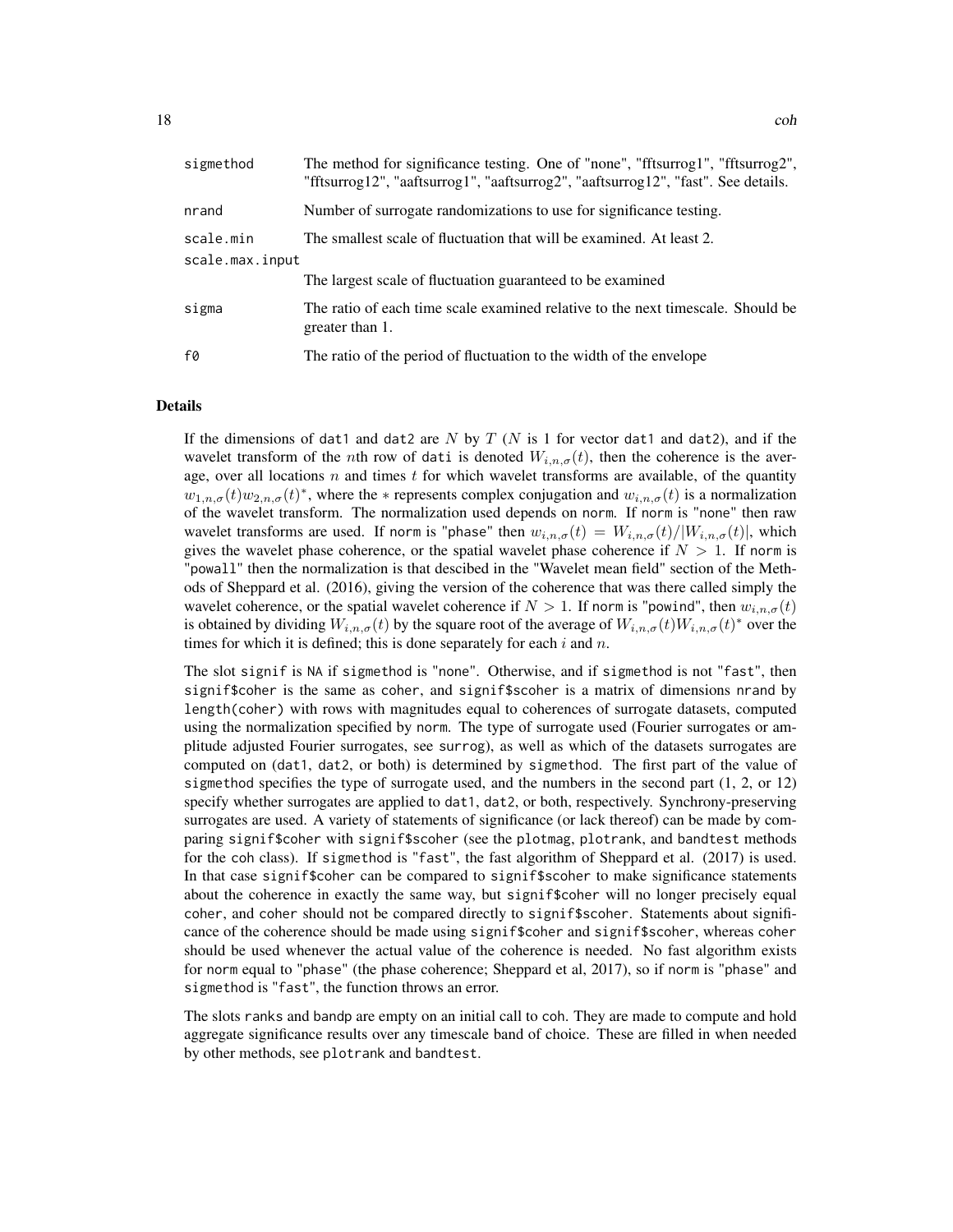| | |
|---|---|
| `sigmethod` | The method for significance testing. One of "none", "fftsurrog1", "fftsurrog2", "fftsurrog12", "aaftsurrog1", "aaftsurrog2", "aaftsurrog12", "fast". See details. |
| `nrand` | Number of surrogate randomizations to use for significance testing. |
| `scale.min` | The smallest scale of fluctuation that will be examined. At least 2. |
| `scale.max.input` | The largest scale of fluctuation guaranteed to be examined |
| `sigma` | The ratio of each time scale examined relative to the next timescale. Should be greater than 1. |
| `f0` | The ratio of the period of fluctuation to the width of the envelope |

### Details

If the dimensions of `dat1` and `dat2` are $N$ by $T$ ($N$ is 1 for vector `dat1` and `dat2`), and if the wavelet transform of the $n$th row of `dati` is denoted $W_{i,n,\sigma}(t)$, then the coherence is the average, over all locations $n$ and times $t$ for which wavelet transforms are available, of the quantity $w_{1,n,\sigma}(t)w_{2,n,\sigma}(t)^*$, where the $*$ represents complex conjugation and $w_{i,n,\sigma}(t)$ is a normalization of the wavelet transform. The normalization used depends on `norm`. If `norm` is "none" then raw wavelet transforms are used. If `norm` is "phase" then $w_{i,n,\sigma}(t) = W_{i,n,\sigma}(t)/|W_{i,n,\sigma}(t)|$, which gives the wavelet phase coherence, or the spatial wavelet phase coherence if $N > 1$. If `norm` is "powall" then the normalization is that descibed in the "Wavelet mean field" section of the Methods of Sheppard et al. (2016), giving the version of the coherence that was there called simply the wavelet coherence, or the spatial wavelet coherence if $N > 1$. If `norm` is "powind", then $w_{i,n,\sigma}(t)$ is obtained by dividing $W_{i,n,\sigma}(t)$ by the square root of the average of $W_{i,n,\sigma}(t)W_{i,n,\sigma}(t)^*$ over the times for which it is defined; this is done separately for each $i$ and $n$.

The slot `signif` is `NA` if `sigmethod` is "none". Otherwise, and if `sigmethod` is not "fast", then `signif$coher` is the same as `coher`, and `signif$scoher` is a matrix of dimensions `nrand` by `length(coher)` with rows with magnitudes equal to coherences of surrogate datasets, computed using the normalization specified by `norm`. The type of surrogate used (Fourier surrogates or amplitude adjusted Fourier surrogates, see `surrog`), as well as which of the datasets surrogates are computed on (`dat1`, `dat2`, or both) is determined by `sigmethod`. The first part of the value of `sigmethod` specifies the type of surrogate used, and the numbers in the second part (1, 2, or 12) specify whether surrogates are applied to `dat1`, `dat2`, or both, respectively. Synchrony-preserving surrogates are used. A variety of statements of significance (or lack thereof) can be made by comparing `signif$coher` with `signif$scoher` (see the `plotmag`, `plotrank`, and `bandtest` methods for the `coh` class). If `sigmethod` is "fast", the fast algorithm of Sheppard et al. (2017) is used. In that case `signif$coher` can be compared to `signif$scoher` to make significance statements about the coherence in exactly the same way, but `signif$coher` will no longer precisely equal `coher`, and `coher` should not be compared directly to `signif$scoher`. Statements about significance of the coherence should be made using `signif$coher` and `signif$scoher`, whereas `coher` should be used whenever the actual value of the coherence is needed. No fast algorithm exists for `norm` equal to "phase" (the phase coherence; Sheppard et al, 2017), so if `norm` is "phase" and `sigmethod` is "fast", the function throws an error.

The slots `ranks` and `bandp` are empty on an initial call to `coh`. They are made to compute and hold aggregate significance results over any timescale band of choice. These are filled in when needed by other methods, see `plotrank` and `bandtest`.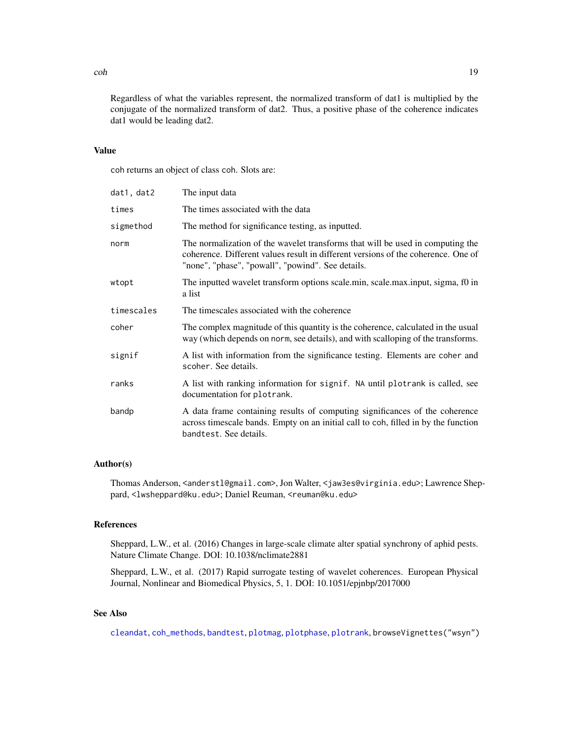Regardless of what the variables represent, the normalized transform of dat1 is multiplied by the conjugate of the normalized transform of dat2. Thus, a positive phase of the coherence indicates dat1 would be leading dat2.

### Value

`coh` returns an object of class `coh`. Slots are:

| | |
|---|---|
| `dat1, dat2` | The input data |
| `times` | The times associated with the data |
| `sigmethod` | The method for significance testing, as inputted. |
| `norm` | The normalization of the wavelet transforms that will be used in computing the coherence. Different values result in different versions of the coherence. One of "none", "phase", "powall", "powind". See details. |
| `wtopt` | The inputted wavelet transform options scale.min, scale.max.input, sigma, f0 in a list |
| `timescales` | The timescales associated with the coherence |
| `coher` | The complex magnitude of this quantity is the coherence, calculated in the usual way (which depends on `norm`, see details), and with scalloping of the transforms. |
| `signif` | A list with information from the significance testing. Elements are `coher` and `scoher`. See details. |
| `ranks` | A list with ranking information for `signif`. `NA` until `plotrank` is called, see documentation for `plotrank`. |
| `bandp` | A data frame containing results of computing significances of the coherence across timescale bands. Empty on an initial call to `coh`, filled in by the function `bandtest`. See details. |

### Author(s)

Thomas Anderson, <anderstl@gmail.com>, Jon Walter, <jaw3es@virginia.edu>; Lawrence Sheppard, <lwsheppard@ku.edu>; Daniel Reuman, <reuman@ku.edu>

### References

Sheppard, L.W., et al. (2016) Changes in large-scale climate alter spatial synchrony of aphid pests. Nature Climate Change. DOI: 10.1038/nclimate2881

Sheppard, L.W., et al. (2017) Rapid surrogate testing of wavelet coherences. European Physical Journal, Nonlinear and Biomedical Physics, 5, 1. DOI: 10.1051/epjnbp/2017000

### See Also

`cleandat`, `coh_methods`, `bandtest`, `plotmag`, `plotphase`, `plotrank`, `browseVignettes("wsyn")`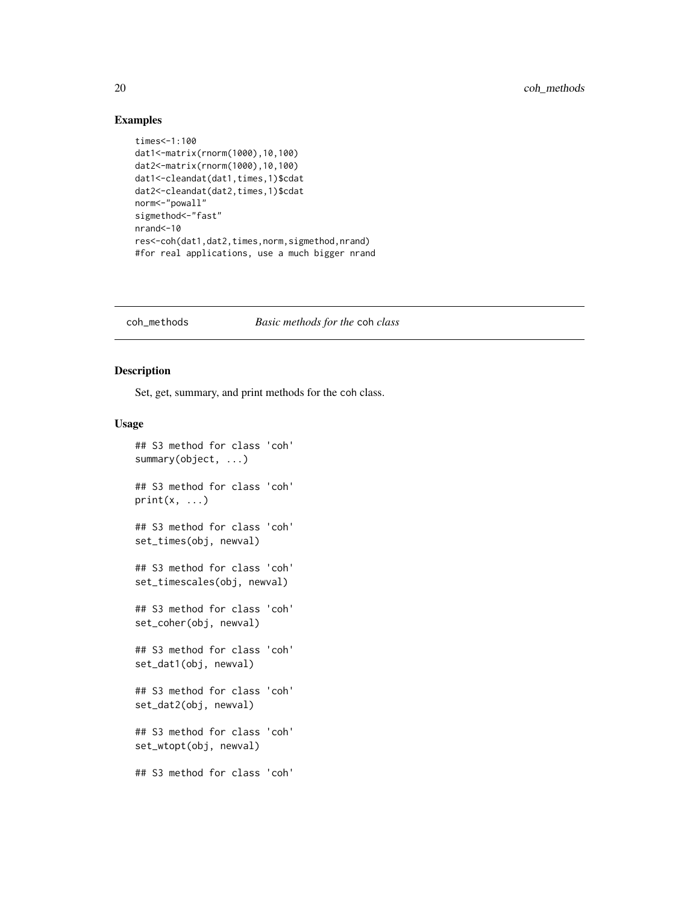## Examples

```
times<-1:100
dat1<-matrix(rnorm(1000),10,100)
dat2<-matrix(rnorm(1000),10,100)
dat1<-cleandat(dat1,times,1)$cdat
dat2<-cleandat(dat2,times,1)$cdat
norm<-"powall"
sigmethod<-"fast"
nrand<-10
res<-coh(dat1,dat2,times,norm,sigmethod,nrand)
#for real applications, use a much bigger nrand
```

---

# coh_methods *Basic methods for the* coh *class*

## Description

Set, get, summary, and print methods for the coh class.

## Usage

```
## S3 method for class 'coh'
summary(object, ...)

## S3 method for class 'coh'
print(x, ...)

## S3 method for class 'coh'
set_times(obj, newval)

## S3 method for class 'coh'
set_timescales(obj, newval)

## S3 method for class 'coh'
set_coher(obj, newval)

## S3 method for class 'coh'
set_dat1(obj, newval)

## S3 method for class 'coh'
set_dat2(obj, newval)

## S3 method for class 'coh'
set_wtopt(obj, newval)

## S3 method for class 'coh'
```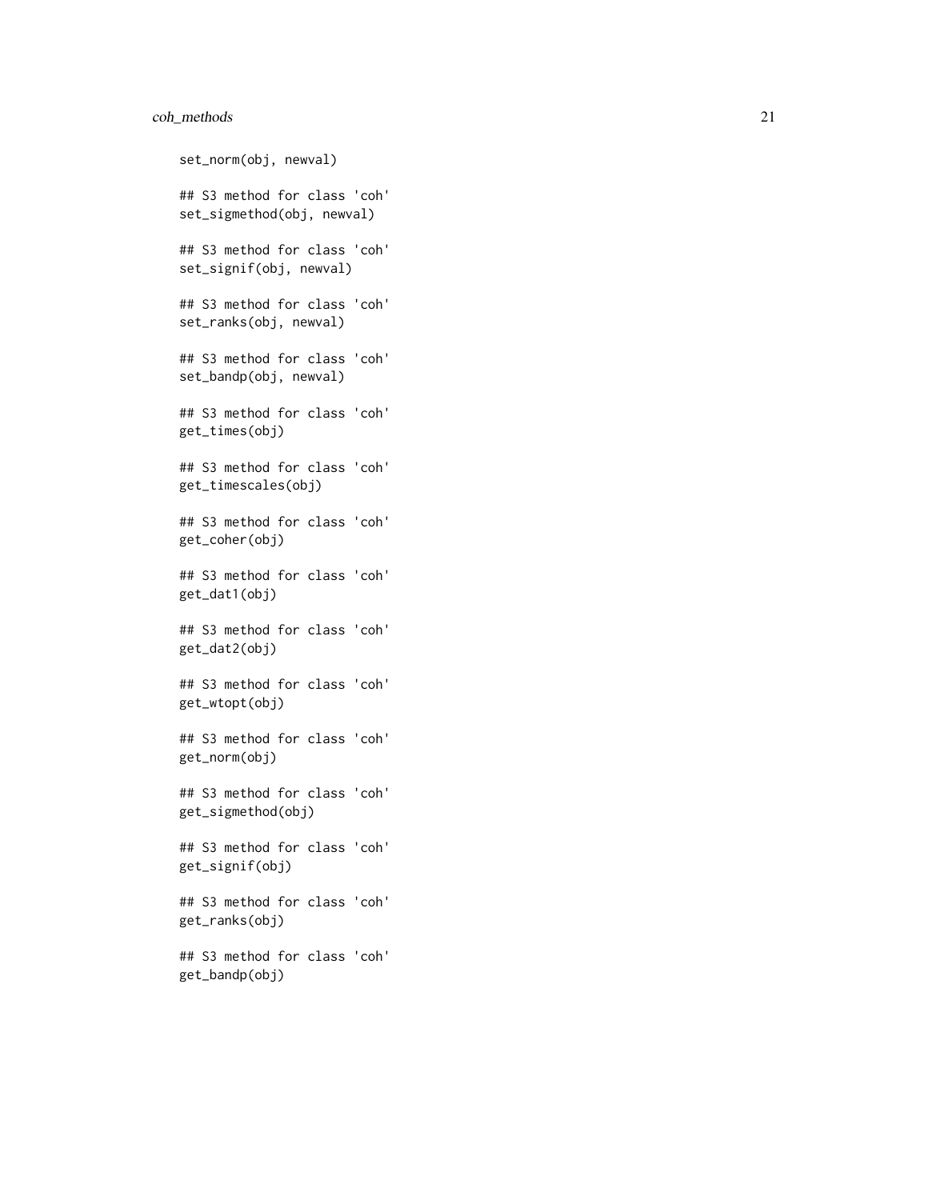```
set_norm(obj, newval)

## S3 method for class 'coh'
set_sigmethod(obj, newval)

## S3 method for class 'coh'
set_signif(obj, newval)

## S3 method for class 'coh'
set_ranks(obj, newval)

## S3 method for class 'coh'
set_bandp(obj, newval)

## S3 method for class 'coh'
get_times(obj)

## S3 method for class 'coh'
get_timescales(obj)

## S3 method for class 'coh'
get_coher(obj)

## S3 method for class 'coh'
get_dat1(obj)

## S3 method for class 'coh'
get_dat2(obj)

## S3 method for class 'coh'
get_wtopt(obj)

## S3 method for class 'coh'
get_norm(obj)

## S3 method for class 'coh'
get_sigmethod(obj)

## S3 method for class 'coh'
get_signif(obj)

## S3 method for class 'coh'
get_ranks(obj)

## S3 method for class 'coh'
get_bandp(obj)
```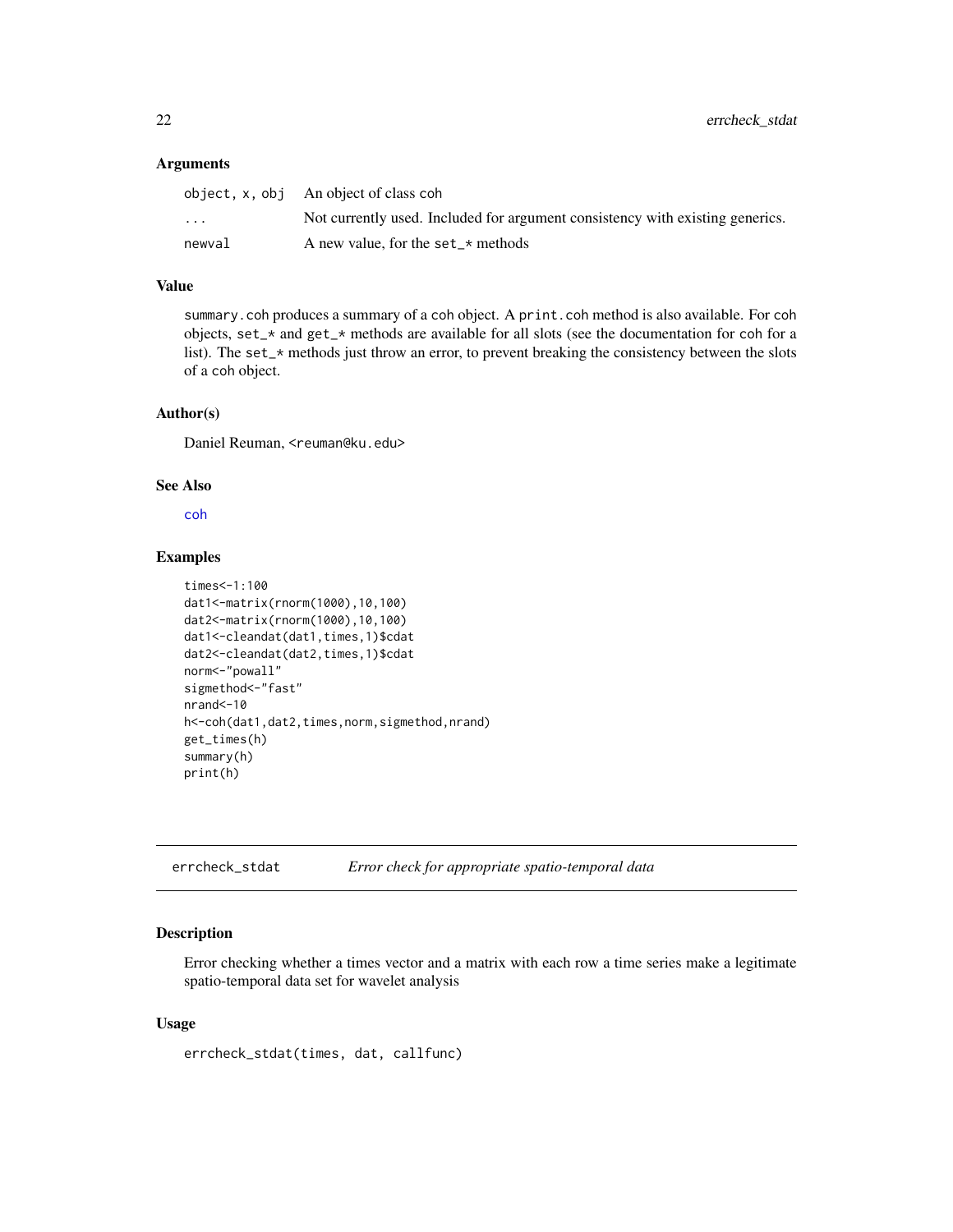### Arguments

| | |
|---|---|
| object, x, obj | An object of class coh |
| ... | Not currently used. Included for argument consistency with existing generics. |
| newval | A new value, for the set_* methods |

### Value

summary.coh produces a summary of a coh object. A print.coh method is also available. For coh objects, set_* and get_* methods are available for all slots (see the documentation for coh for a list). The set_* methods just throw an error, to prevent breaking the consistency between the slots of a coh object.

### Author(s)

Daniel Reuman, <reuman@ku.edu>

### See Also

coh

### Examples

```
times<-1:100
dat1<-matrix(rnorm(1000),10,100)
dat2<-matrix(rnorm(1000),10,100)
dat1<-cleandat(dat1,times,1)$cdat
dat2<-cleandat(dat2,times,1)$cdat
norm<-"powall"
sigmethod<-"fast"
nrand<-10
h<-coh(dat1,dat2,times,norm,sigmethod,nrand)
get_times(h)
summary(h)
print(h)
```

---

## errcheck_stdat *Error check for appropriate spatio-temporal data*

### Description

Error checking whether a times vector and a matrix with each row a time series make a legitimate spatio-temporal data set for wavelet analysis

### Usage

```
errcheck_stdat(times, dat, callfunc)
```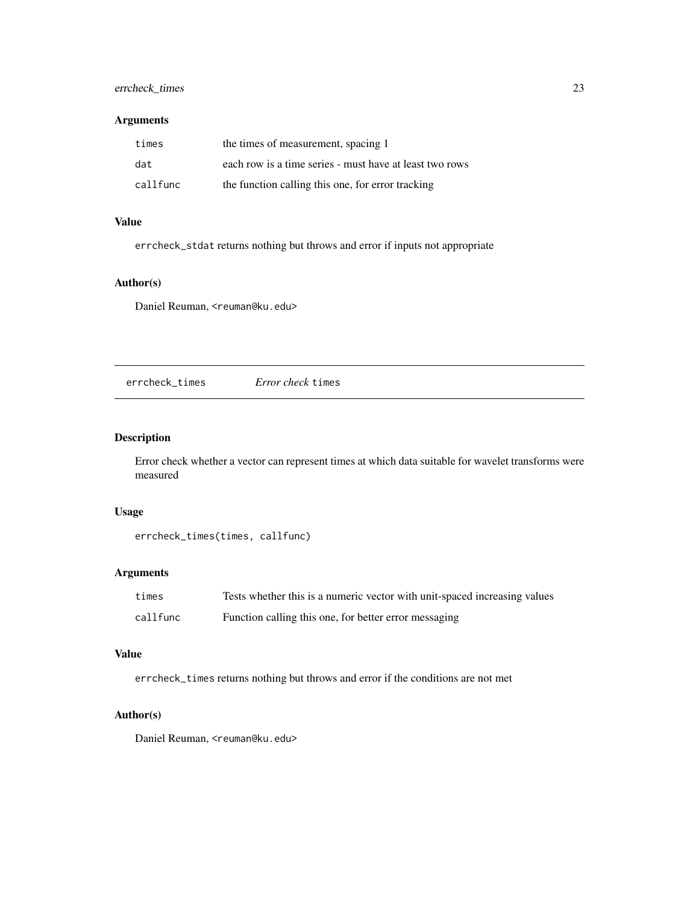### Arguments

| | |
|---|---|
| `times` | the times of measurement, spacing 1 |
| `dat` | each row is a time series - must have at least two rows |
| `callfunc` | the function calling this one, for error tracking |

### Value

`errcheck_stdat` returns nothing but throws and error if inputs not appropriate

### Author(s)

Daniel Reuman, <reuman@ku.edu>

---

## errcheck_times — *Error check* `times`

### Description

Error check whether a vector can represent times at which data suitable for wavelet transforms were measured

### Usage

```
errcheck_times(times, callfunc)
```

### Arguments

| | |
|---|---|
| `times` | Tests whether this is a numeric vector with unit-spaced increasing values |
| `callfunc` | Function calling this one, for better error messaging |

### Value

`errcheck_times` returns nothing but throws and error if the conditions are not met

### Author(s)

Daniel Reuman, <reuman@ku.edu>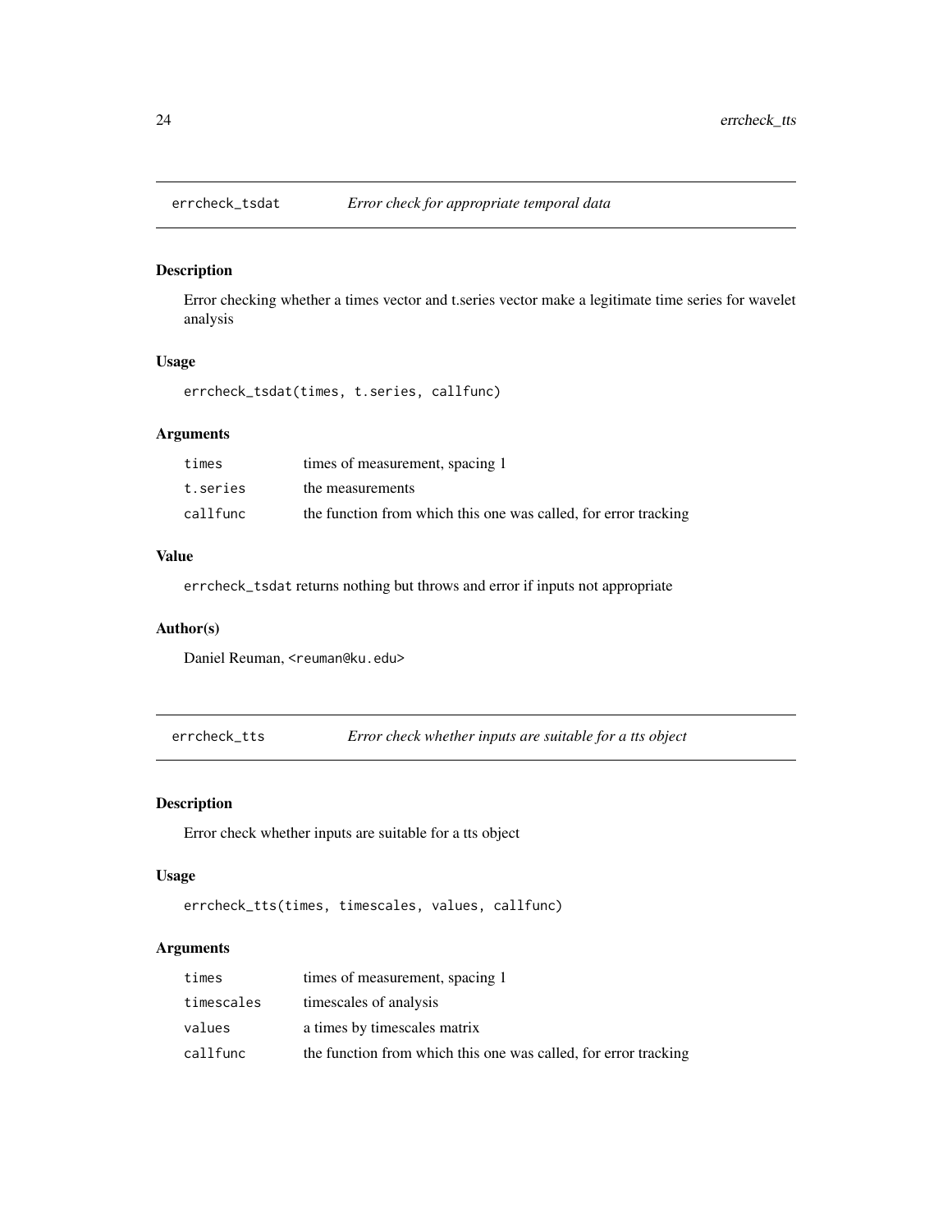## errcheck_tsdat — *Error check for appropriate temporal data*

### Description

Error checking whether a times vector and t.series vector make a legitimate time series for wavelet analysis

### Usage

```
errcheck_tsdat(times, t.series, callfunc)
```

### Arguments

| | |
|---|---|
| times | times of measurement, spacing 1 |
| t.series | the measurements |
| callfunc | the function from which this one was called, for error tracking |

### Value

errcheck_tsdat returns nothing but throws and error if inputs not appropriate

### Author(s)

Daniel Reuman, <reuman@ku.edu>

## errcheck_tts — *Error check whether inputs are suitable for a tts object*

### Description

Error check whether inputs are suitable for a tts object

### Usage

```
errcheck_tts(times, timescales, values, callfunc)
```

### Arguments

| | |
|---|---|
| times | times of measurement, spacing 1 |
| timescales | timescales of analysis |
| values | a times by timescales matrix |
| callfunc | the function from which this one was called, for error tracking |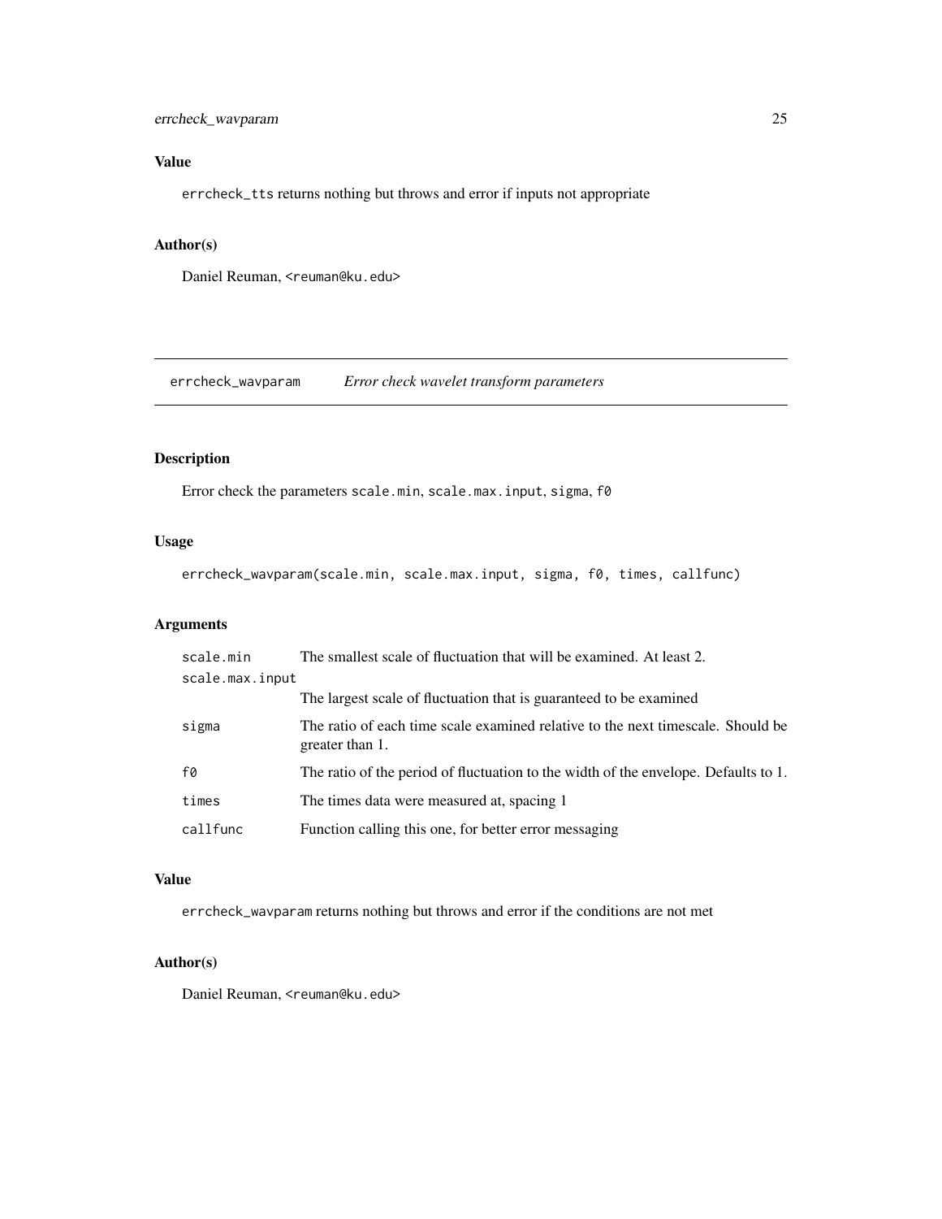### Value

errcheck_tts returns nothing but throws and error if inputs not appropriate

### Author(s)

Daniel Reuman, <reuman@ku.edu>

---

## errcheck_wavparam — *Error check wavelet transform parameters*

---

### Description

Error check the parameters scale.min, scale.max.input, sigma, f0

### Usage

```
errcheck_wavparam(scale.min, scale.max.input, sigma, f0, times, callfunc)
```

### Arguments

| Argument | Description |
| --- | --- |
| scale.min | The smallest scale of fluctuation that will be examined. At least 2. |
| scale.max.input | The largest scale of fluctuation that is guaranteed to be examined |
| sigma | The ratio of each time scale examined relative to the next timescale. Should be greater than 1. |
| f0 | The ratio of the period of fluctuation to the width of the envelope. Defaults to 1. |
| times | The times data were measured at, spacing 1 |
| callfunc | Function calling this one, for better error messaging |

### Value

errcheck_wavparam returns nothing but throws and error if the conditions are not met

### Author(s)

Daniel Reuman, <reuman@ku.edu>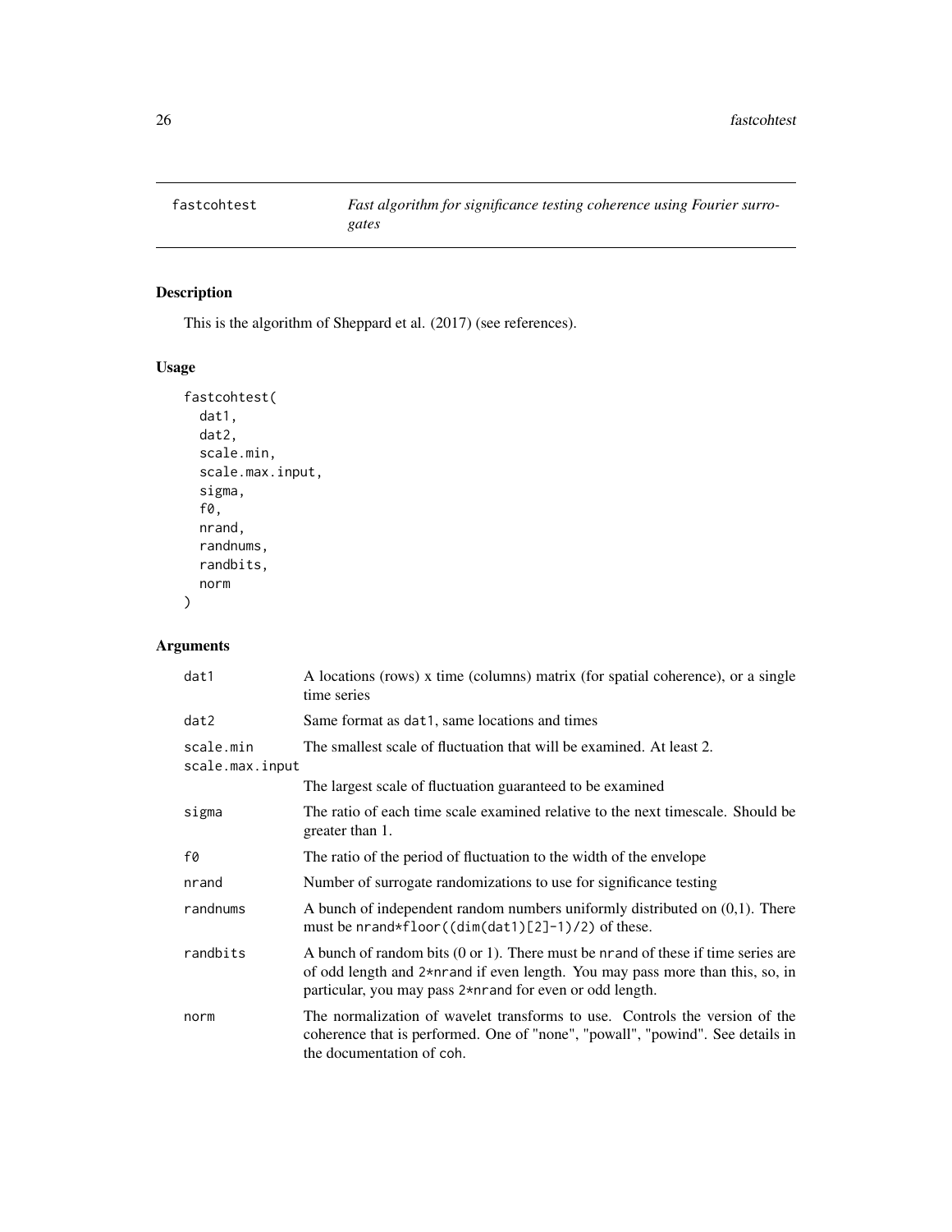# fastcohtest

*Fast algorithm for significance testing coherence using Fourier surrogates*

## Description

This is the algorithm of Sheppard et al. (2017) (see references).

## Usage

```
fastcohtest(
  dat1,
  dat2,
  scale.min,
  scale.max.input,
  sigma,
  f0,
  nrand,
  randnums,
  randbits,
  norm
)
```

## Arguments

| Argument | Description |
|---|---|
| `dat1` | A locations (rows) x time (columns) matrix (for spatial coherence), or a single time series |
| `dat2` | Same format as `dat1`, same locations and times |
| `scale.min` | The smallest scale of fluctuation that will be examined. At least 2. |
| `scale.max.input` | The largest scale of fluctuation guaranteed to be examined |
| `sigma` | The ratio of each time scale examined relative to the next timescale. Should be greater than 1. |
| `f0` | The ratio of the period of fluctuation to the width of the envelope |
| `nrand` | Number of surrogate randomizations to use for significance testing |
| `randnums` | A bunch of independent random numbers uniformly distributed on (0,1). There must be `nrand*floor((dim(dat1)[2]-1)/2)` of these. |
| `randbits` | A bunch of random bits (0 or 1). There must be `nrand` of these if time series are of odd length and `2*nrand` if even length. You may pass more than this, so, in particular, you may pass `2*nrand` for even or odd length. |
| `norm` | The normalization of wavelet transforms to use. Controls the version of the coherence that is performed. One of "none", "powall", "powind". See details in the documentation of `coh`. |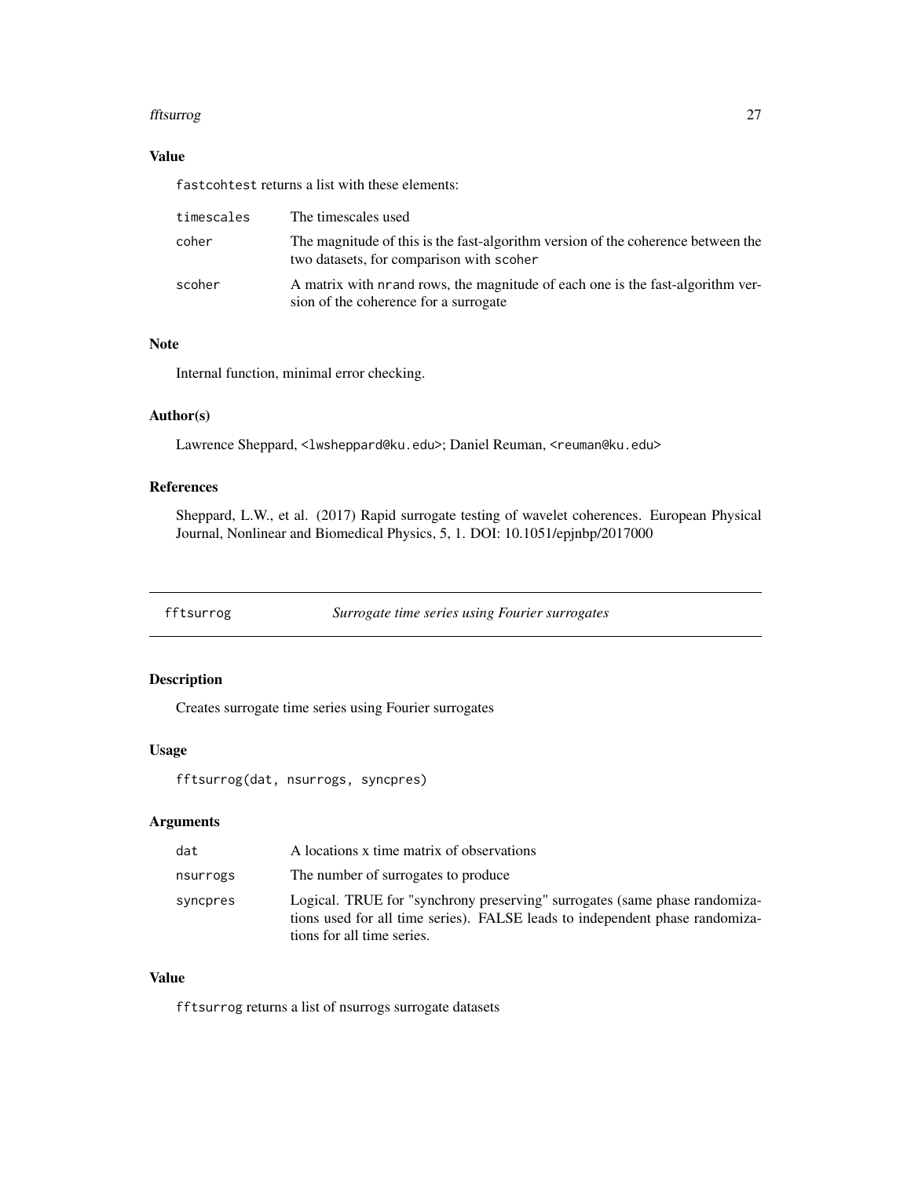### Value

fastcohtest returns a list with these elements:

| | |
|---|---|
| timescales | The timescales used |
| coher | The magnitude of this is the fast-algorithm version of the coherence between the two datasets, for comparison with scoher |
| scoher | A matrix with nrand rows, the magnitude of each one is the fast-algorithm version of the coherence for a surrogate |

### Note

Internal function, minimal error checking.

### Author(s)

Lawrence Sheppard, <lwsheppard@ku.edu>; Daniel Reuman, <reuman@ku.edu>

### References

Sheppard, L.W., et al. (2017) Rapid surrogate testing of wavelet coherences. European Physical Journal, Nonlinear and Biomedical Physics, 5, 1. DOI: 10.1051/epjnbp/2017000

---

## fftsurrog — *Surrogate time series using Fourier surrogates*

### Description

Creates surrogate time series using Fourier surrogates

### Usage

```
fftsurrog(dat, nsurrogs, syncpres)
```

### Arguments

| | |
|---|---|
| dat | A locations x time matrix of observations |
| nsurrogs | The number of surrogates to produce |
| syncpres | Logical. TRUE for "synchrony preserving" surrogates (same phase randomizations used for all time series). FALSE leads to independent phase randomizations for all time series. |

### Value

fftsurrog returns a list of nsurrogs surrogate datasets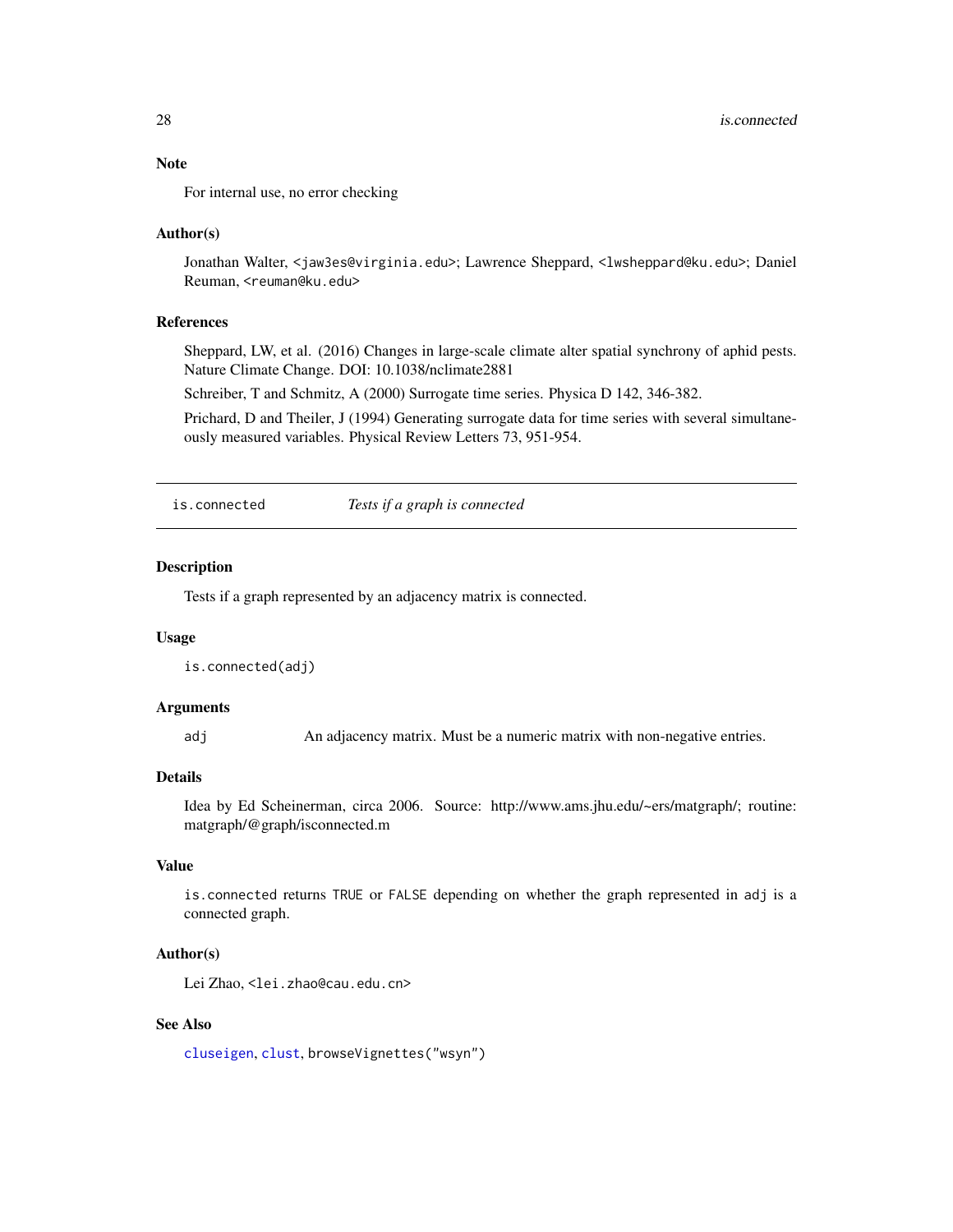### Note

For internal use, no error checking

### Author(s)

Jonathan Walter, <jaw3es@virginia.edu>; Lawrence Sheppard, <lwsheppard@ku.edu>; Daniel Reuman, <reuman@ku.edu>

### References

Sheppard, LW, et al. (2016) Changes in large-scale climate alter spatial synchrony of aphid pests. Nature Climate Change. DOI: 10.1038/nclimate2881

Schreiber, T and Schmitz, A (2000) Surrogate time series. Physica D 142, 346-382.

Prichard, D and Theiler, J (1994) Generating surrogate data for time series with several simultaneously measured variables. Physical Review Letters 73, 951-954.

---

## is.connected — *Tests if a graph is connected*

---

### Description

Tests if a graph represented by an adjacency matrix is connected.

### Usage

```
is.connected(adj)
```

### Arguments

| | |
|---|---|
| adj | An adjacency matrix. Must be a numeric matrix with non-negative entries. |

### Details

Idea by Ed Scheinerman, circa 2006. Source: http://www.ams.jhu.edu/~ers/matgraph/; routine: matgraph/@graph/isconnected.m

### Value

`is.connected` returns `TRUE` or `FALSE` depending on whether the graph represented in `adj` is a connected graph.

### Author(s)

Lei Zhao, <lei.zhao@cau.edu.cn>

### See Also

`cluseigen`, `clust`, `browseVignettes("wsyn")`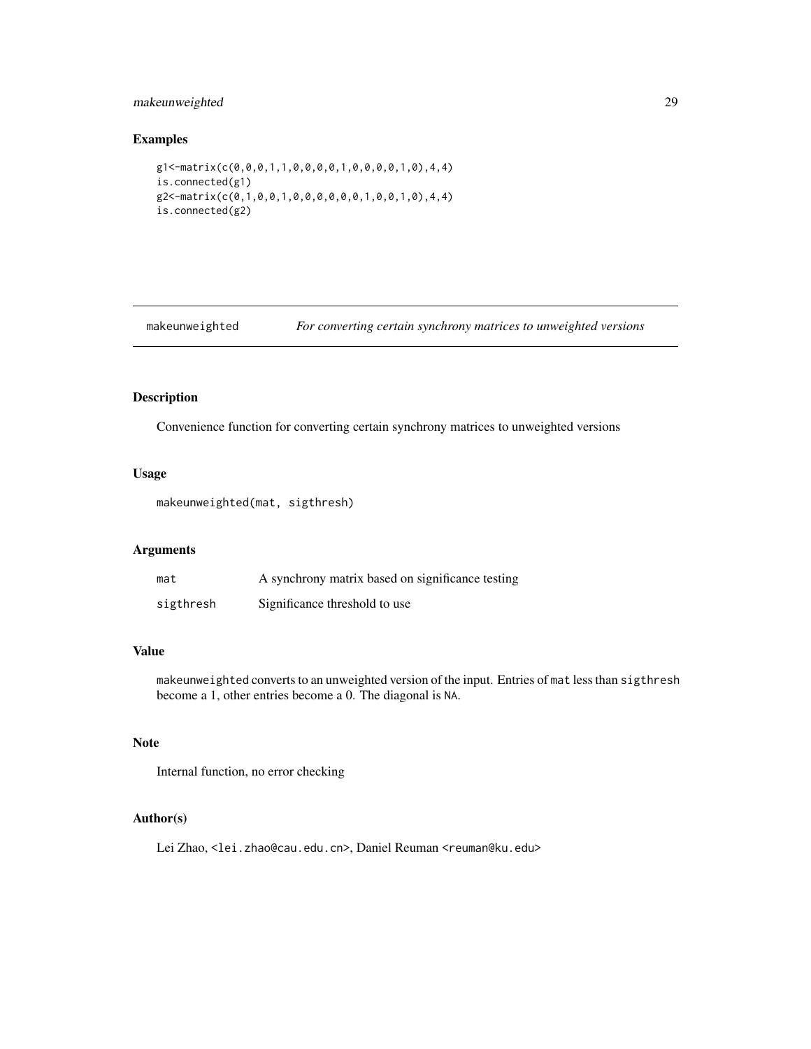## Examples

```
g1<-matrix(c(0,0,0,1,1,0,0,0,0,1,0,0,0,0,1,0),4,4)
is.connected(g1)
g2<-matrix(c(0,1,0,0,1,0,0,0,0,0,0,1,0,0,1,0),4,4)
is.connected(g2)
```

---

# makeunweighted — *For converting certain synchrony matrices to unweighted versions*

---

## Description

Convenience function for converting certain synchrony matrices to unweighted versions

## Usage

```
makeunweighted(mat, sigthresh)
```

## Arguments

| | |
|---|---|
| `mat` | A synchrony matrix based on significance testing |
| `sigthresh` | Significance threshold to use |

## Value

`makeunweighted` converts to an unweighted version of the input. Entries of `mat` less than `sigthresh` become a 1, other entries become a 0. The diagonal is `NA`.

## Note

Internal function, no error checking

## Author(s)

Lei Zhao, <lei.zhao@cau.edu.cn>, Daniel Reuman <reuman@ku.edu>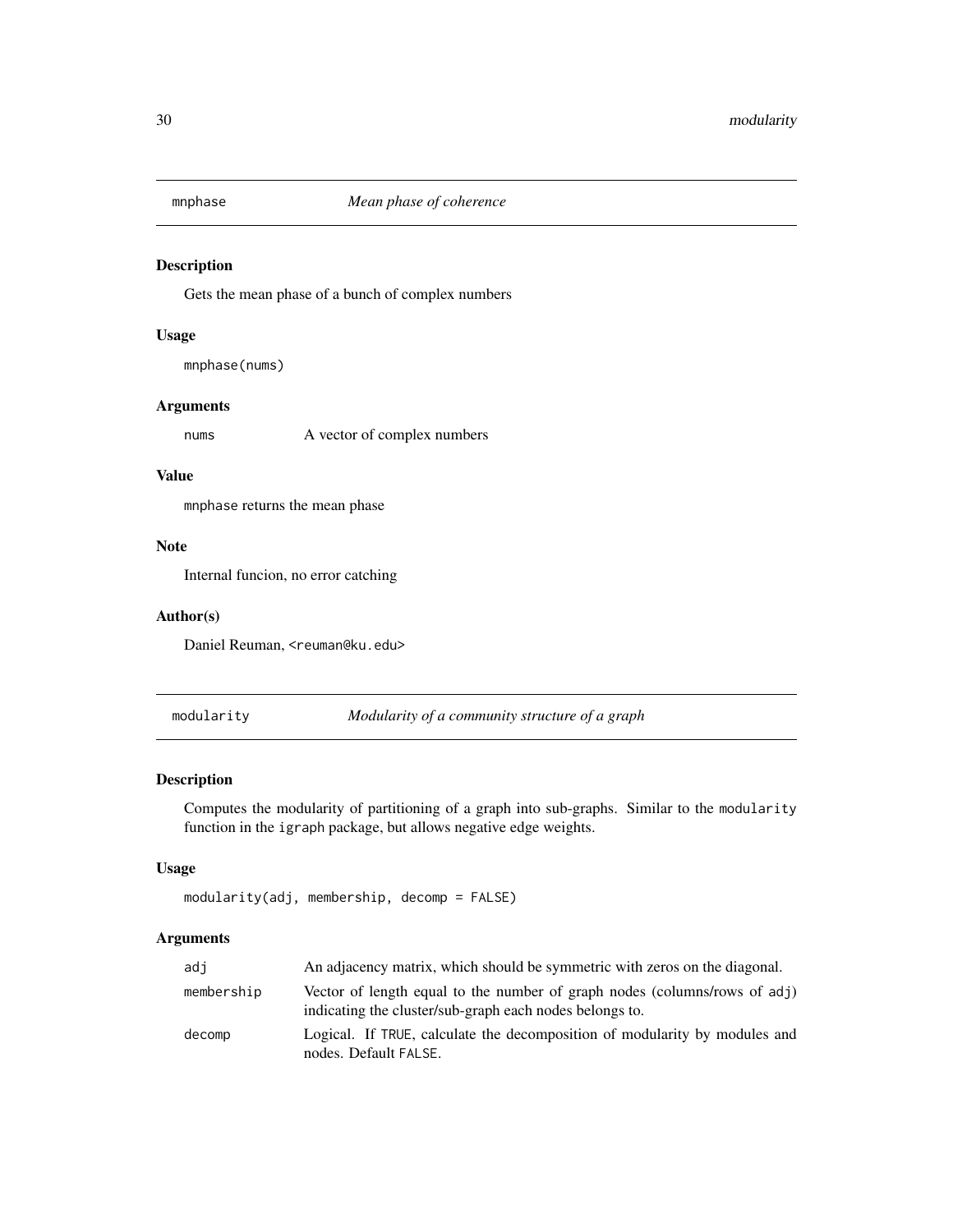## mnphase *Mean phase of coherence*

### Description

Gets the mean phase of a bunch of complex numbers

### Usage

```
mnphase(nums)
```

### Arguments

| | |
|---|---|
| nums | A vector of complex numbers |

### Value

`mnphase` returns the mean phase

### Note

Internal funcion, no error catching

### Author(s)

Daniel Reuman, <reuman@ku.edu>

## modularity *Modularity of a community structure of a graph*

### Description

Computes the modularity of partitioning of a graph into sub-graphs. Similar to the `modularity` function in the `igraph` package, but allows negative edge weights.

### Usage

```
modularity(adj, membership, decomp = FALSE)
```

### Arguments

| | |
|---|---|
| adj | An adjacency matrix, which should be symmetric with zeros on the diagonal. |
| membership | Vector of length equal to the number of graph nodes (columns/rows of `adj`) indicating the cluster/sub-graph each nodes belongs to. |
| decomp | Logical. If `TRUE`, calculate the decomposition of modularity by modules and nodes. Default `FALSE`. |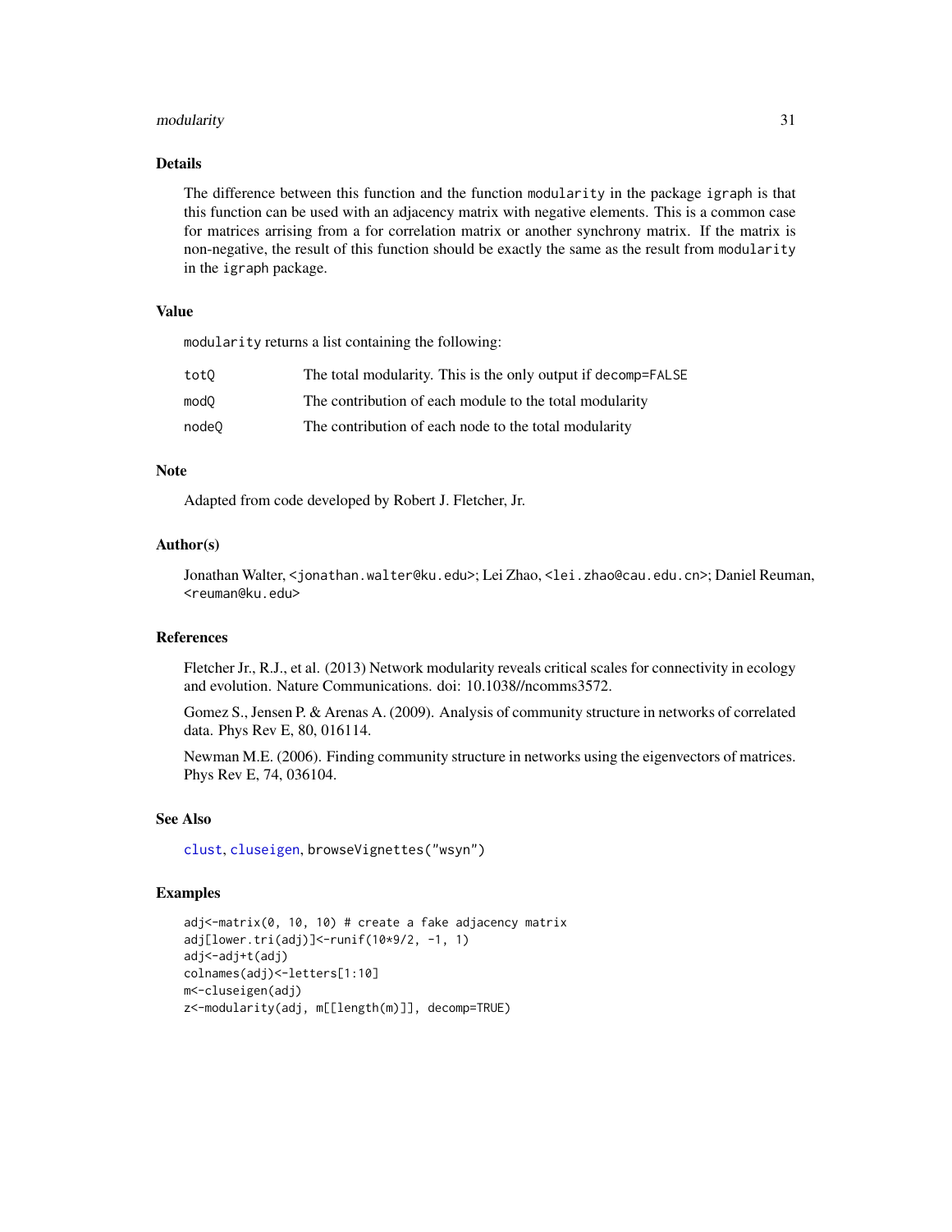## Details

The difference between this function and the function `modularity` in the package `igraph` is that this function can be used with an adjacency matrix with negative elements. This is a common case for matrices arrising from a for correlation matrix or another synchrony matrix. If the matrix is non-negative, the result of this function should be exactly the same as the result from `modularity` in the `igraph` package.

## Value

`modularity` returns a list containing the following:

| | |
|---|---|
| `totQ` | The total modularity. This is the only output if `decomp=FALSE` |
| `modQ` | The contribution of each module to the total modularity |
| `nodeQ` | The contribution of each node to the total modularity |

## Note

Adapted from code developed by Robert J. Fletcher, Jr.

## Author(s)

Jonathan Walter, <jonathan.walter@ku.edu>; Lei Zhao, <lei.zhao@cau.edu.cn>; Daniel Reuman, <reuman@ku.edu>

## References

Fletcher Jr., R.J., et al. (2013) Network modularity reveals critical scales for connectivity in ecology and evolution. Nature Communications. doi: 10.1038//ncomms3572.

Gomez S., Jensen P. & Arenas A. (2009). Analysis of community structure in networks of correlated data. Phys Rev E, 80, 016114.

Newman M.E. (2006). Finding community structure in networks using the eigenvectors of matrices. Phys Rev E, 74, 036104.

## See Also

`clust`, `cluseigen`, `browseVignettes("wsyn")`

## Examples

```
adj<-matrix(0, 10, 10) # create a fake adjacency matrix
adj[lower.tri(adj)]<-runif(10*9/2, -1, 1)
adj<-adj+t(adj)
colnames(adj)<-letters[1:10]
m<-cluseigen(adj)
z<-modularity(adj, m[[length(m)]], decomp=TRUE)
```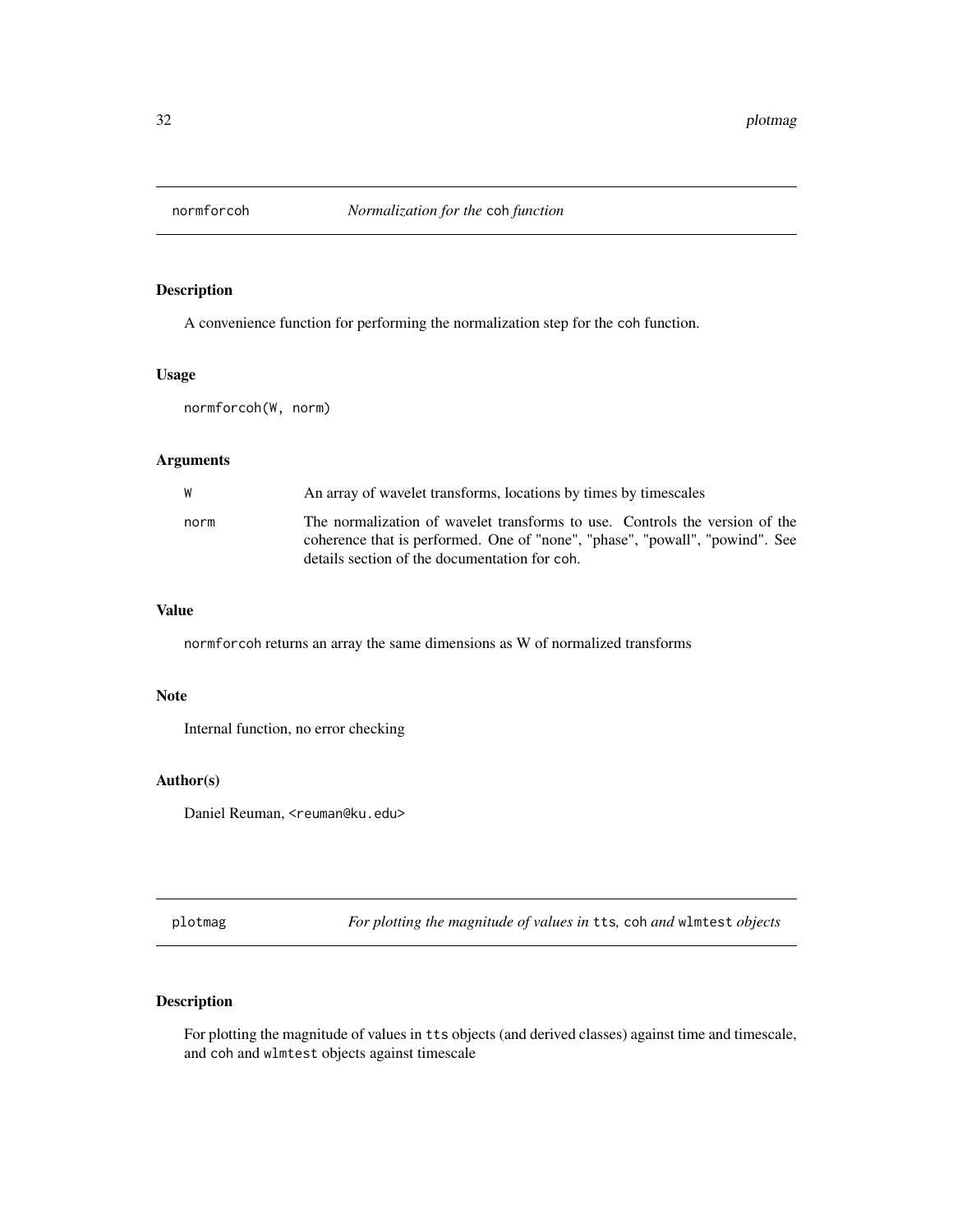## normforcoh *Normalization for the* coh *function*

### Description

A convenience function for performing the normalization step for the coh function.

### Usage

```
normforcoh(W, norm)
```

### Arguments

| | |
|---|---|
| W | An array of wavelet transforms, locations by times by timescales |
| norm | The normalization of wavelet transforms to use. Controls the version of the coherence that is performed. One of "none", "phase", "powall", "powind". See details section of the documentation for coh. |

### Value

normforcoh returns an array the same dimensions as W of normalized transforms

### Note

Internal function, no error checking

### Author(s)

Daniel Reuman, <reuman@ku.edu>

## plotmag *For plotting the magnitude of values in* tts*,* coh *and* wlmtest *objects*

### Description

For plotting the magnitude of values in tts objects (and derived classes) against time and timescale, and coh and wlmtest objects against timescale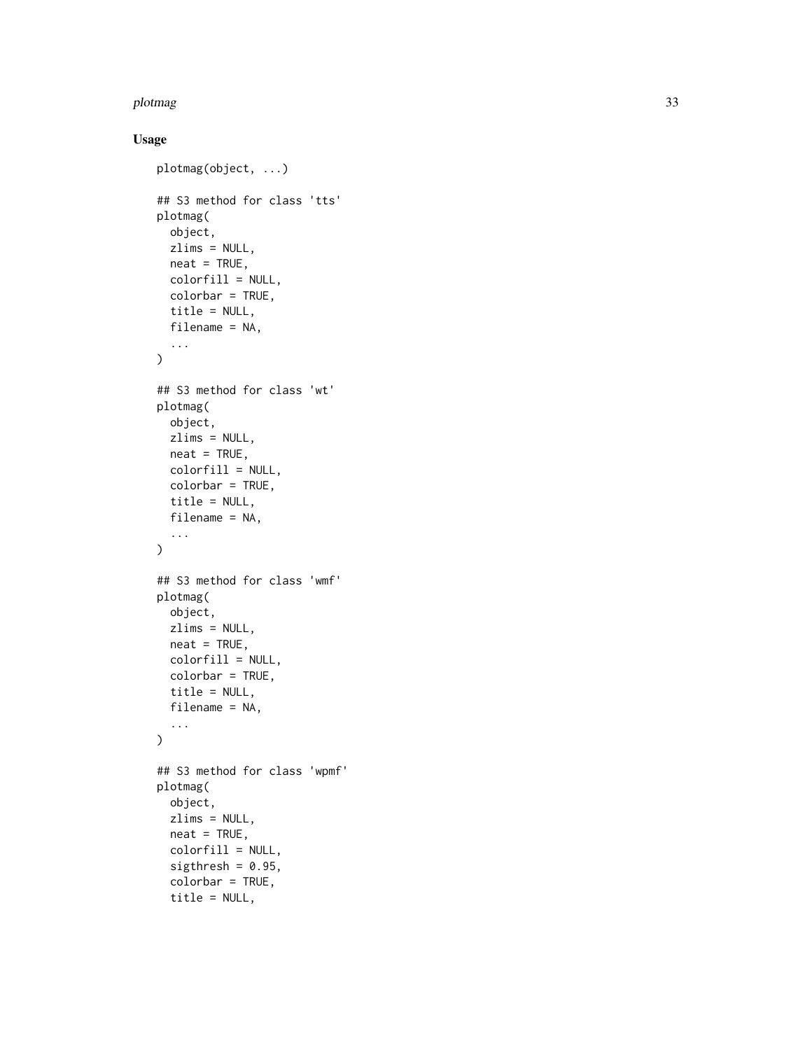## Usage

```
plotmag(object, ...)

## S3 method for class 'tts'
plotmag(
  object,
  zlims = NULL,
  neat = TRUE,
  colorfill = NULL,
  colorbar = TRUE,
  title = NULL,
  filename = NA,
  ...
)

## S3 method for class 'wt'
plotmag(
  object,
  zlims = NULL,
  neat = TRUE,
  colorfill = NULL,
  colorbar = TRUE,
  title = NULL,
  filename = NA,
  ...
)

## S3 method for class 'wmf'
plotmag(
  object,
  zlims = NULL,
  neat = TRUE,
  colorfill = NULL,
  colorbar = TRUE,
  title = NULL,
  filename = NA,
  ...
)

## S3 method for class 'wpmf'
plotmag(
  object,
  zlims = NULL,
  neat = TRUE,
  colorfill = NULL,
  sigthresh = 0.95,
  colorbar = TRUE,
  title = NULL,
```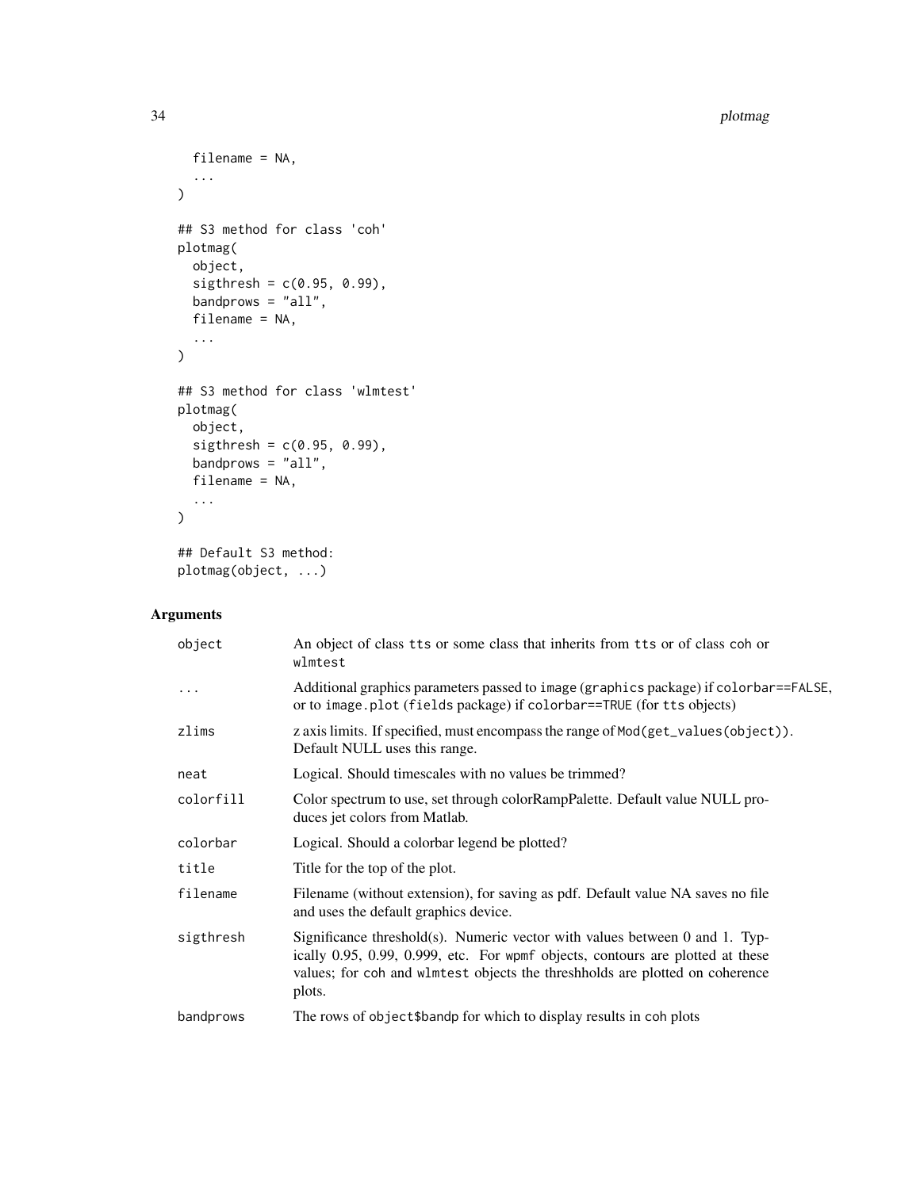```
  filename = NA,
  ...
)

## S3 method for class 'coh'
plotmag(
  object,
  sigthresh = c(0.95, 0.99),
  bandprows = "all",
  filename = NA,
  ...
)

## S3 method for class 'wlmtest'
plotmag(
  object,
  sigthresh = c(0.95, 0.99),
  bandprows = "all",
  filename = NA,
  ...
)

## Default S3 method:
plotmag(object, ...)
```

## Arguments

| | |
|---|---|
| `object` | An object of class `tts` or some class that inherits from `tts` or of class `coh` or `wlmtest` |
| `...` | Additional graphics parameters passed to `image` (`graphics` package) if `colorbar==FALSE`, or to `image.plot` (`fields` package) if `colorbar==TRUE` (for `tts` objects) |
| `zlims` | z axis limits. If specified, must encompass the range of `Mod(get_values(object))`. Default NULL uses this range. |
| `neat` | Logical. Should timescales with no values be trimmed? |
| `colorfill` | Color spectrum to use, set through colorRampPalette. Default value NULL produces jet colors from Matlab. |
| `colorbar` | Logical. Should a colorbar legend be plotted? |
| `title` | Title for the top of the plot. |
| `filename` | Filename (without extension), for saving as pdf. Default value NA saves no file and uses the default graphics device. |
| `sigthresh` | Significance threshold(s). Numeric vector with values between 0 and 1. Typically 0.95, 0.99, 0.999, etc. For `wpmf` objects, contours are plotted at these values; for `coh` and `wlmtest` objects the threshholds are plotted on coherence plots. |
| `bandprows` | The rows of `object$bandp` for which to display results in `coh` plots |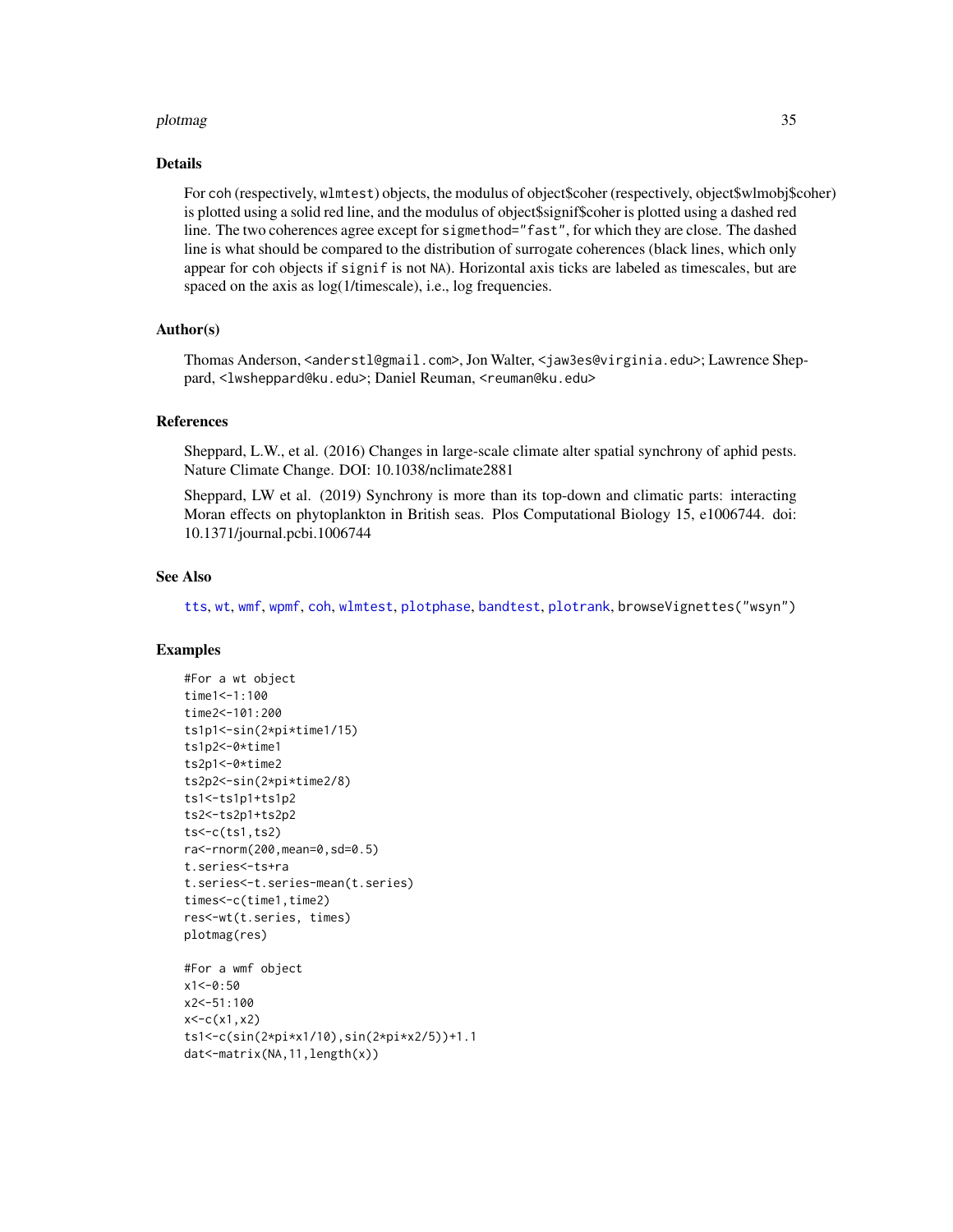## Details

For coh (respectively, wlmtest) objects, the modulus of object$coher (respectively, object$wlmobj$coher) is plotted using a solid red line, and the modulus of object$signif$coher is plotted using a dashed red line. The two coherences agree except for sigmethod="fast", for which they are close. The dashed line is what should be compared to the distribution of surrogate coherences (black lines, which only appear for coh objects if signif is not NA). Horizontal axis ticks are labeled as timescales, but are spaced on the axis as log(1/timescale), i.e., log frequencies.

## Author(s)

Thomas Anderson, <anderstl@gmail.com>, Jon Walter, <jaw3es@virginia.edu>; Lawrence Sheppard, <lwsheppard@ku.edu>; Daniel Reuman, <reuman@ku.edu>

## References

Sheppard, L.W., et al. (2016) Changes in large-scale climate alter spatial synchrony of aphid pests. Nature Climate Change. DOI: 10.1038/nclimate2881

Sheppard, LW et al. (2019) Synchrony is more than its top-down and climatic parts: interacting Moran effects on phytoplankton in British seas. Plos Computational Biology 15, e1006744. doi: 10.1371/journal.pcbi.1006744

## See Also

tts, wt, wmf, wpmf, coh, wlmtest, plotphase, bandtest, plotrank, browseVignettes("wsyn")

## Examples

```
#For a wt object
time1<-1:100
time2<-101:200
ts1p1<-sin(2*pi*time1/15)
ts1p2<-0*time1
ts2p1<-0*time2
ts2p2<-sin(2*pi*time2/8)
ts1<-ts1p1+ts1p2
ts2<-ts2p1+ts2p2
ts<-c(ts1,ts2)
ra<-rnorm(200,mean=0,sd=0.5)
t.series<-ts+ra
t.series<-t.series-mean(t.series)
times<-c(time1,time2)
res<-wt(t.series, times)
plotmag(res)

#For a wmf object
x1<-0:50
x2<-51:100
x<-c(x1,x2)
ts1<-c(sin(2*pi*x1/10),sin(2*pi*x2/5))+1.1
dat<-matrix(NA,11,length(x))
```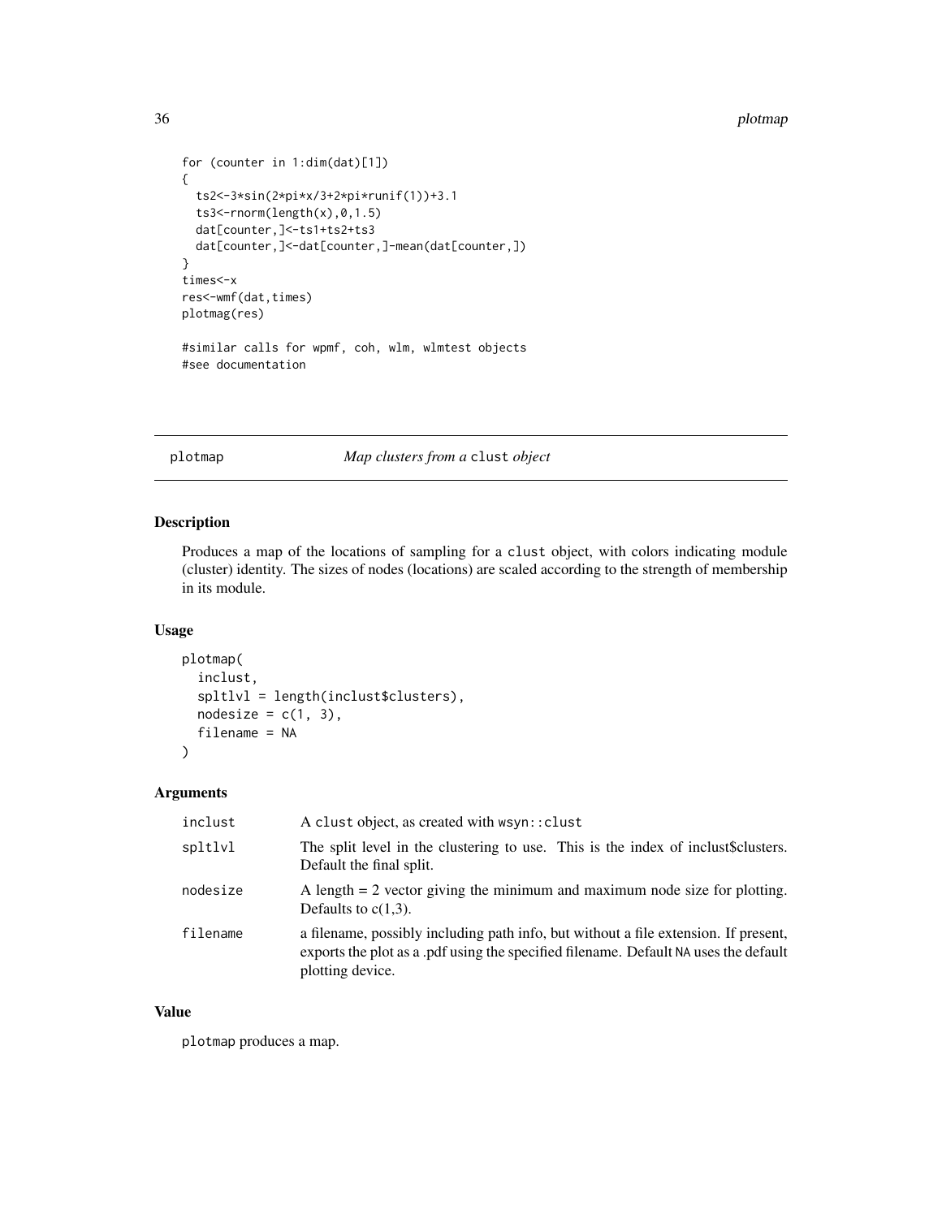```
for (counter in 1:dim(dat)[1])
{
  ts2<-3*sin(2*pi*x/3+2*pi*runif(1))+3.1
  ts3<-rnorm(length(x),0,1.5)
  dat[counter,]<-ts1+ts2+ts3
  dat[counter,]<-dat[counter,]-mean(dat[counter,])
}
times<-x
res<-wmf(dat,times)
plotmag(res)

#similar calls for wpmf, coh, wlm, wlmtest objects
#see documentation
```

## plotmap — *Map clusters from a* `clust` *object*

### Description

Produces a map of the locations of sampling for a `clust` object, with colors indicating module (cluster) identity. The sizes of nodes (locations) are scaled according to the strength of membership in its module.

### Usage

```
plotmap(
  inclust,
  spltlvl = length(inclust$clusters),
  nodesize = c(1, 3),
  filename = NA
)
```

### Arguments

| | |
|---|---|
| `inclust` | A `clust` object, as created with `wsyn::clust` |
| `spltlvl` | The split level in the clustering to use. This is the index of inclust$clusters. Default the final split. |
| `nodesize` | A length = 2 vector giving the minimum and maximum node size for plotting. Defaults to c(1,3). |
| `filename` | a filename, possibly including path info, but without a file extension. If present, exports the plot as a .pdf using the specified filename. Default `NA` uses the default plotting device. |

### Value

`plotmap` produces a map.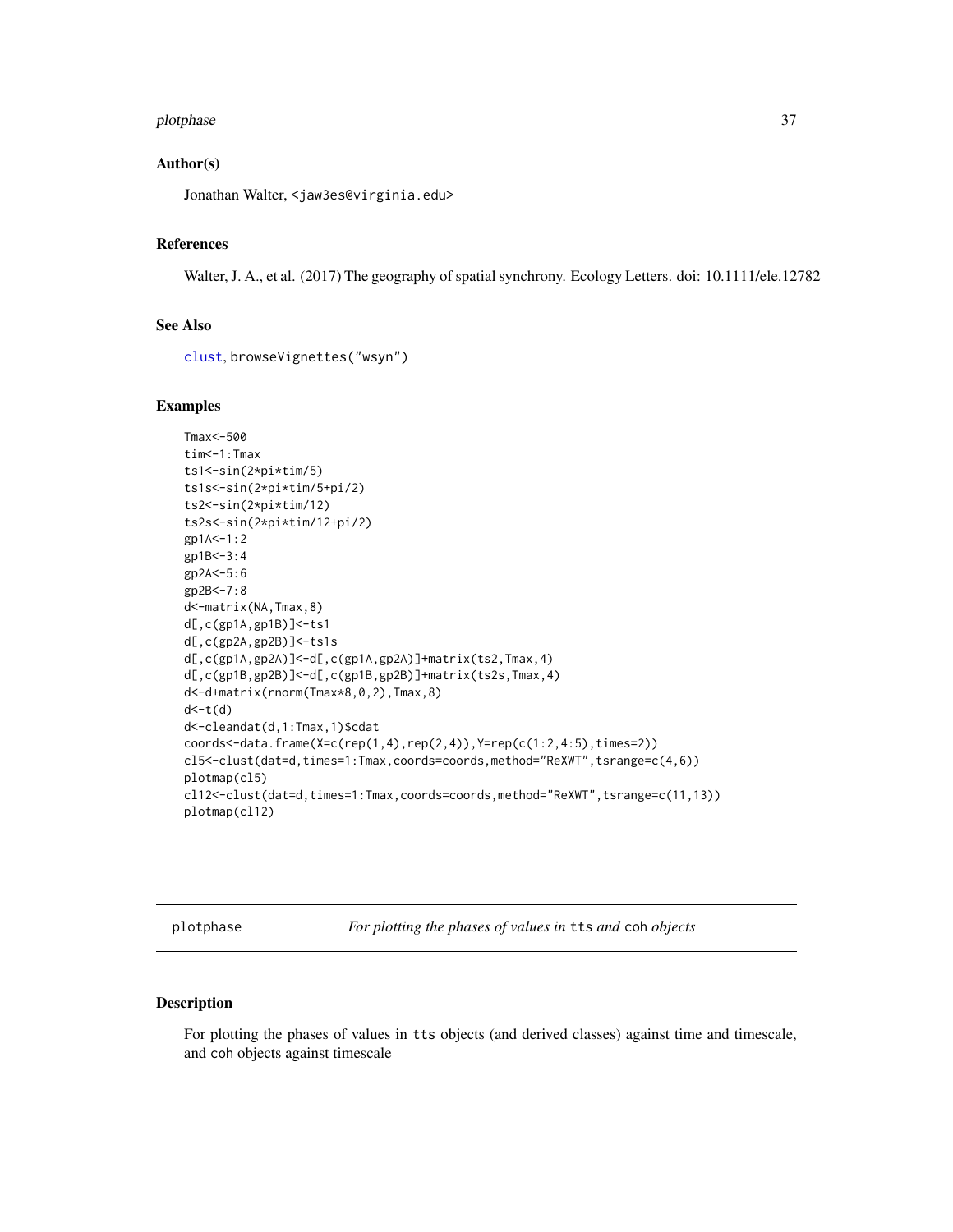### Author(s)

Jonathan Walter, <jaw3es@virginia.edu>

### References

Walter, J. A., et al. (2017) The geography of spatial synchrony. Ecology Letters. doi: 10.1111/ele.12782

### See Also

clust, browseVignettes("wsyn")

### Examples

```
Tmax<-500
tim<-1:Tmax
ts1<-sin(2*pi*tim/5)
ts1s<-sin(2*pi*tim/5+pi/2)
ts2<-sin(2*pi*tim/12)
ts2s<-sin(2*pi*tim/12+pi/2)
gp1A<-1:2
gp1B<-3:4
gp2A<-5:6
gp2B<-7:8
d<-matrix(NA,Tmax,8)
d[,c(gp1A,gp1B)]<-ts1
d[,c(gp2A,gp2B)]<-ts1s
d[,c(gp1A,gp2A)]<-d[,c(gp1A,gp2A)]+matrix(ts2,Tmax,4)
d[,c(gp1B,gp2B)]<-d[,c(gp1B,gp2B)]+matrix(ts2s,Tmax,4)
d<-d+matrix(rnorm(Tmax*8,0,2),Tmax,8)
d<-t(d)
d<-cleandat(d,1:Tmax,1)$cdat
coords<-data.frame(X=c(rep(1,4),rep(2,4)),Y=rep(c(1:2,4:5),times=2))
cl5<-clust(dat=d,times=1:Tmax,coords=coords,method="ReXWT",tsrange=c(4,6))
plotmap(cl5)
cl12<-clust(dat=d,times=1:Tmax,coords=coords,method="ReXWT",tsrange=c(11,13))
plotmap(cl12)
```

---

## plotphase — *For plotting the phases of values in* `tts` *and* `coh` *objects*

### Description

For plotting the phases of values in `tts` objects (and derived classes) against time and timescale, and `coh` objects against timescale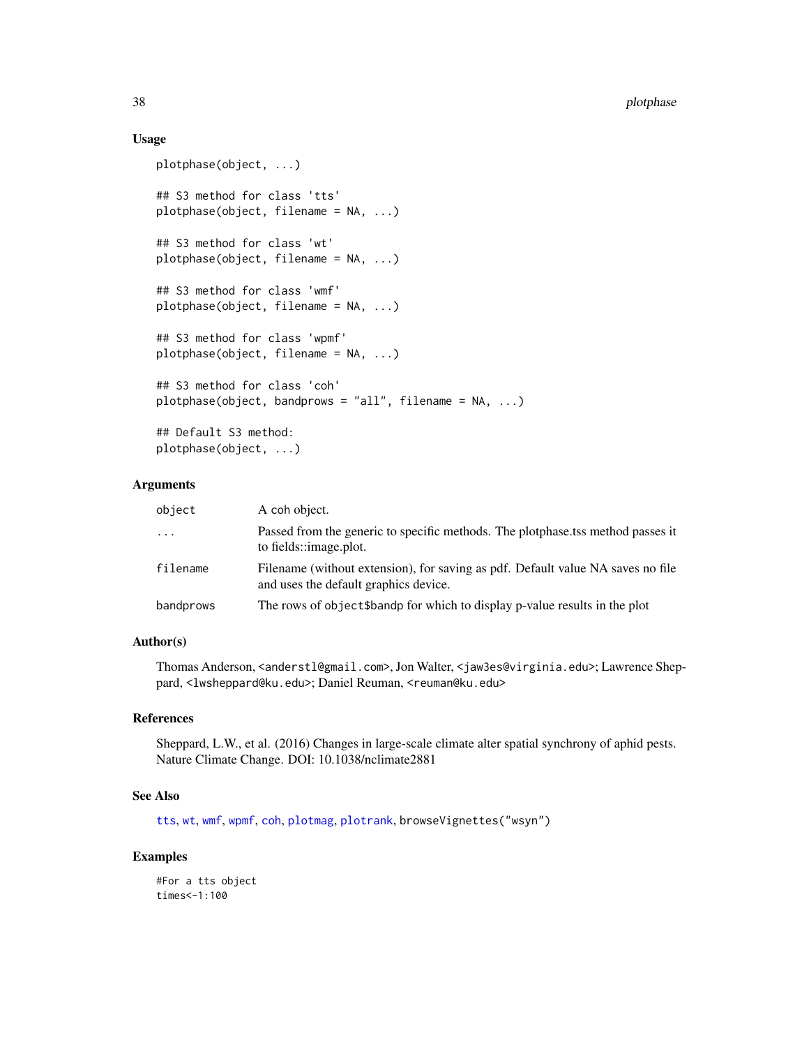### Usage

```
plotphase(object, ...)

## S3 method for class 'tts'
plotphase(object, filename = NA, ...)

## S3 method for class 'wt'
plotphase(object, filename = NA, ...)

## S3 method for class 'wmf'
plotphase(object, filename = NA, ...)

## S3 method for class 'wpmf'
plotphase(object, filename = NA, ...)

## S3 method for class 'coh'
plotphase(object, bandprows = "all", filename = NA, ...)

## Default S3 method:
plotphase(object, ...)
```

### Arguments

| | |
|---|---|
| object | A coh object. |
| ... | Passed from the generic to specific methods. The plotphase.tss method passes it to fields::image.plot. |
| filename | Filename (without extension), for saving as pdf. Default value NA saves no file and uses the default graphics device. |
| bandprows | The rows of `object$bandp` for which to display p-value results in the plot |

### Author(s)

Thomas Anderson, <anderstl@gmail.com>, Jon Walter, <jaw3es@virginia.edu>; Lawrence Sheppard, <lwsheppard@ku.edu>; Daniel Reuman, <reuman@ku.edu>

### References

Sheppard, L.W., et al. (2016) Changes in large-scale climate alter spatial synchrony of aphid pests. Nature Climate Change. DOI: 10.1038/nclimate2881

### See Also

tts, wt, wmf, wpmf, coh, plotmag, plotrank, browseVignettes("wsyn")

### Examples

```
#For a tts object
times<-1:100
```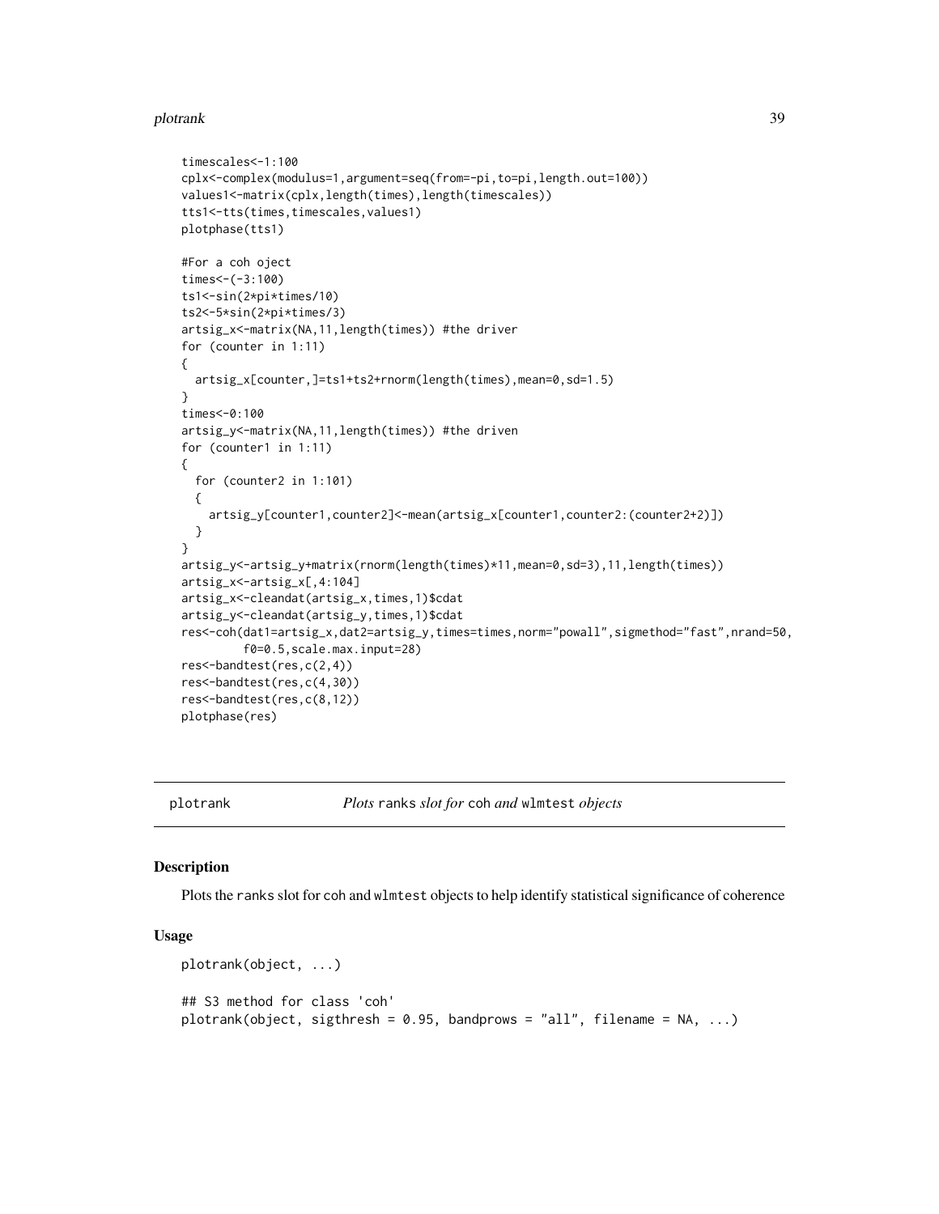```
timescales<-1:100
cplx<-complex(modulus=1,argument=seq(from=-pi,to=pi,length.out=100))
values1<-matrix(cplx,length(times),length(timescales))
tts1<-tts(times,timescales,values1)
plotphase(tts1)

#For a coh oject
times<-(-3:100)
ts1<-sin(2*pi*times/10)
ts2<-5*sin(2*pi*times/3)
artsig_x<-matrix(NA,11,length(times)) #the driver
for (counter in 1:11)
{
  artsig_x[counter,]=ts1+ts2+rnorm(length(times),mean=0,sd=1.5)
}
times<-0:100
artsig_y<-matrix(NA,11,length(times)) #the driven
for (counter1 in 1:11)
{
  for (counter2 in 1:101)
  {
    artsig_y[counter1,counter2]<-mean(artsig_x[counter1,counter2:(counter2+2)])
  }
}
artsig_y<-artsig_y+matrix(rnorm(length(times)*11,mean=0,sd=3),11,length(times))
artsig_x<-artsig_x[,4:104]
artsig_x<-cleandat(artsig_x,times,1)$cdat
artsig_y<-cleandat(artsig_y,times,1)$cdat
res<-coh(dat1=artsig_x,dat2=artsig_y,times=times,norm="powall",sigmethod="fast",nrand=50,
         f0=0.5,scale.max.input=28)
res<-bandtest(res,c(2,4))
res<-bandtest(res,c(4,30))
res<-bandtest(res,c(8,12))
plotphase(res)
```

## plotrank — *Plots* `ranks` *slot for* `coh` *and* `wlmtest` *objects*

### Description

Plots the `ranks` slot for `coh` and `wlmtest` objects to help identify statistical significance of coherence

### Usage

```
plotrank(object, ...)

## S3 method for class 'coh'
plotrank(object, sigthresh = 0.95, bandprows = "all", filename = NA, ...)
```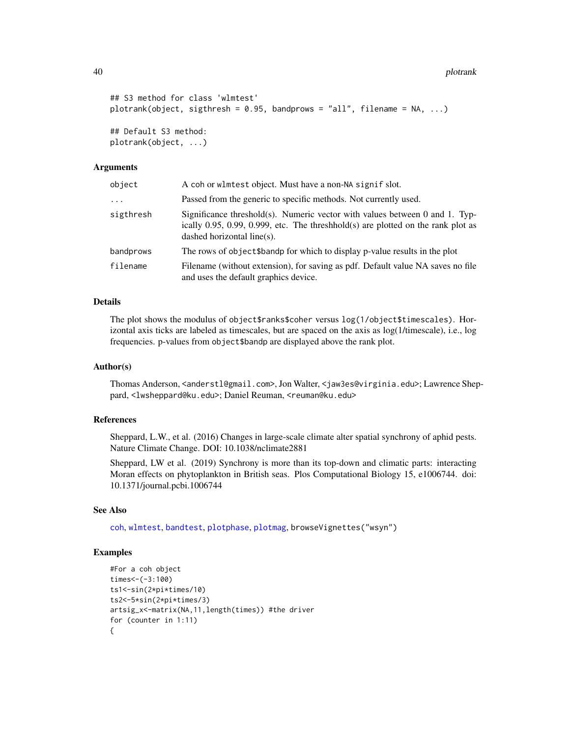```
## S3 method for class 'wlmtest'
plotrank(object, sigthresh = 0.95, bandprows = "all", filename = NA, ...)

## Default S3 method:
plotrank(object, ...)
```

### Arguments

| | |
|---|---|
| object | A coh or wlmtest object. Must have a non-NA signif slot. |
| ... | Passed from the generic to specific methods. Not currently used. |
| sigthresh | Significance threshold(s). Numeric vector with values between 0 and 1. Typically 0.95, 0.99, 0.999, etc. The threshhold(s) are plotted on the rank plot as dashed horizontal line(s). |
| bandprows | The rows of object$bandp for which to display p-value results in the plot |
| filename | Filename (without extension), for saving as pdf. Default value NA saves no file and uses the default graphics device. |

### Details

The plot shows the modulus of object$ranks$coher versus log(1/object$timescales). Horizontal axis ticks are labeled as timescales, but are spaced on the axis as log(1/timescale), i.e., log frequencies. p-values from object$bandp are displayed above the rank plot.

### Author(s)

Thomas Anderson, <anderstl@gmail.com>, Jon Walter, <jaw3es@virginia.edu>; Lawrence Sheppard, <lwsheppard@ku.edu>; Daniel Reuman, <reuman@ku.edu>

### References

Sheppard, L.W., et al. (2016) Changes in large-scale climate alter spatial synchrony of aphid pests. Nature Climate Change. DOI: 10.1038/nclimate2881

Sheppard, LW et al. (2019) Synchrony is more than its top-down and climatic parts: interacting Moran effects on phytoplankton in British seas. Plos Computational Biology 15, e1006744. doi: 10.1371/journal.pcbi.1006744

### See Also

coh, wlmtest, bandtest, plotphase, plotmag, browseVignettes("wsyn")

### Examples

```
#For a coh object
times<-(-3:100)
ts1<-sin(2*pi*times/10)
ts2<-5*sin(2*pi*times/3)
artsig_x<-matrix(NA,11,length(times)) #the driver
for (counter in 1:11)
{
```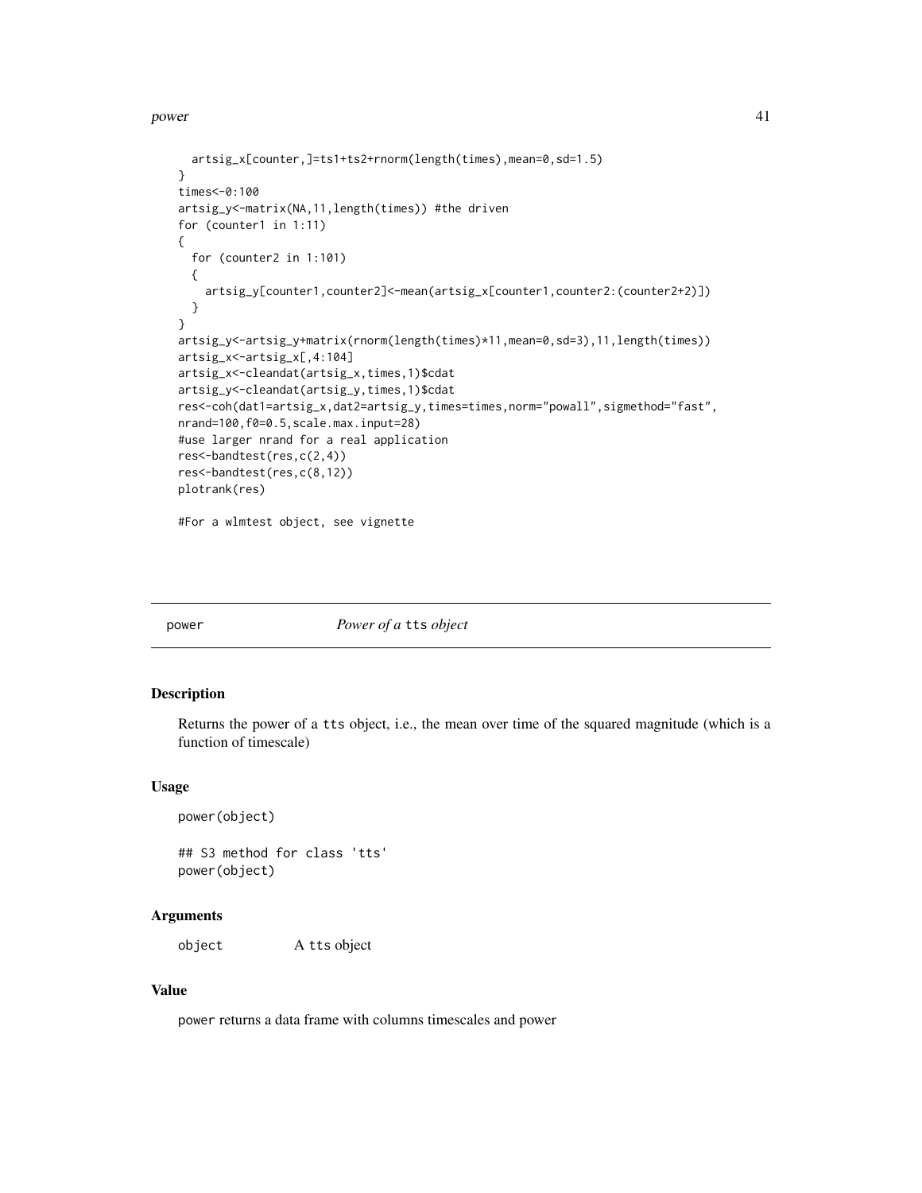```
  artsig_x[counter,]=ts1+ts2+rnorm(length(times),mean=0,sd=1.5)
}
times<-0:100
artsig_y<-matrix(NA,11,length(times)) #the driven
for (counter1 in 1:11)
{
  for (counter2 in 1:101)
  {
    artsig_y[counter1,counter2]<-mean(artsig_x[counter1,counter2:(counter2+2)])
  }
}
artsig_y<-artsig_y+matrix(rnorm(length(times)*11,mean=0,sd=3),11,length(times))
artsig_x<-artsig_x[,4:104]
artsig_x<-cleandat(artsig_x,times,1)$cdat
artsig_y<-cleandat(artsig_y,times,1)$cdat
res<-coh(dat1=artsig_x,dat2=artsig_y,times=times,norm="powall",sigmethod="fast",
nrand=100,f0=0.5,scale.max.input=28)
#use larger nrand for a real application
res<-bandtest(res,c(2,4))
res<-bandtest(res,c(8,12))
plotrank(res)

#For a wlmtest object, see vignette
```

---

## power — *Power of a* `tts` *object*

### Description

Returns the power of a `tts` object, i.e., the mean over time of the squared magnitude (which is a function of timescale)

### Usage

```
power(object)

## S3 method for class 'tts'
power(object)
```

### Arguments

| | |
|---|---|
| `object` | A `tts` object |

### Value

`power` returns a data frame with columns timescales and power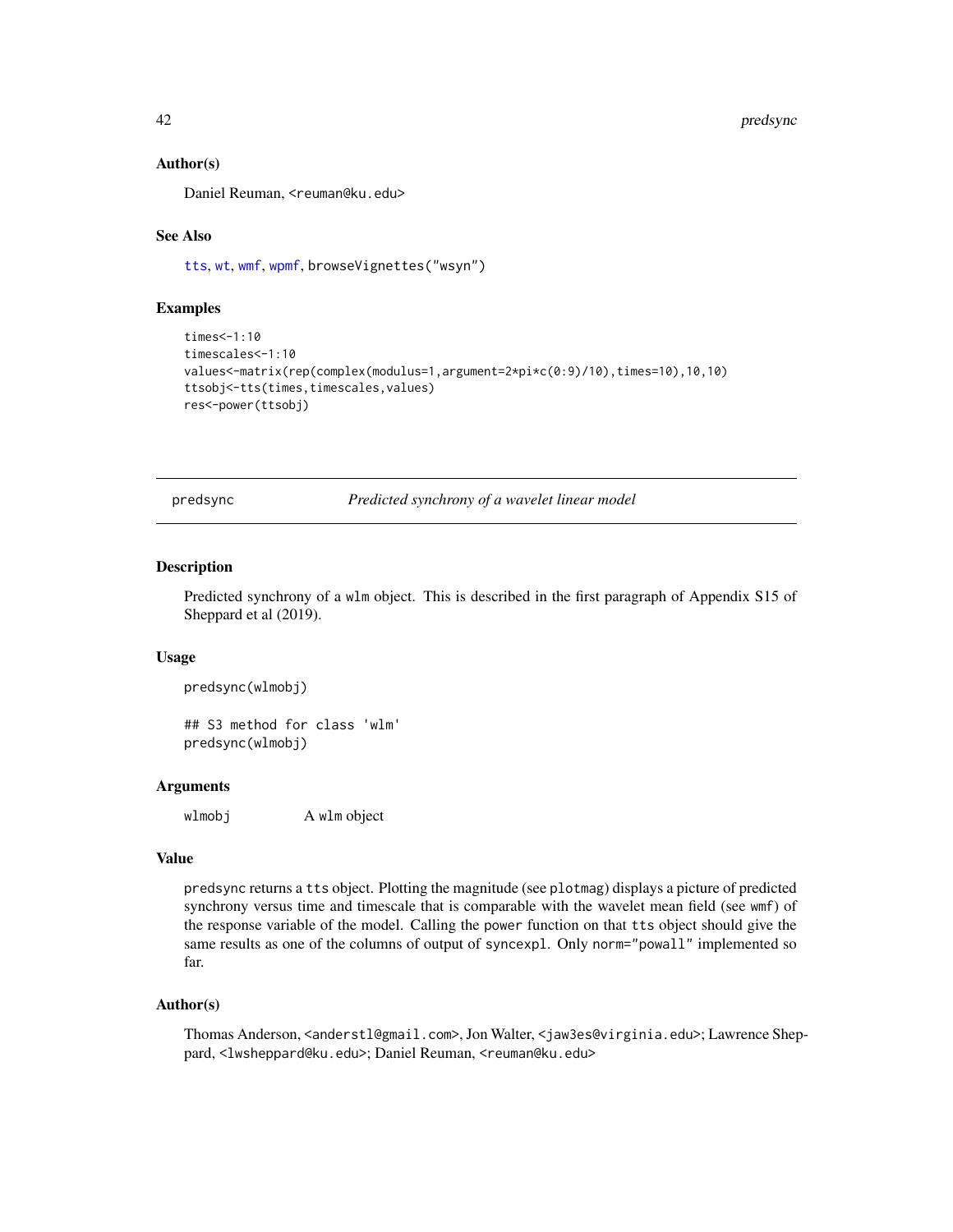### Author(s)

Daniel Reuman, <reuman@ku.edu>

### See Also

tts, wt, wmf, wpmf, browseVignettes("wsyn")

### Examples

```
times<-1:10
timescales<-1:10
values<-matrix(rep(complex(modulus=1,argument=2*pi*c(0:9)/10),times=10),10,10)
ttsobj<-tts(times,timescales,values)
res<-power(ttsobj)
```

---

## predsync — *Predicted synchrony of a wavelet linear model*

### Description

Predicted synchrony of a wlm object. This is described in the first paragraph of Appendix S15 of Sheppard et al (2019).

### Usage

```
predsync(wlmobj)

## S3 method for class 'wlm'
predsync(wlmobj)
```

### Arguments

| | |
|---|---|
| wlmobj | A wlm object |

### Value

predsync returns a tts object. Plotting the magnitude (see plotmag) displays a picture of predicted synchrony versus time and timescale that is comparable with the wavelet mean field (see wmf) of the response variable of the model. Calling the power function on that tts object should give the same results as one of the columns of output of syncexpl. Only norm="powall" implemented so far.

### Author(s)

Thomas Anderson, <anderstl@gmail.com>, Jon Walter, <jaw3es@virginia.edu>; Lawrence Sheppard, <lwsheppard@ku.edu>; Daniel Reuman, <reuman@ku.edu>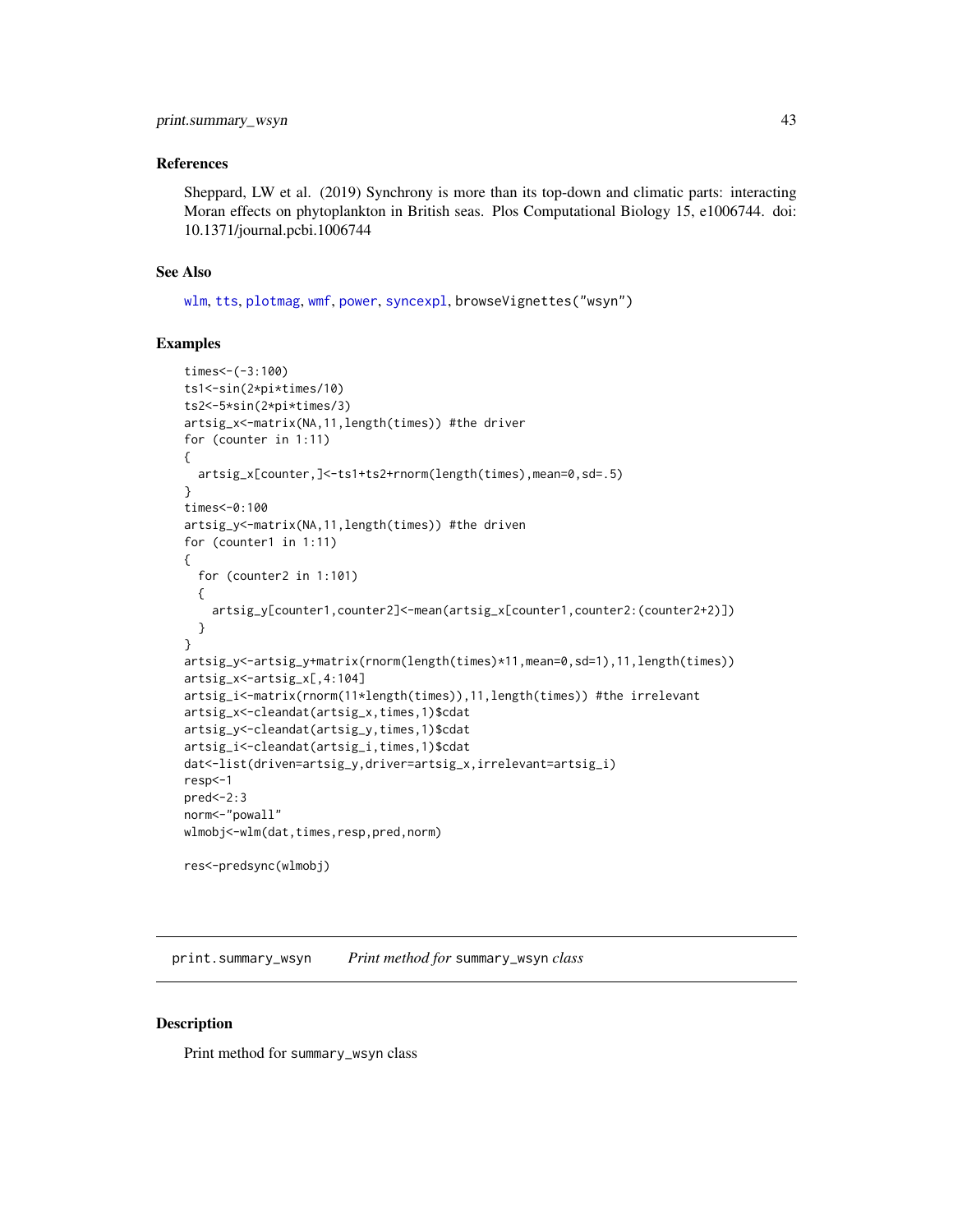### References

Sheppard, LW et al. (2019) Synchrony is more than its top-down and climatic parts: interacting Moran effects on phytoplankton in British seas. Plos Computational Biology 15, e1006744. doi: 10.1371/journal.pcbi.1006744

### See Also

wlm, tts, plotmag, wmf, power, syncexpl, browseVignettes("wsyn")

### Examples

```
times<-(-3:100)
ts1<-sin(2*pi*times/10)
ts2<-5*sin(2*pi*times/3)
artsig_x<-matrix(NA,11,length(times)) #the driver
for (counter in 1:11)
{
  artsig_x[counter,]<-ts1+ts2+rnorm(length(times),mean=0,sd=.5)
}
times<-0:100
artsig_y<-matrix(NA,11,length(times)) #the driven
for (counter1 in 1:11)
{
  for (counter2 in 1:101)
  {
    artsig_y[counter1,counter2]<-mean(artsig_x[counter1,counter2:(counter2+2)])
  }
}
artsig_y<-artsig_y+matrix(rnorm(length(times)*11,mean=0,sd=1),11,length(times))
artsig_x<-artsig_x[,4:104]
artsig_i<-matrix(rnorm(11*length(times)),11,length(times)) #the irrelevant
artsig_x<-cleandat(artsig_x,times,1)$cdat
artsig_y<-cleandat(artsig_y,times,1)$cdat
artsig_i<-cleandat(artsig_i,times,1)$cdat
dat<-list(driven=artsig_y,driver=artsig_x,irrelevant=artsig_i)
resp<-1
pred<-2:3
norm<-"powall"
wlmobj<-wlm(dat,times,resp,pred,norm)

res<-predsync(wlmobj)
```

---

## print.summary_wsyn *Print method for* summary_wsyn *class*

### Description

Print method for summary_wsyn class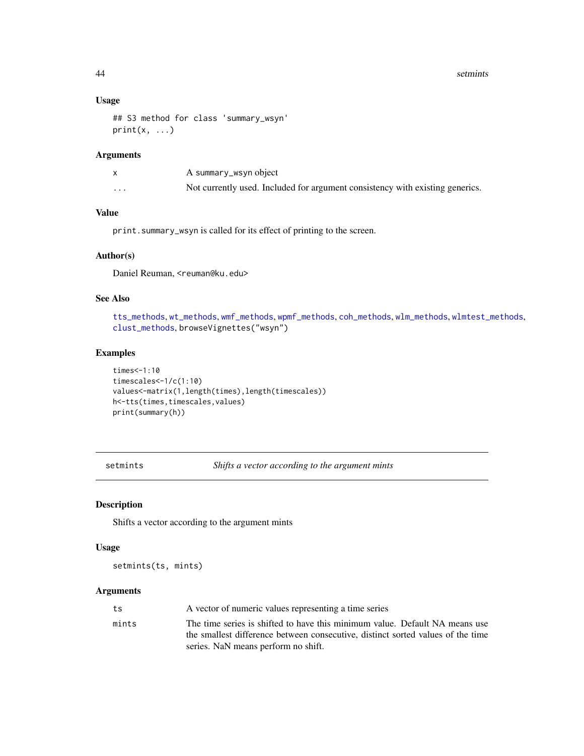### Usage

```
## S3 method for class 'summary_wsyn'
print(x, ...)
```

### Arguments

| | |
|---|---|
| x | A summary_wsyn object |
| ... | Not currently used. Included for argument consistency with existing generics. |

### Value

print.summary_wsyn is called for its effect of printing to the screen.

### Author(s)

Daniel Reuman, <reuman@ku.edu>

### See Also

tts_methods, wt_methods, wmf_methods, wpmf_methods, coh_methods, wlm_methods, wlmtest_methods, clust_methods, browseVignettes("wsyn")

### Examples

```
times<-1:10
timescales<-1/c(1:10)
values<-matrix(1,length(times),length(timescales))
h<-tts(times,timescales,values)
print(summary(h))
```

---

## setmints — *Shifts a vector according to the argument mints*

### Description

Shifts a vector according to the argument mints

### Usage

```
setmints(ts, mints)
```

### Arguments

| | |
|---|---|
| ts | A vector of numeric values representing a time series |
| mints | The time series is shifted to have this minimum value. Default NA means use the smallest difference between consecutive, distinct sorted values of the time series. NaN means perform no shift. |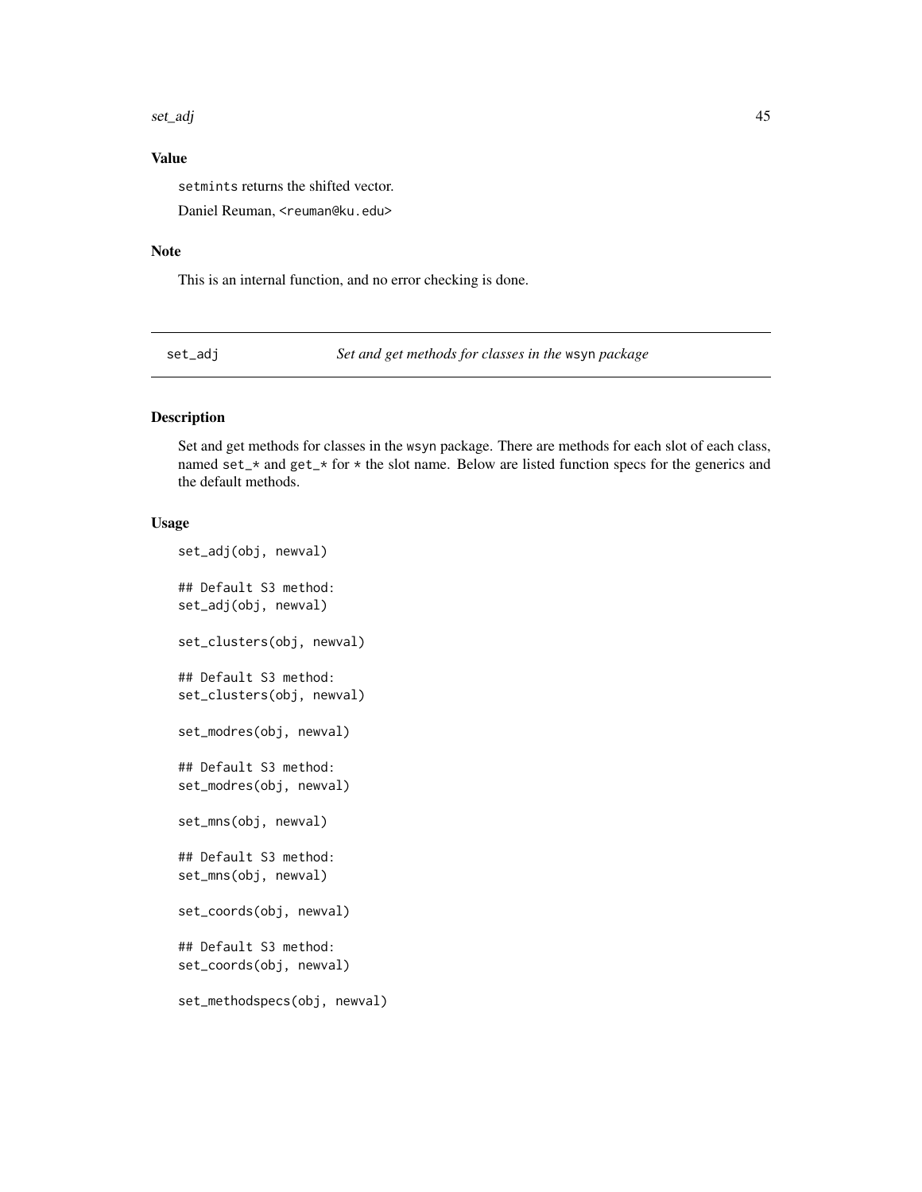## Value

`setmints` returns the shifted vector.

Daniel Reuman, <reuman@ku.edu>

## Note

This is an internal function, and no error checking is done.

---

# set_adj — *Set and get methods for classes in the* wsyn *package*

## Description

Set and get methods for classes in the wsyn package. There are methods for each slot of each class, named set_* and get_* for * the slot name. Below are listed function specs for the generics and the default methods.

## Usage

```
set_adj(obj, newval)

## Default S3 method:
set_adj(obj, newval)

set_clusters(obj, newval)

## Default S3 method:
set_clusters(obj, newval)

set_modres(obj, newval)

## Default S3 method:
set_modres(obj, newval)

set_mns(obj, newval)

## Default S3 method:
set_mns(obj, newval)

set_coords(obj, newval)

## Default S3 method:
set_coords(obj, newval)

set_methodspecs(obj, newval)
```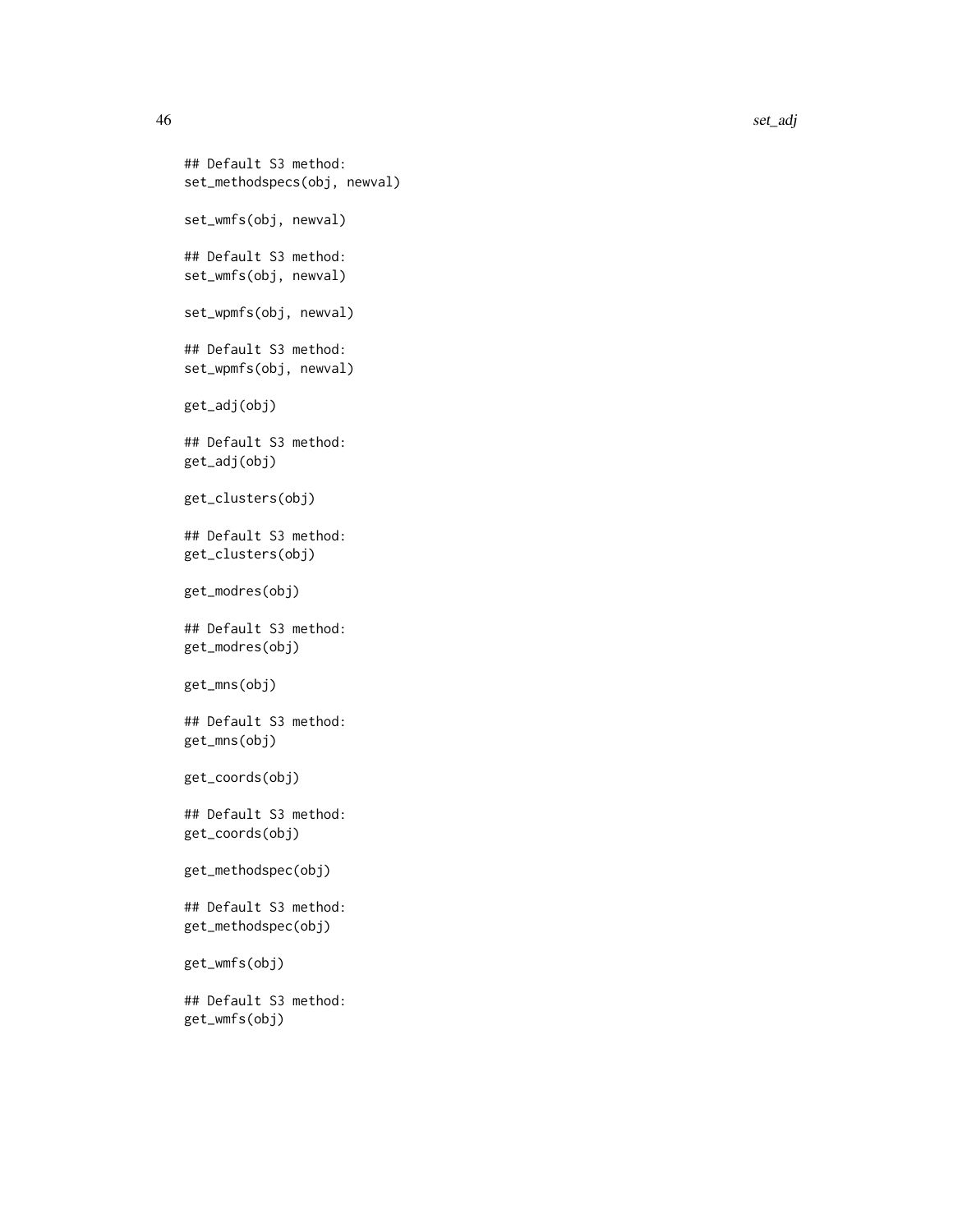```
## Default S3 method:
set_methodspecs(obj, newval)

set_wmfs(obj, newval)

## Default S3 method:
set_wmfs(obj, newval)

set_wpmfs(obj, newval)

## Default S3 method:
set_wpmfs(obj, newval)

get_adj(obj)

## Default S3 method:
get_adj(obj)

get_clusters(obj)

## Default S3 method:
get_clusters(obj)

get_modres(obj)

## Default S3 method:
get_modres(obj)

get_mns(obj)

## Default S3 method:
get_mns(obj)

get_coords(obj)

## Default S3 method:
get_coords(obj)

get_methodspec(obj)

## Default S3 method:
get_methodspec(obj)

get_wmfs(obj)

## Default S3 method:
get_wmfs(obj)
```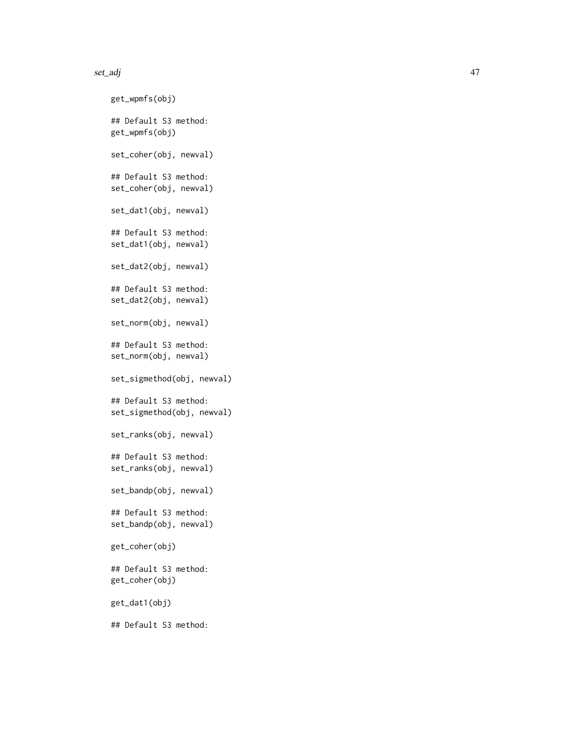```
get_wpmfs(obj)

## Default S3 method:
get_wpmfs(obj)

set_coher(obj, newval)

## Default S3 method:
set_coher(obj, newval)

set_dat1(obj, newval)

## Default S3 method:
set_dat1(obj, newval)

set_dat2(obj, newval)

## Default S3 method:
set_dat2(obj, newval)

set_norm(obj, newval)

## Default S3 method:
set_norm(obj, newval)

set_sigmethod(obj, newval)

## Default S3 method:
set_sigmethod(obj, newval)

set_ranks(obj, newval)

## Default S3 method:
set_ranks(obj, newval)

set_bandp(obj, newval)

## Default S3 method:
set_bandp(obj, newval)

get_coher(obj)

## Default S3 method:
get_coher(obj)

get_dat1(obj)

## Default S3 method:
```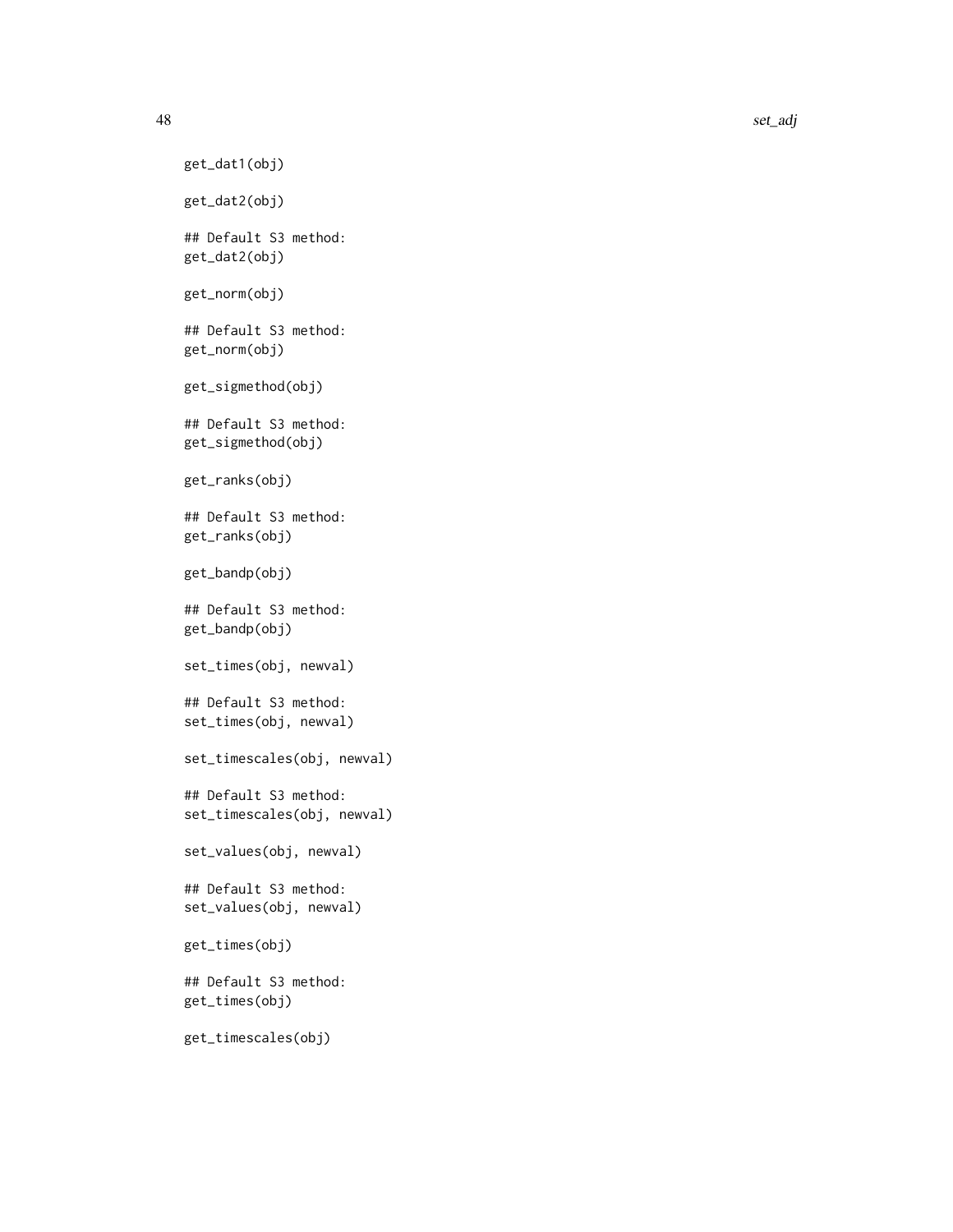```
get_dat1(obj)

get_dat2(obj)

## Default S3 method:
get_dat2(obj)

get_norm(obj)

## Default S3 method:
get_norm(obj)

get_sigmethod(obj)

## Default S3 method:
get_sigmethod(obj)

get_ranks(obj)

## Default S3 method:
get_ranks(obj)

get_bandp(obj)

## Default S3 method:
get_bandp(obj)

set_times(obj, newval)

## Default S3 method:
set_times(obj, newval)

set_timescales(obj, newval)

## Default S3 method:
set_timescales(obj, newval)

set_values(obj, newval)

## Default S3 method:
set_values(obj, newval)

get_times(obj)

## Default S3 method:
get_times(obj)

get_timescales(obj)
```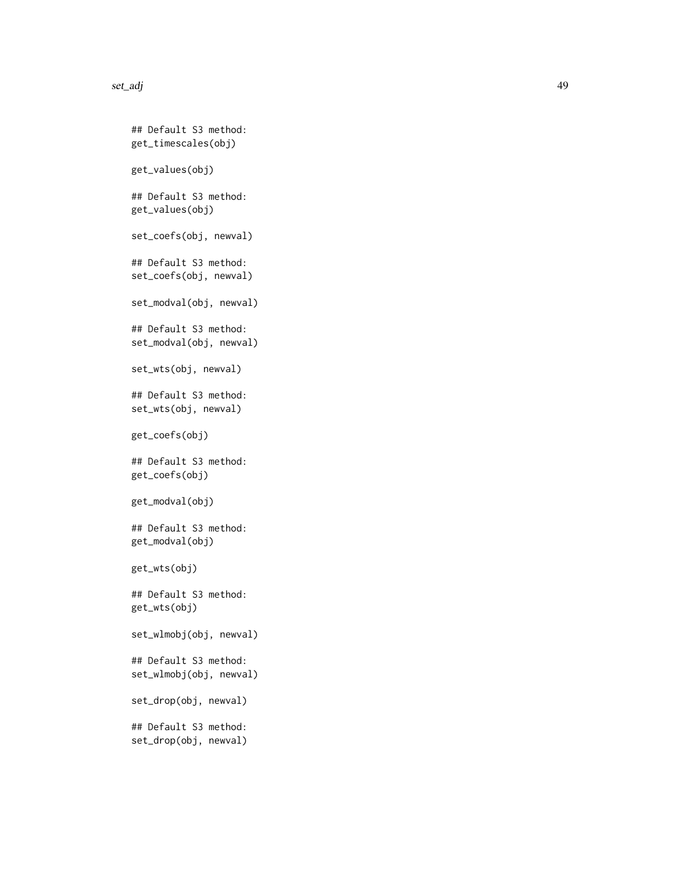```
## Default S3 method:
get_timescales(obj)

get_values(obj)

## Default S3 method:
get_values(obj)

set_coefs(obj, newval)

## Default S3 method:
set_coefs(obj, newval)

set_modval(obj, newval)

## Default S3 method:
set_modval(obj, newval)

set_wts(obj, newval)

## Default S3 method:
set_wts(obj, newval)

get_coefs(obj)

## Default S3 method:
get_coefs(obj)

get_modval(obj)

## Default S3 method:
get_modval(obj)

get_wts(obj)

## Default S3 method:
get_wts(obj)

set_wlmobj(obj, newval)

## Default S3 method:
set_wlmobj(obj, newval)

set_drop(obj, newval)

## Default S3 method:
set_drop(obj, newval)
```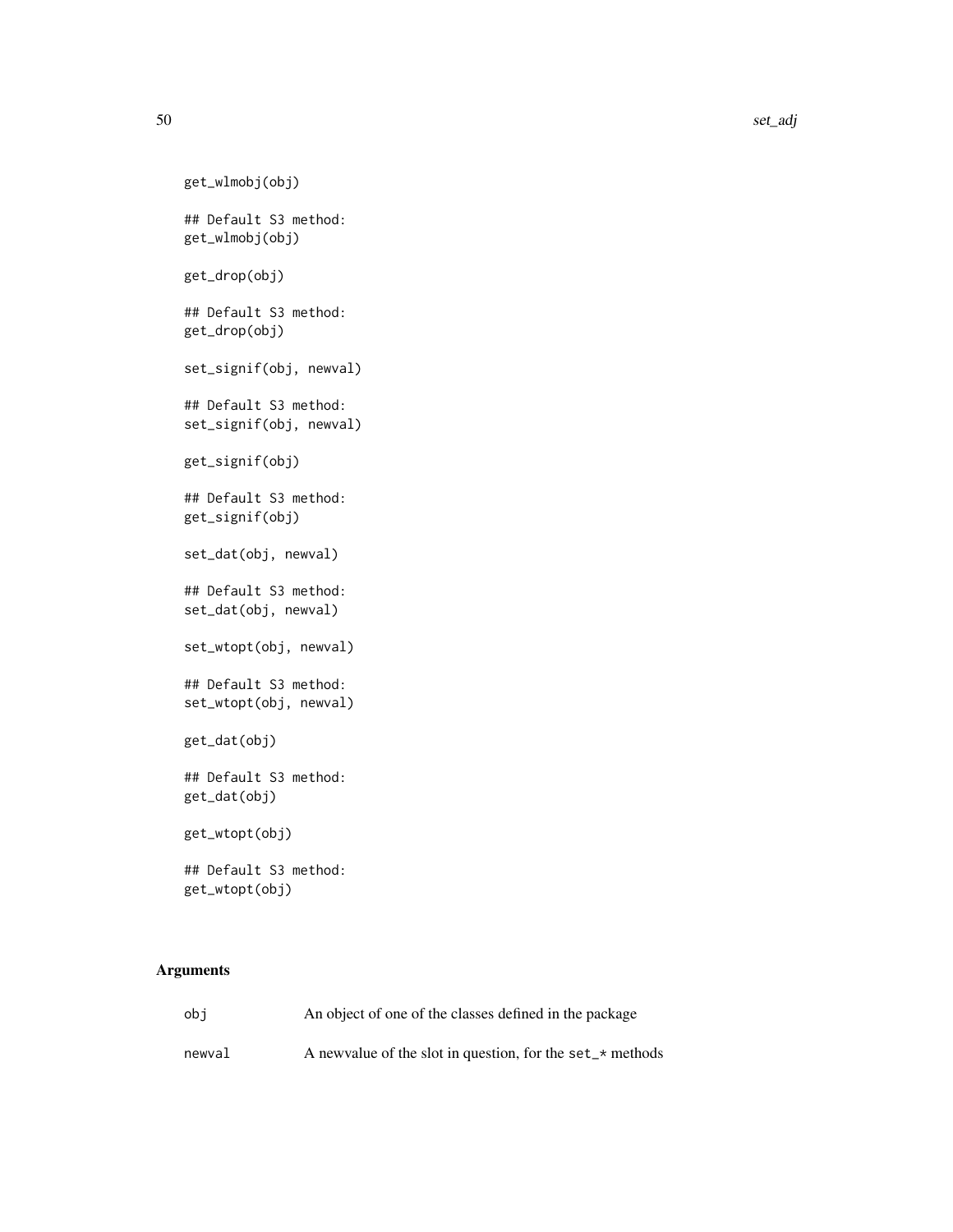```
get_wlmobj(obj)

## Default S3 method:
get_wlmobj(obj)

get_drop(obj)

## Default S3 method:
get_drop(obj)

set_signif(obj, newval)

## Default S3 method:
set_signif(obj, newval)

get_signif(obj)

## Default S3 method:
get_signif(obj)

set_dat(obj, newval)

## Default S3 method:
set_dat(obj, newval)

set_wtopt(obj, newval)

## Default S3 method:
set_wtopt(obj, newval)

get_dat(obj)

## Default S3 method:
get_dat(obj)

get_wtopt(obj)

## Default S3 method:
get_wtopt(obj)
```

## Arguments

| | |
|---|---|
| `obj` | An object of one of the classes defined in the package |
| `newval` | A newvalue of the slot in question, for the `set_*` methods |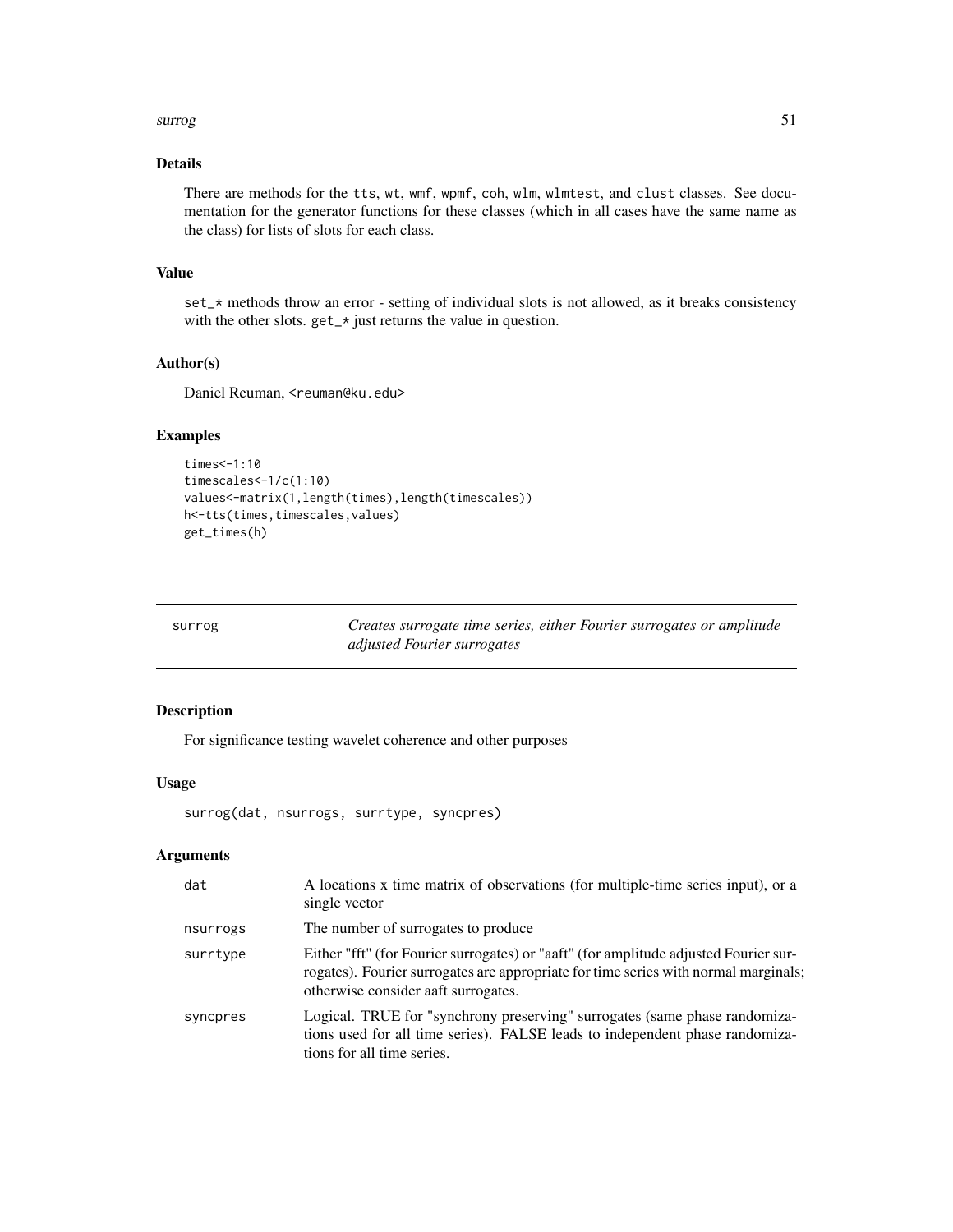## Details

There are methods for the tts, wt, wmf, wpmf, coh, wlm, wlmtest, and clust classes. See documentation for the generator functions for these classes (which in all cases have the same name as the class) for lists of slots for each class.

## Value

set_* methods throw an error - setting of individual slots is not allowed, as it breaks consistency with the other slots. get_* just returns the value in question.

## Author(s)

Daniel Reuman, <reuman@ku.edu>

## Examples

```
times<-1:10
timescales<-1/c(1:10)
values<-matrix(1,length(times),length(timescales))
h<-tts(times,timescales,values)
get_times(h)
```

---

# surrog — *Creates surrogate time series, either Fourier surrogates or amplitude adjusted Fourier surrogates*

## Description

For significance testing wavelet coherence and other purposes

## Usage

```
surrog(dat, nsurrogs, surrtype, syncpres)
```

## Arguments

| | |
|---|---|
| dat | A locations x time matrix of observations (for multiple-time series input), or a single vector |
| nsurrogs | The number of surrogates to produce |
| surrtype | Either "fft" (for Fourier surrogates) or "aaft" (for amplitude adjusted Fourier surrogates). Fourier surrogates are appropriate for time series with normal marginals; otherwise consider aaft surrogates. |
| syncpres | Logical. TRUE for "synchrony preserving" surrogates (same phase randomizations used for all time series). FALSE leads to independent phase randomizations for all time series. |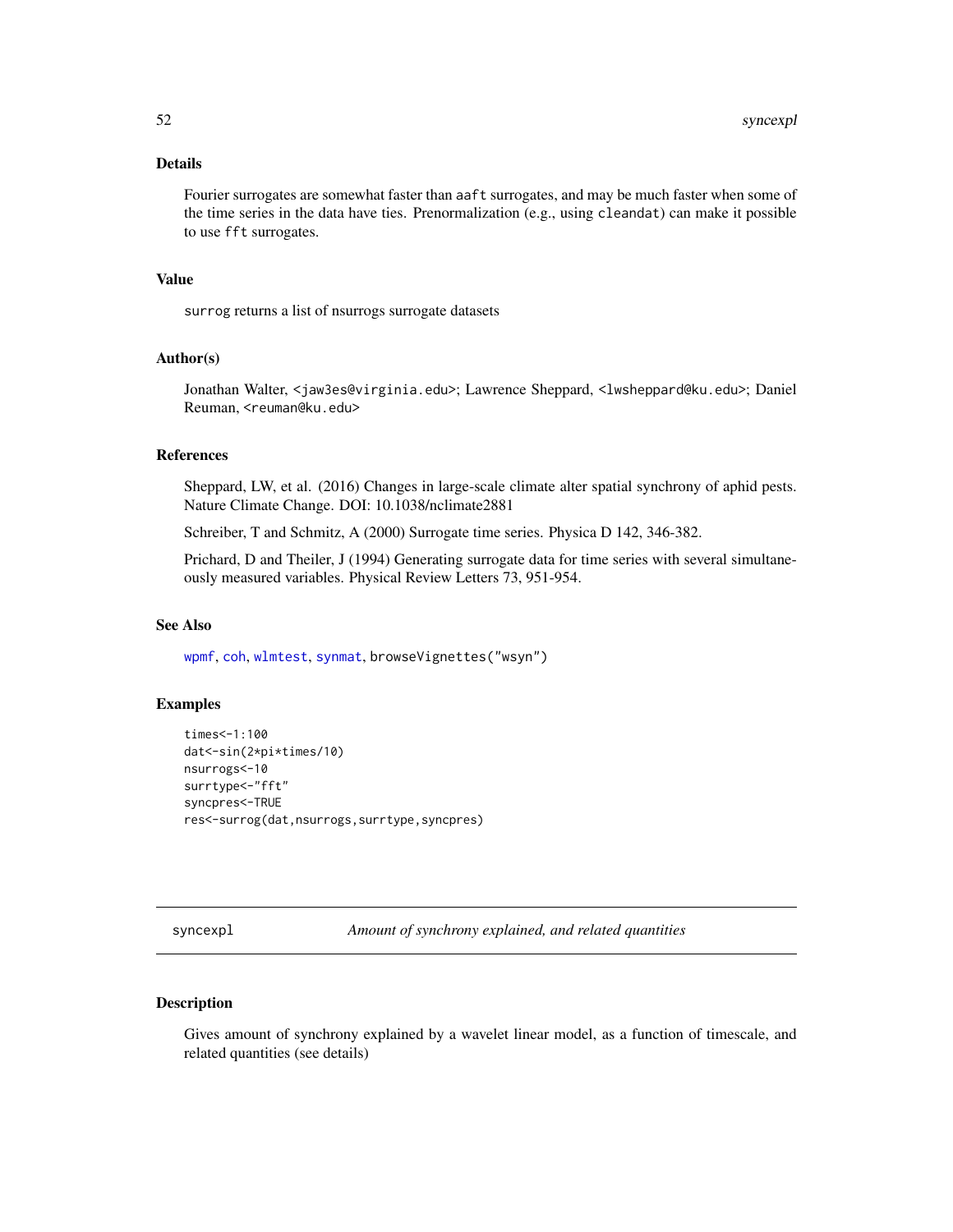### Details

Fourier surrogates are somewhat faster than aaft surrogates, and may be much faster when some of the time series in the data have ties. Prenormalization (e.g., using cleandat) can make it possible to use fft surrogates.

### Value

surrog returns a list of nsurrogs surrogate datasets

### Author(s)

Jonathan Walter, <jaw3es@virginia.edu>; Lawrence Sheppard, <lwsheppard@ku.edu>; Daniel Reuman, <reuman@ku.edu>

### References

Sheppard, LW, et al. (2016) Changes in large-scale climate alter spatial synchrony of aphid pests. Nature Climate Change. DOI: 10.1038/nclimate2881

Schreiber, T and Schmitz, A (2000) Surrogate time series. Physica D 142, 346-382.

Prichard, D and Theiler, J (1994) Generating surrogate data for time series with several simultaneously measured variables. Physical Review Letters 73, 951-954.

### See Also

wpmf, coh, wlmtest, synmat, browseVignettes("wsyn")

### Examples

```
times<-1:100
dat<-sin(2*pi*times/10)
nsurrogs<-10
surrtype<-"fft"
syncpres<-TRUE
res<-surrog(dat,nsurrogs,surrtype,syncpres)
```

---

## syncexpl — *Amount of synchrony explained, and related quantities*

### Description

Gives amount of synchrony explained by a wavelet linear model, as a function of timescale, and related quantities (see details)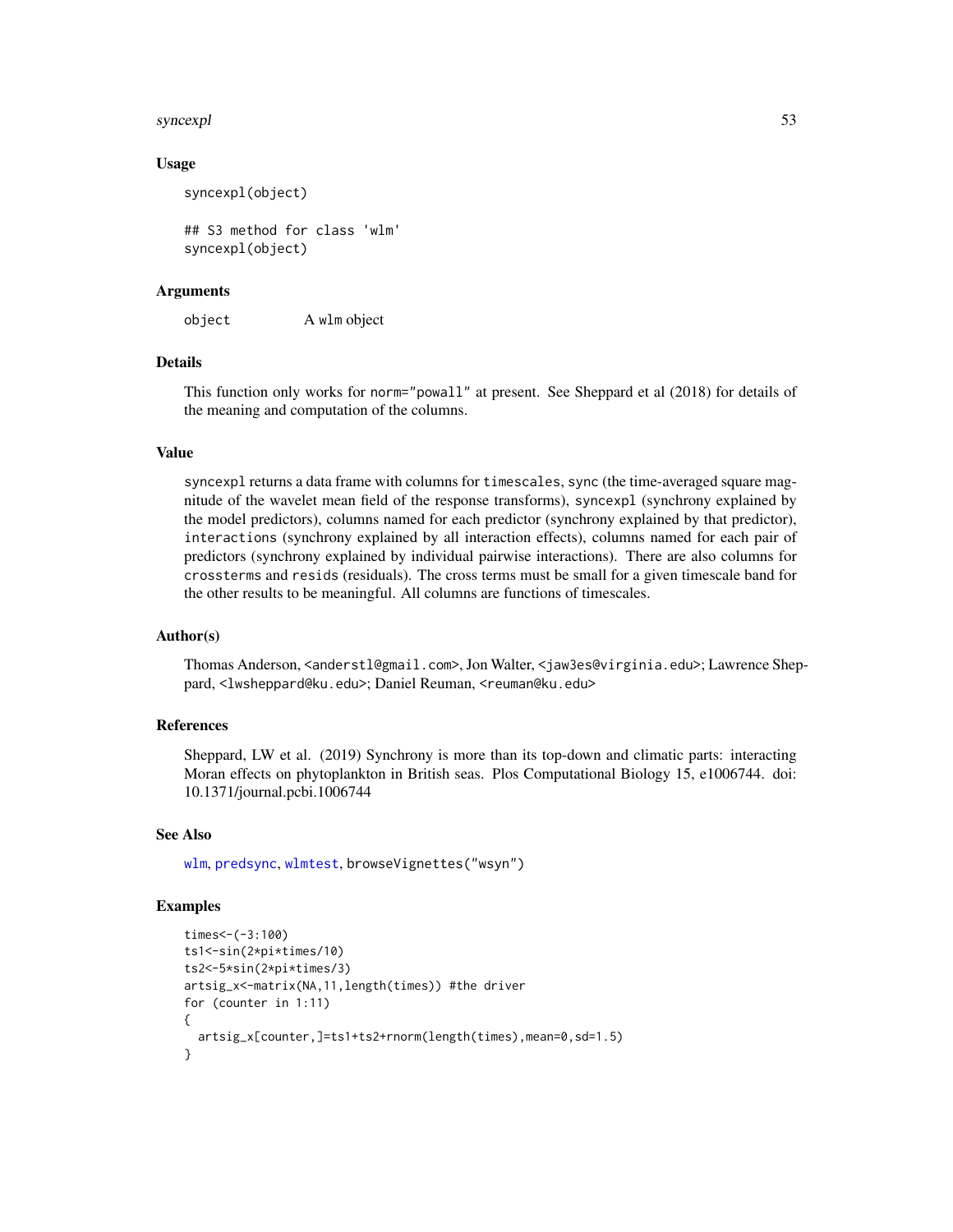### Usage

```
syncexpl(object)

## S3 method for class 'wlm'
syncexpl(object)
```

### Arguments

| | |
|---|---|
| object | A wlm object |

### Details

This function only works for norm="powall" at present. See Sheppard et al (2018) for details of the meaning and computation of the columns.

### Value

syncexpl returns a data frame with columns for timescales, sync (the time-averaged square magnitude of the wavelet mean field of the response transforms), syncexpl (synchrony explained by the model predictors), columns named for each predictor (synchrony explained by that predictor), interactions (synchrony explained by all interaction effects), columns named for each pair of predictors (synchrony explained by individual pairwise interactions). There are also columns for crossterms and resids (residuals). The cross terms must be small for a given timescale band for the other results to be meaningful. All columns are functions of timescales.

### Author(s)

Thomas Anderson, <anderstl@gmail.com>, Jon Walter, <jaw3es@virginia.edu>; Lawrence Sheppard, <lwsheppard@ku.edu>; Daniel Reuman, <reuman@ku.edu>

### References

Sheppard, LW et al. (2019) Synchrony is more than its top-down and climatic parts: interacting Moran effects on phytoplankton in British seas. Plos Computational Biology 15, e1006744. doi: 10.1371/journal.pcbi.1006744

### See Also

wlm, predsync, wlmtest, browseVignettes("wsyn")

### Examples

```
times<-(-3:100)
ts1<-sin(2*pi*times/10)
ts2<-5*sin(2*pi*times/3)
artsig_x<-matrix(NA,11,length(times)) #the driver
for (counter in 1:11)
{
  artsig_x[counter,]=ts1+ts2+rnorm(length(times),mean=0,sd=1.5)
}
```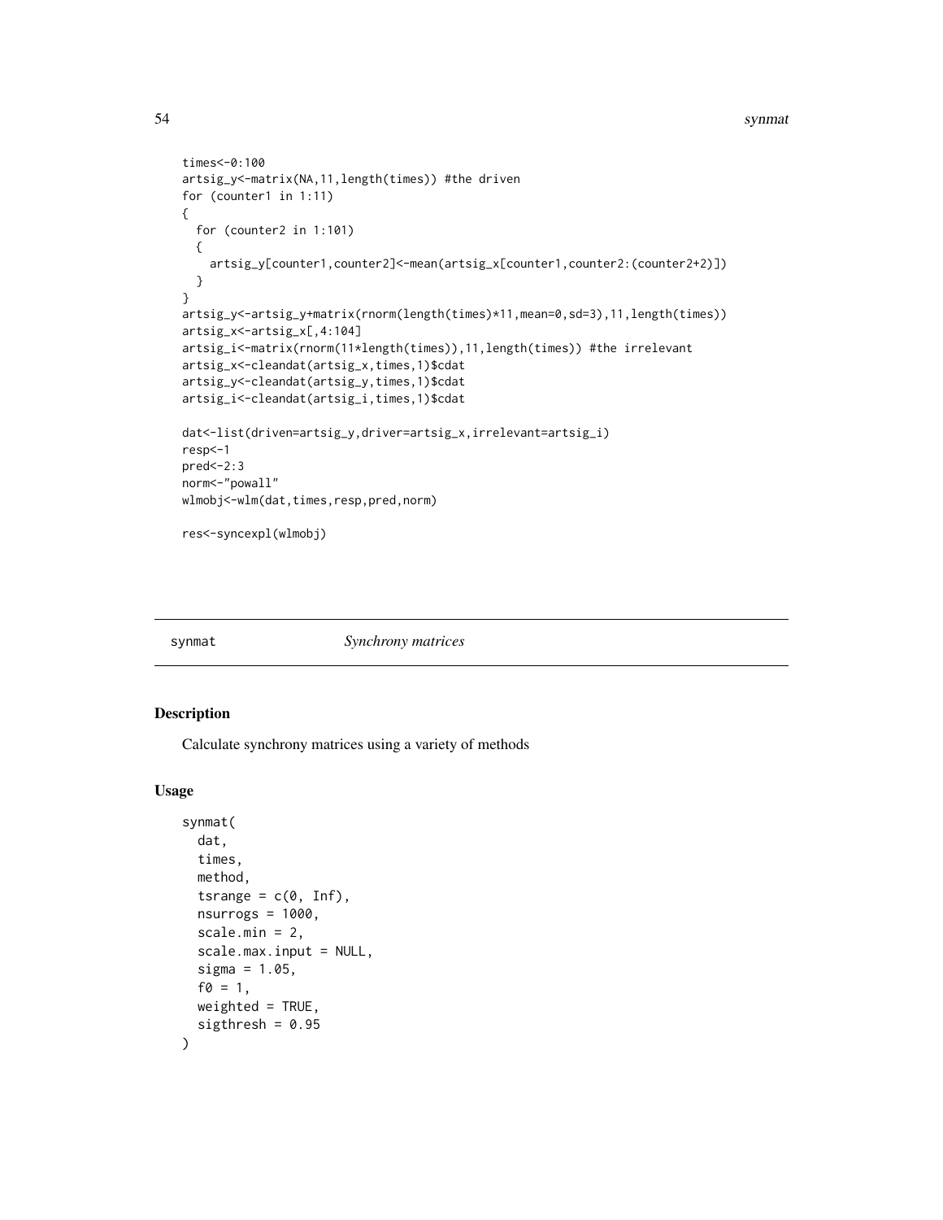```
times<-0:100
artsig_y<-matrix(NA,11,length(times)) #the driven
for (counter1 in 1:11)
{
  for (counter2 in 1:101)
  {
    artsig_y[counter1,counter2]<-mean(artsig_x[counter1,counter2:(counter2+2)])
  }
}
artsig_y<-artsig_y+matrix(rnorm(length(times)*11,mean=0,sd=3),11,length(times))
artsig_x<-artsig_x[,4:104]
artsig_i<-matrix(rnorm(11*length(times)),11,length(times)) #the irrelevant
artsig_x<-cleandat(artsig_x,times,1)$cdat
artsig_y<-cleandat(artsig_y,times,1)$cdat
artsig_i<-cleandat(artsig_i,times,1)$cdat

dat<-list(driven=artsig_y,driver=artsig_x,irrelevant=artsig_i)
resp<-1
pred<-2:3
norm<-"powall"
wlmobj<-wlm(dat,times,resp,pred,norm)

res<-syncexpl(wlmobj)
```

## synmat *Synchrony matrices*

### Description

Calculate synchrony matrices using a variety of methods

### Usage

```
synmat(
  dat,
  times,
  method,
  tsrange = c(0, Inf),
  nsurrogs = 1000,
  scale.min = 2,
  scale.max.input = NULL,
  sigma = 1.05,
  f0 = 1,
  weighted = TRUE,
  sigthresh = 0.95
)
```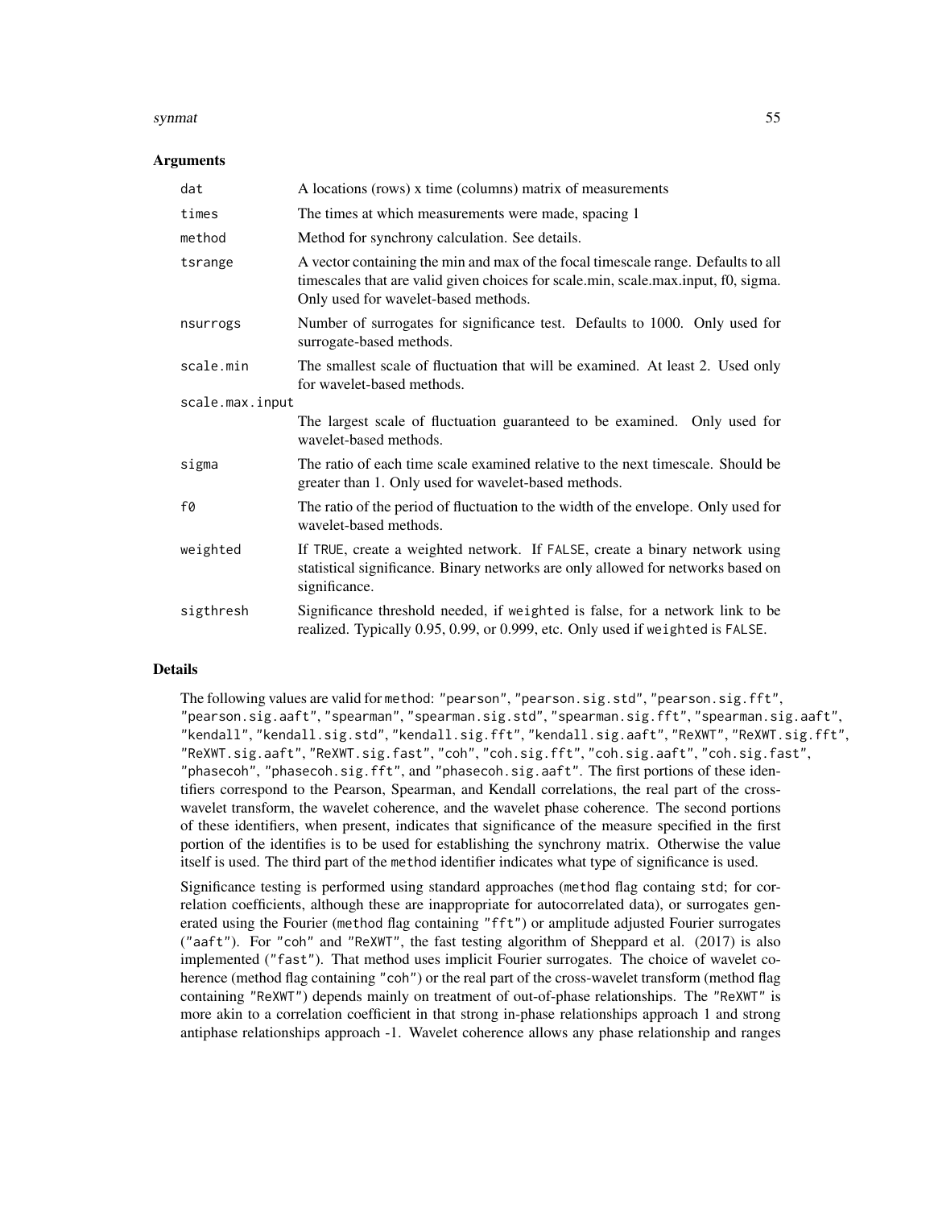## Arguments

| | |
|---|---|
| `dat` | A locations (rows) x time (columns) matrix of measurements |
| `times` | The times at which measurements were made, spacing 1 |
| `method` | Method for synchrony calculation. See details. |
| `tsrange` | A vector containing the min and max of the focal timescale range. Defaults to all timescales that are valid given choices for scale.min, scale.max.input, f0, sigma. Only used for wavelet-based methods. |
| `nsurrogs` | Number of surrogates for significance test. Defaults to 1000. Only used for surrogate-based methods. |
| `scale.min` | The smallest scale of fluctuation that will be examined. At least 2. Used only for wavelet-based methods. |
| `scale.max.input` | The largest scale of fluctuation guaranteed to be examined. Only used for wavelet-based methods. |
| `sigma` | The ratio of each time scale examined relative to the next timescale. Should be greater than 1. Only used for wavelet-based methods. |
| `f0` | The ratio of the period of fluctuation to the width of the envelope. Only used for wavelet-based methods. |
| `weighted` | If `TRUE`, create a weighted network. If `FALSE`, create a binary network using statistical significance. Binary networks are only allowed for networks based on significance. |
| `sigthresh` | Significance threshold needed, if `weighted` is false, for a network link to be realized. Typically 0.95, 0.99, or 0.999, etc. Only used if `weighted` is `FALSE`. |

## Details

The following values are valid for `method`: `"pearson"`, `"pearson.sig.std"`, `"pearson.sig.fft"`, `"pearson.sig.aaft"`, `"spearman"`, `"spearman.sig.std"`, `"spearman.sig.fft"`, `"spearman.sig.aaft"`, `"kendall"`, `"kendall.sig.std"`, `"kendall.sig.fft"`, `"kendall.sig.aaft"`, `"ReXWT"`, `"ReXWT.sig.fft"`, `"ReXWT.sig.aaft"`, `"ReXWT.sig.fast"`, `"coh"`, `"coh.sig.fft"`, `"coh.sig.aaft"`, `"coh.sig.fast"`, `"phasecoh"`, `"phasecoh.sig.fft"`, and `"phasecoh.sig.aaft"`. The first portions of these identifiers correspond to the Pearson, Spearman, and Kendall correlations, the real part of the cross-wavelet transform, the wavelet coherence, and the wavelet phase coherence. The second portions of these identifiers, when present, indicates that significance of the measure specified in the first portion of the identifies is to be used for establishing the synchrony matrix. Otherwise the value itself is used. The third part of the `method` identifier indicates what type of significance is used.

Significance testing is performed using standard approaches (`method` flag containg `std`; for correlation coefficients, although these are inappropriate for autocorrelated data), or surrogates generated using the Fourier (`method` flag containing `"fft"`) or amplitude adjusted Fourier surrogates (`"aaft"`). For `"coh"` and `"ReXWT"`, the fast testing algorithm of Sheppard et al. (2017) is also implemented (`"fast"`). That method uses implicit Fourier surrogates. The choice of wavelet coherence (method flag containing `"coh"`) or the real part of the cross-wavelet transform (method flag containing `"ReXWT"`) depends mainly on treatment of out-of-phase relationships. The `"ReXWT"` is more akin to a correlation coefficient in that strong in-phase relationships approach 1 and strong antiphase relationships approach -1. Wavelet coherence allows any phase relationship and ranges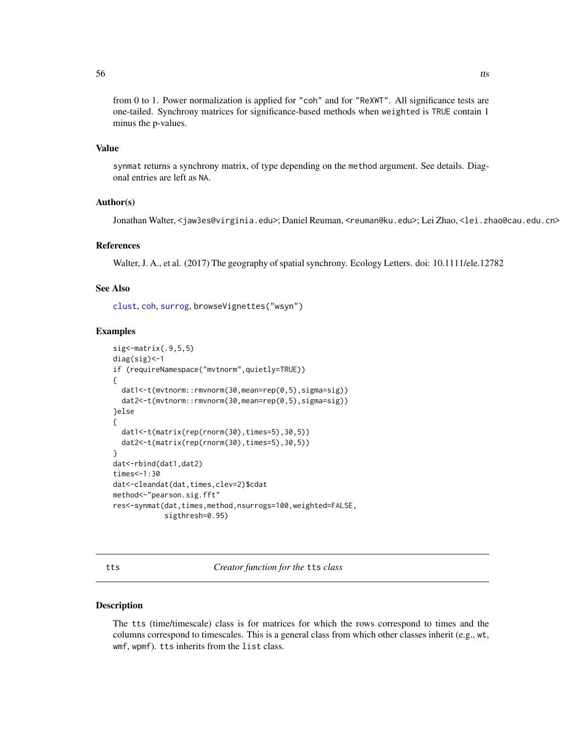from 0 to 1. Power normalization is applied for "coh" and for "ReXWT". All significance tests are one-tailed. Synchrony matrices for significance-based methods when weighted is TRUE contain 1 minus the p-values.

### Value

synmat returns a synchrony matrix, of type depending on the method argument. See details. Diagonal entries are left as NA.

### Author(s)

Jonathan Walter, <jaw3es@virginia.edu>; Daniel Reuman, <reuman@ku.edu>; Lei Zhao, <lei.zhao@cau.edu.cn>

### References

Walter, J. A., et al. (2017) The geography of spatial synchrony. Ecology Letters. doi: 10.1111/ele.12782

### See Also

clust, coh, surrog, browseVignettes("wsyn")

### Examples

```
sig<-matrix(.9,5,5)
diag(sig)<-1
if (requireNamespace("mvtnorm",quietly=TRUE))
{
  dat1<-t(mvtnorm::rmvnorm(30,mean=rep(0,5),sigma=sig))
  dat2<-t(mvtnorm::rmvnorm(30,mean=rep(0,5),sigma=sig))
}else
{
  dat1<-t(matrix(rep(rnorm(30),times=5),30,5))
  dat2<-t(matrix(rep(rnorm(30),times=5),30,5))
}
dat<-rbind(dat1,dat2)
times<-1:30
dat<-cleandat(dat,times,clev=2)$cdat
method<-"pearson.sig.fft"
res<-synmat(dat,times,method,nsurrogs=100,weighted=FALSE,
            sigthresh=0.95)
```

---

## tts — *Creator function for the* tts *class*

### Description

The tts (time/timescale) class is for matrices for which the rows correspond to times and the columns correspond to timescales. This is a general class from which other classes inherit (e.g., wt, wmf, wpmf). tts inherits from the list class.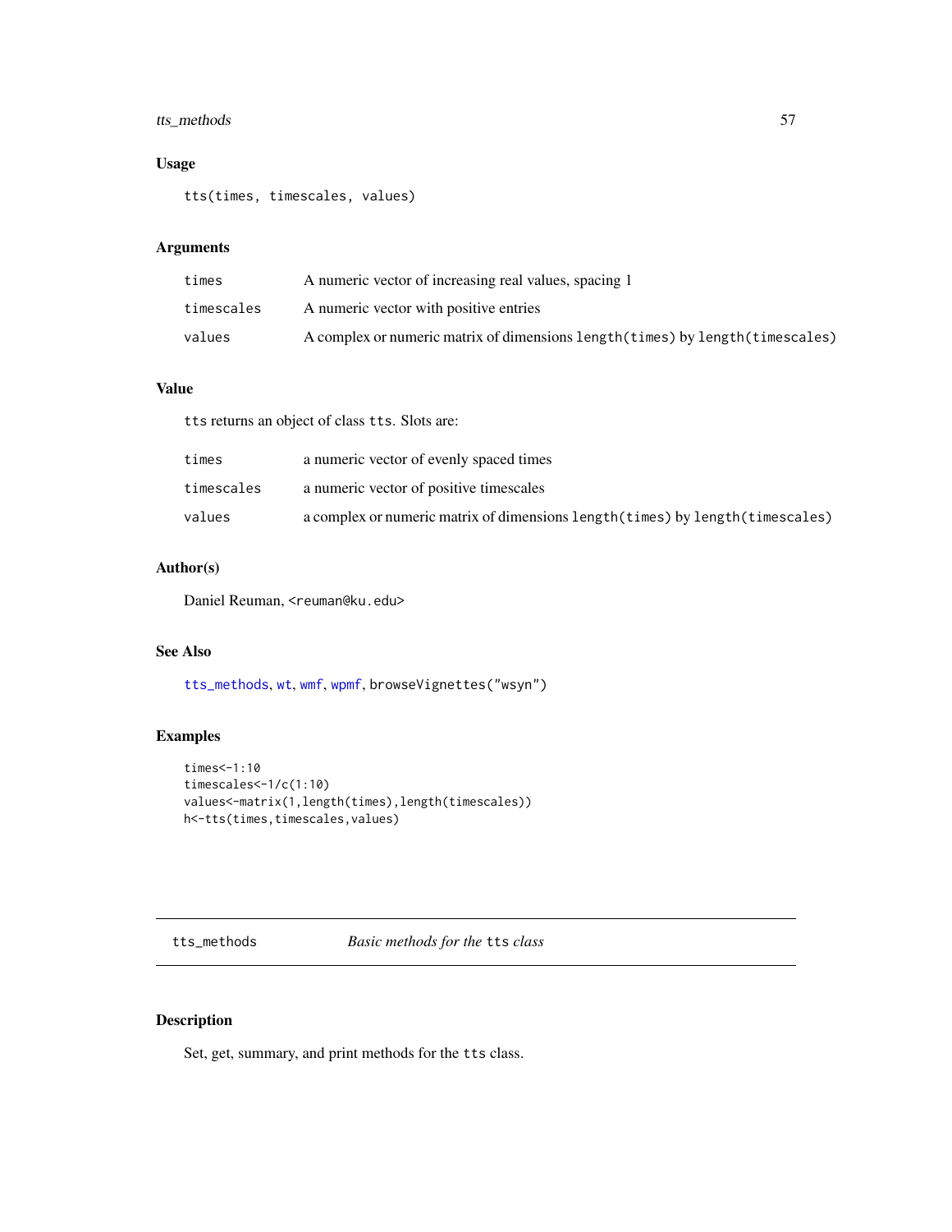### Usage

```
tts(times, timescales, values)
```

### Arguments

| | |
|---|---|
| `times` | A numeric vector of increasing real values, spacing 1 |
| `timescales` | A numeric vector with positive entries |
| `values` | A complex or numeric matrix of dimensions `length(times)` by `length(timescales)` |

### Value

`tts` returns an object of class `tts`. Slots are:

| | |
|---|---|
| `times` | a numeric vector of evenly spaced times |
| `timescales` | a numeric vector of positive timescales |
| `values` | a complex or numeric matrix of dimensions `length(times)` by `length(timescales)` |

### Author(s)

Daniel Reuman, `<reuman@ku.edu>`

### See Also

`tts_methods`, `wt`, `wmf`, `wpmf`, `browseVignettes("wsyn")`

### Examples

```
times<-1:10
timescales<-1/c(1:10)
values<-matrix(1,length(times),length(timescales))
h<-tts(times,timescales,values)
```

---

## tts_methods    *Basic methods for the `tts` class*

---

### Description

Set, get, summary, and print methods for the `tts` class.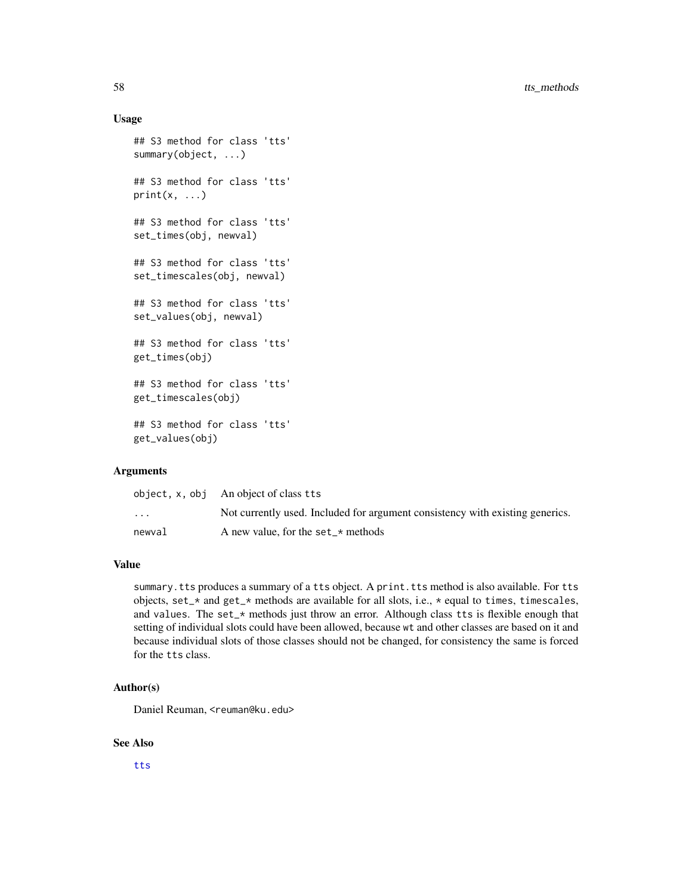## Usage

```
## S3 method for class 'tts'
summary(object, ...)

## S3 method for class 'tts'
print(x, ...)

## S3 method for class 'tts'
set_times(obj, newval)

## S3 method for class 'tts'
set_timescales(obj, newval)

## S3 method for class 'tts'
set_values(obj, newval)

## S3 method for class 'tts'
get_times(obj)

## S3 method for class 'tts'
get_timescales(obj)

## S3 method for class 'tts'
get_values(obj)
```

## Arguments

| | |
|---|---|
| object, x, obj | An object of class tts |
| ... | Not currently used. Included for argument consistency with existing generics. |
| newval | A new value, for the set_* methods |

## Value

summary.tts produces a summary of a tts object. A print.tts method is also available. For tts objects, set_* and get_* methods are available for all slots, i.e., * equal to times, timescales, and values. The set_* methods just throw an error. Although class tts is flexible enough that setting of individual slots could have been allowed, because wt and other classes are based on it and because individual slots of those classes should not be changed, for consistency the same is forced for the tts class.

## Author(s)

Daniel Reuman, <reuman@ku.edu>

## See Also

tts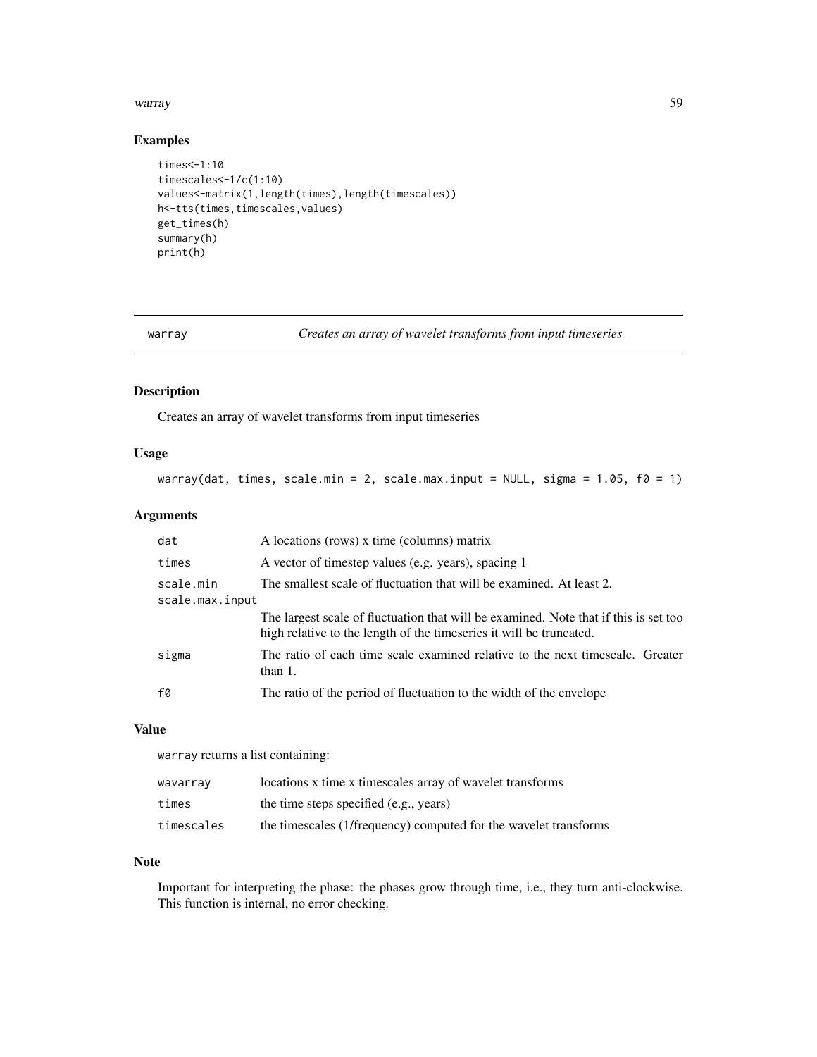## Examples

```
times<-1:10
timescales<-1/c(1:10)
values<-matrix(1,length(times),length(timescales))
h<-tts(times,timescales,values)
get_times(h)
summary(h)
print(h)
```

---

# warray — *Creates an array of wavelet transforms from input timeseries*

---

## Description

Creates an array of wavelet transforms from input timeseries

## Usage

```
warray(dat, times, scale.min = 2, scale.max.input = NULL, sigma = 1.05, f0 = 1)
```

## Arguments

| | |
|---|---|
| `dat` | A locations (rows) x time (columns) matrix |
| `times` | A vector of timestep values (e.g. years), spacing 1 |
| `scale.min` | The smallest scale of fluctuation that will be examined. At least 2. |
| `scale.max.input` | The largest scale of fluctuation that will be examined. Note that if this is set too high relative to the length of the timeseries it will be truncated. |
| `sigma` | The ratio of each time scale examined relative to the next timescale. Greater than 1. |
| `f0` | The ratio of the period of fluctuation to the width of the envelope |

## Value

`warray` returns a list containing:

| | |
|---|---|
| `wavarray` | locations x time x timescales array of wavelet transforms |
| `times` | the time steps specified (e.g., years) |
| `timescales` | the timescales (1/frequency) computed for the wavelet transforms |

## Note

Important for interpreting the phase: the phases grow through time, i.e., they turn anti-clockwise. This function is internal, no error checking.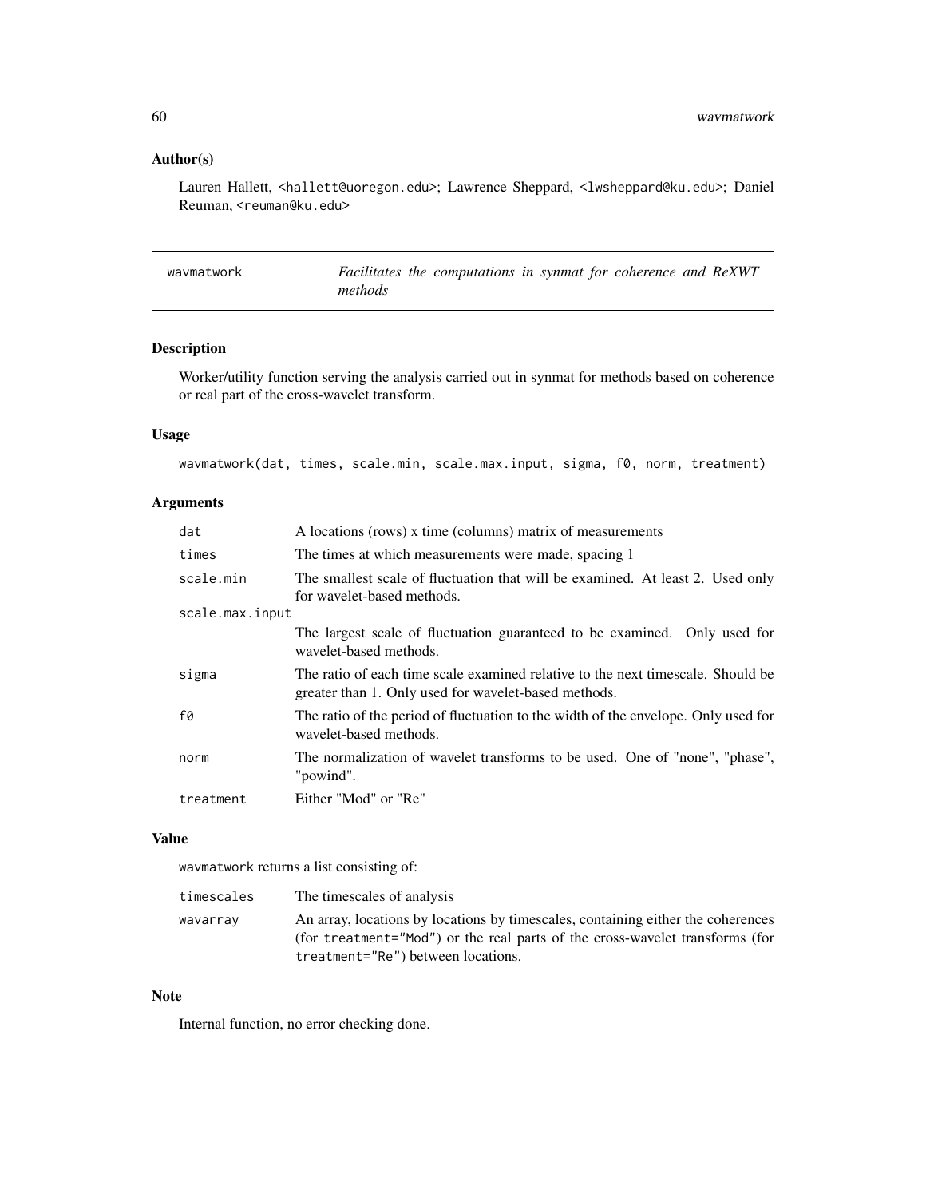### Author(s)

Lauren Hallett, <hallett@uoregon.edu>; Lawrence Sheppard, <lwsheppard@ku.edu>; Daniel Reuman, <reuman@ku.edu>

---

## wavmatwork — *Facilitates the computations in synmat for coherence and ReXWT methods*

---

### Description

Worker/utility function serving the analysis carried out in synmat for methods based on coherence or real part of the cross-wavelet transform.

### Usage

```
wavmatwork(dat, times, scale.min, scale.max.input, sigma, f0, norm, treatment)
```

### Arguments

| | |
|---|---|
| `dat` | A locations (rows) x time (columns) matrix of measurements |
| `times` | The times at which measurements were made, spacing 1 |
| `scale.min` | The smallest scale of fluctuation that will be examined. At least 2. Used only for wavelet-based methods. |
| `scale.max.input` | The largest scale of fluctuation guaranteed to be examined. Only used for wavelet-based methods. |
| `sigma` | The ratio of each time scale examined relative to the next timescale. Should be greater than 1. Only used for wavelet-based methods. |
| `f0` | The ratio of the period of fluctuation to the width of the envelope. Only used for wavelet-based methods. |
| `norm` | The normalization of wavelet transforms to be used. One of "none", "phase", "powind". |
| `treatment` | Either "Mod" or "Re" |

### Value

`wavmatwork` returns a list consisting of:

| | |
|---|---|
| `timescales` | The timescales of analysis |
| `wavarray` | An array, locations by locations by timescales, containing either the coherences (for `treatment="Mod"`) or the real parts of the cross-wavelet transforms (for `treatment="Re"`) between locations. |

### Note

Internal function, no error checking done.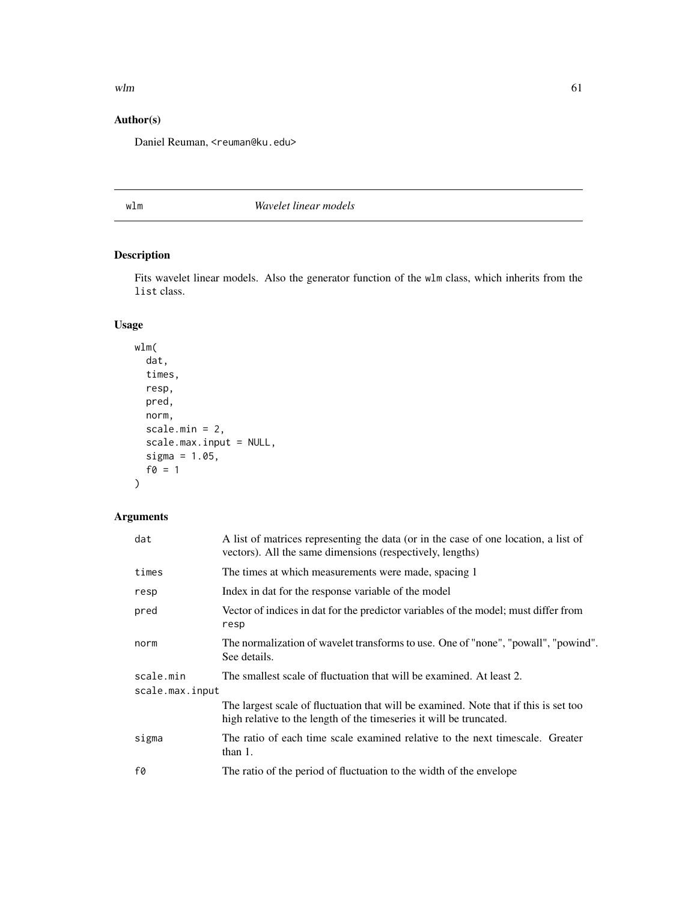## Author(s)

Daniel Reuman, <reuman@ku.edu>

---

# wlm    *Wavelet linear models*

## Description

Fits wavelet linear models. Also the generator function of the wlm class, which inherits from the list class.

## Usage

```
wlm(
  dat,
  times,
  resp,
  pred,
  norm,
  scale.min = 2,
  scale.max.input = NULL,
  sigma = 1.05,
  f0 = 1
)
```

## Arguments

| | |
|---|---|
| dat | A list of matrices representing the data (or in the case of one location, a list of vectors). All the same dimensions (respectively, lengths) |
| times | The times at which measurements were made, spacing 1 |
| resp | Index in dat for the response variable of the model |
| pred | Vector of indices in dat for the predictor variables of the model; must differ from resp |
| norm | The normalization of wavelet transforms to use. One of "none", "powall", "powind". See details. |
| scale.min | The smallest scale of fluctuation that will be examined. At least 2. |
| scale.max.input | The largest scale of fluctuation that will be examined. Note that if this is set too high relative to the length of the timeseries it will be truncated. |
| sigma | The ratio of each time scale examined relative to the next timescale. Greater than 1. |
| f0 | The ratio of the period of fluctuation to the width of the envelope |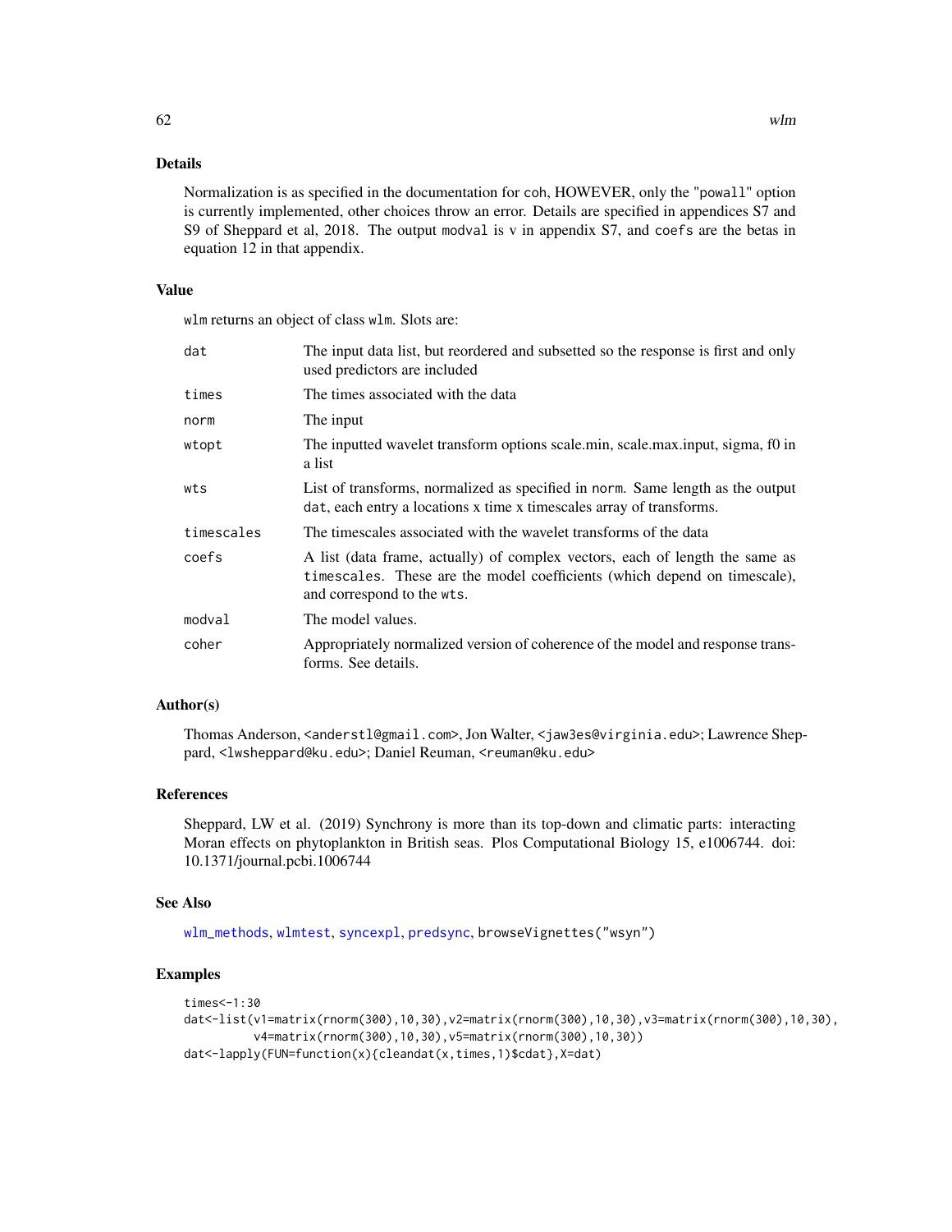## Details

Normalization is as specified in the documentation for `coh`, HOWEVER, only the "`powall`" option is currently implemented, other choices throw an error. Details are specified in appendices S7 and S9 of Sheppard et al, 2018. The output `modval` is v in appendix S7, and `coefs` are the betas in equation 12 in that appendix.

## Value

`wlm` returns an object of class `wlm`. Slots are:

| | |
|---|---|
| `dat` | The input data list, but reordered and subsetted so the response is first and only used predictors are included |
| `times` | The times associated with the data |
| `norm` | The input |
| `wtopt` | The inputted wavelet transform options scale.min, scale.max.input, sigma, f0 in a list |
| `wts` | List of transforms, normalized as specified in `norm`. Same length as the output `dat`, each entry a locations x time x timescales array of transforms. |
| `timescales` | The timescales associated with the wavelet transforms of the data |
| `coefs` | A list (data frame, actually) of complex vectors, each of length the same as `timescales`. These are the model coefficients (which depend on timescale), and correspond to the `wts`. |
| `modval` | The model values. |
| `coher` | Appropriately normalized version of coherence of the model and response transforms. See details. |

## Author(s)

Thomas Anderson, <anderstl@gmail.com>, Jon Walter, <jaw3es@virginia.edu>; Lawrence Sheppard, <lwsheppard@ku.edu>; Daniel Reuman, <reuman@ku.edu>

## References

Sheppard, LW et al. (2019) Synchrony is more than its top-down and climatic parts: interacting Moran effects on phytoplankton in British seas. Plos Computational Biology 15, e1006744. doi: 10.1371/journal.pcbi.1006744

## See Also

`wlm_methods`, `wlmtest`, `syncexpl`, `predsync`, `browseVignettes("wsyn")`

## Examples

```
times<-1:30
dat<-list(v1=matrix(rnorm(300),10,30),v2=matrix(rnorm(300),10,30),v3=matrix(rnorm(300),10,30),
          v4=matrix(rnorm(300),10,30),v5=matrix(rnorm(300),10,30))
dat<-lapply(FUN=function(x){cleandat(x,times,1)$cdat},X=dat)
```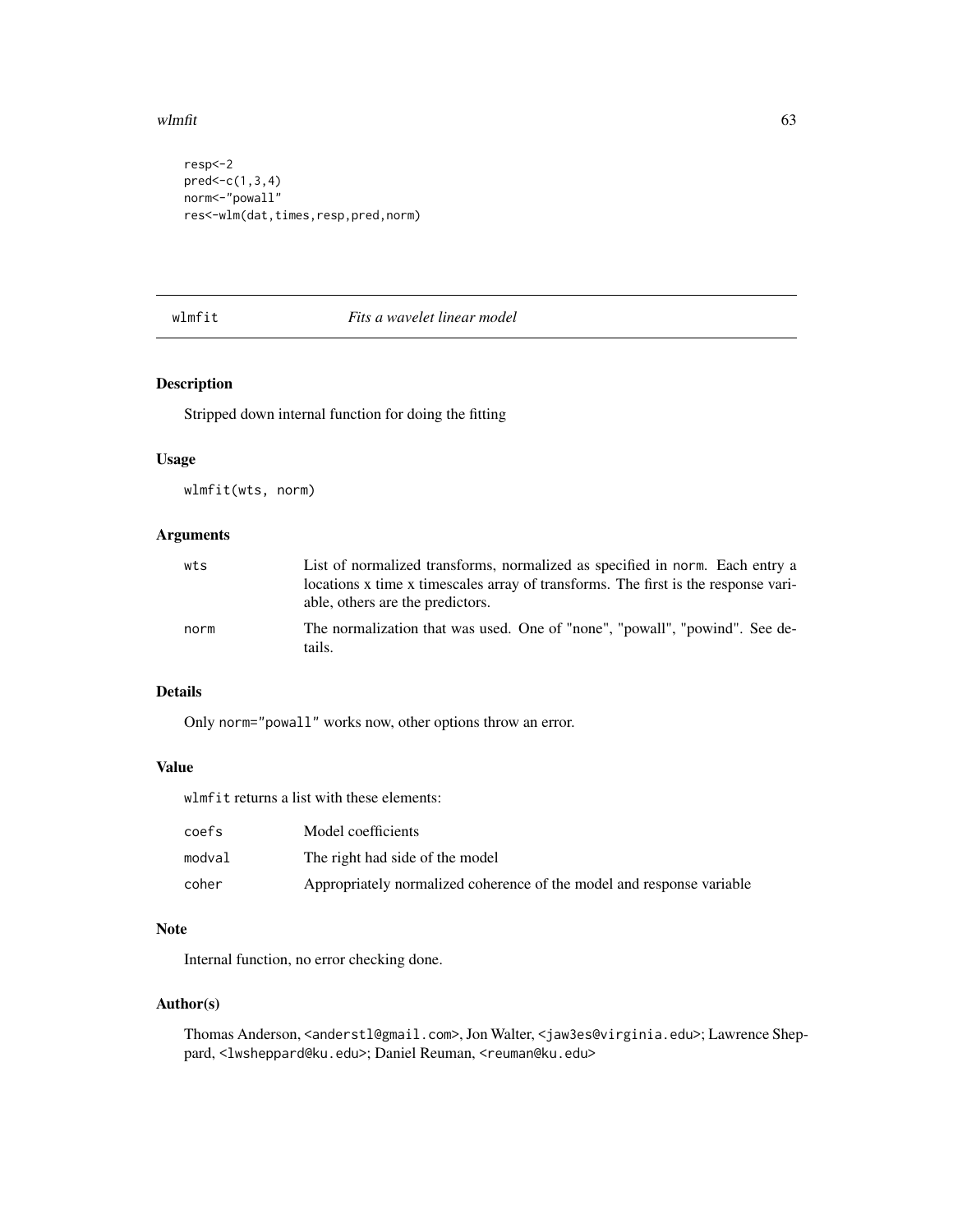```
resp<-2
pred<-c(1,3,4)
norm<-"powall"
res<-wlm(dat,times,resp,pred,norm)
```

## wlmfit *Fits a wavelet linear model*

### Description

Stripped down internal function for doing the fitting

### Usage

```
wlmfit(wts, norm)
```

### Arguments

| | |
|---|---|
| wts | List of normalized transforms, normalized as specified in norm. Each entry a locations x time x timescales array of transforms. The first is the response variable, others are the predictors. |
| norm | The normalization that was used. One of "none", "powall", "powind". See details. |

### Details

Only norm="powall" works now, other options throw an error.

### Value

wlmfit returns a list with these elements:

| | |
|---|---|
| coefs | Model coefficients |
| modval | The right had side of the model |
| coher | Appropriately normalized coherence of the model and response variable |

### Note

Internal function, no error checking done.

### Author(s)

Thomas Anderson, <anderstl@gmail.com>, Jon Walter, <jaw3es@virginia.edu>; Lawrence Sheppard, <lwsheppard@ku.edu>; Daniel Reuman, <reuman@ku.edu>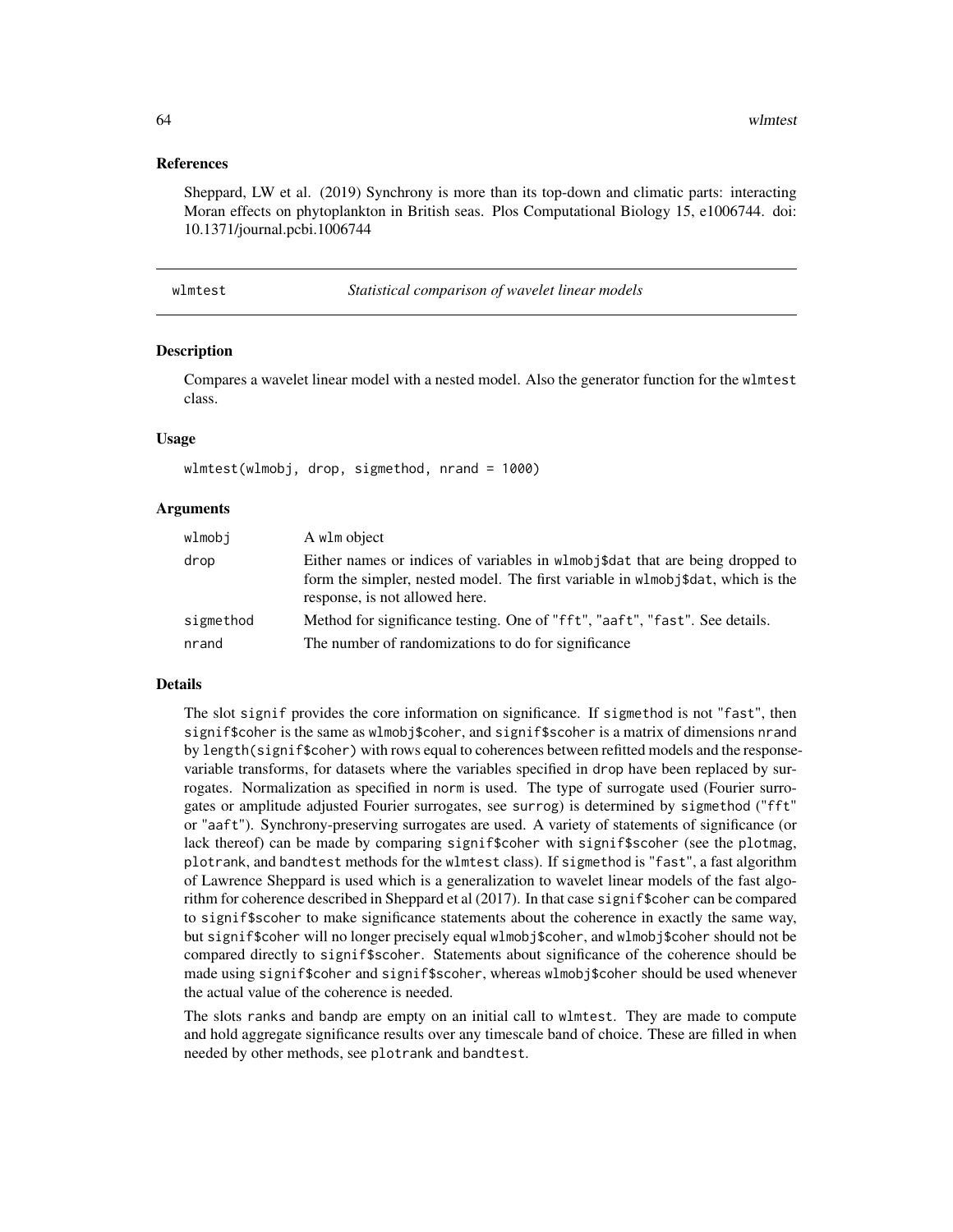### References

Sheppard, LW et al. (2019) Synchrony is more than its top-down and climatic parts: interacting Moran effects on phytoplankton in British seas. Plos Computational Biology 15, e1006744. doi: 10.1371/journal.pcbi.1006744

---

## wlmtest — *Statistical comparison of wavelet linear models*

---

### Description

Compares a wavelet linear model with a nested model. Also the generator function for the `wlmtest` class.

### Usage

```
wlmtest(wlmobj, drop, sigmethod, nrand = 1000)
```

### Arguments

| | |
|---|---|
| `wlmobj` | A `wlm` object |
| `drop` | Either names or indices of variables in `wlmobj$dat` that are being dropped to form the simpler, nested model. The first variable in `wlmobj$dat`, which is the response, is not allowed here. |
| `sigmethod` | Method for significance testing. One of `"fft"`, `"aaft"`, `"fast"`. See details. |
| `nrand` | The number of randomizations to do for significance |

### Details

The slot `signif` provides the core information on significance. If `sigmethod` is not `"fast"`, then `signif$coher` is the same as `wlmobj$coher`, and `signif$scoher` is a matrix of dimensions `nrand` by `length(signif$coher)` with rows equal to coherences between refitted models and the response-variable transforms, for datasets where the variables specified in `drop` have been replaced by surrogates. Normalization as specified in `norm` is used. The type of surrogate used (Fourier surrogates or amplitude adjusted Fourier surrogates, see `surrog`) is determined by `sigmethod` (`"fft"` or `"aaft"`). Synchrony-preserving surrogates are used. A variety of statements of significance (or lack thereof) can be made by comparing `signif$coher` with `signif$scoher` (see the `plotmag`, `plotrank`, and `bandtest` methods for the `wlmtest` class). If `sigmethod` is `"fast"`, a fast algorithm of Lawrence Sheppard is used which is a generalization to wavelet linear models of the fast algorithm for coherence described in Sheppard et al (2017). In that case `signif$coher` can be compared to `signif$scoher` to make significance statements about the coherence in exactly the same way, but `signif$coher` will no longer precisely equal `wlmobj$coher`, and `wlmobj$coher` should not be compared directly to `signif$scoher`. Statements about significance of the coherence should be made using `signif$coher` and `signif$scoher`, whereas `wlmobj$coher` should be used whenever the actual value of the coherence is needed.

The slots `ranks` and `bandp` are empty on an initial call to `wlmtest`. They are made to compute and hold aggregate significance results over any timescale band of choice. These are filled in when needed by other methods, see `plotrank` and `bandtest`.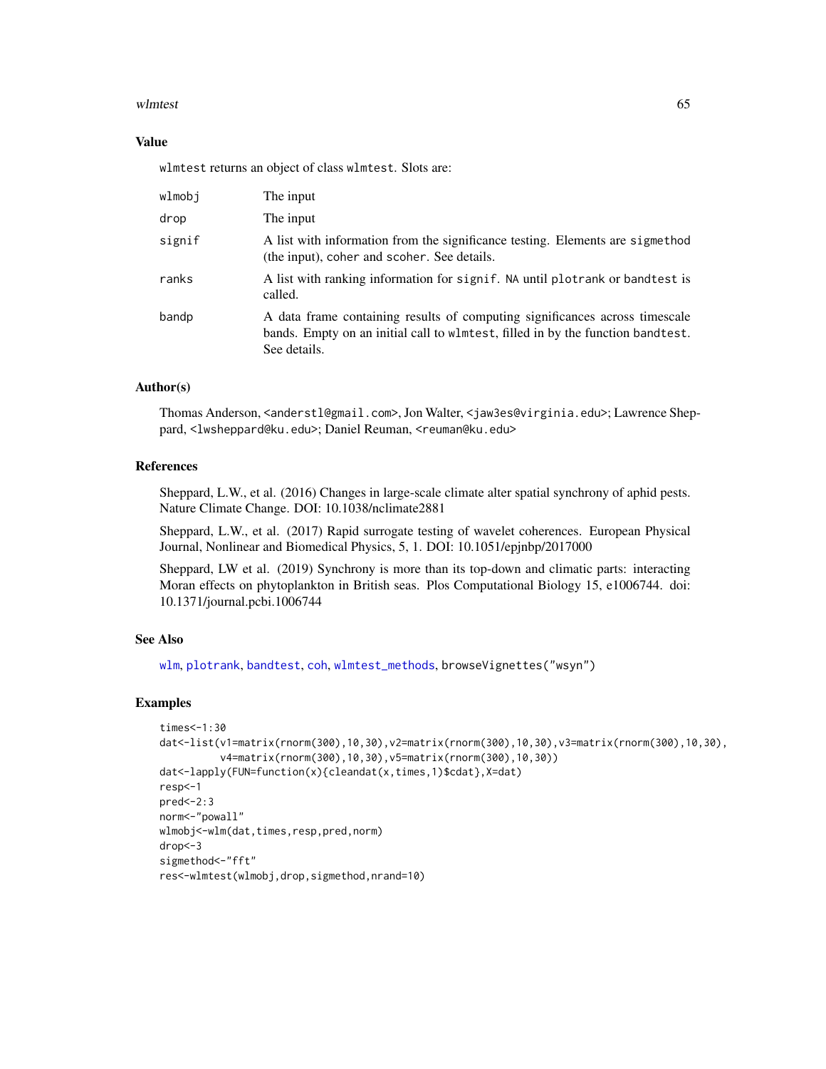### Value

wlmtest returns an object of class wlmtest. Slots are:

| | |
|---|---|
| wlmobj | The input |
| drop | The input |
| signif | A list with information from the significance testing. Elements are sigmethod (the input), coher and scoher. See details. |
| ranks | A list with ranking information for signif. NA until plotrank or bandtest is called. |
| bandp | A data frame containing results of computing significances across timescale bands. Empty on an initial call to wlmtest, filled in by the function bandtest. See details. |

### Author(s)

Thomas Anderson, <anderstl@gmail.com>, Jon Walter, <jaw3es@virginia.edu>; Lawrence Sheppard, <lwsheppard@ku.edu>; Daniel Reuman, <reuman@ku.edu>

### References

Sheppard, L.W., et al. (2016) Changes in large-scale climate alter spatial synchrony of aphid pests. Nature Climate Change. DOI: 10.1038/nclimate2881

Sheppard, L.W., et al. (2017) Rapid surrogate testing of wavelet coherences. European Physical Journal, Nonlinear and Biomedical Physics, 5, 1. DOI: 10.1051/epjnbp/2017000

Sheppard, LW et al. (2019) Synchrony is more than its top-down and climatic parts: interacting Moran effects on phytoplankton in British seas. Plos Computational Biology 15, e1006744. doi: 10.1371/journal.pcbi.1006744

### See Also

wlm, plotrank, bandtest, coh, wlmtest_methods, browseVignettes("wsyn")

### Examples

```
times<-1:30
dat<-list(v1=matrix(rnorm(300),10,30),v2=matrix(rnorm(300),10,30),v3=matrix(rnorm(300),10,30),
          v4=matrix(rnorm(300),10,30),v5=matrix(rnorm(300),10,30))
dat<-lapply(FUN=function(x){cleandat(x,times,1)$cdat},X=dat)
resp<-1
pred<-2:3
norm<-"powall"
wlmobj<-wlm(dat,times,resp,pred,norm)
drop<-3
sigmethod<-"fft"
res<-wlmtest(wlmobj,drop,sigmethod,nrand=10)
```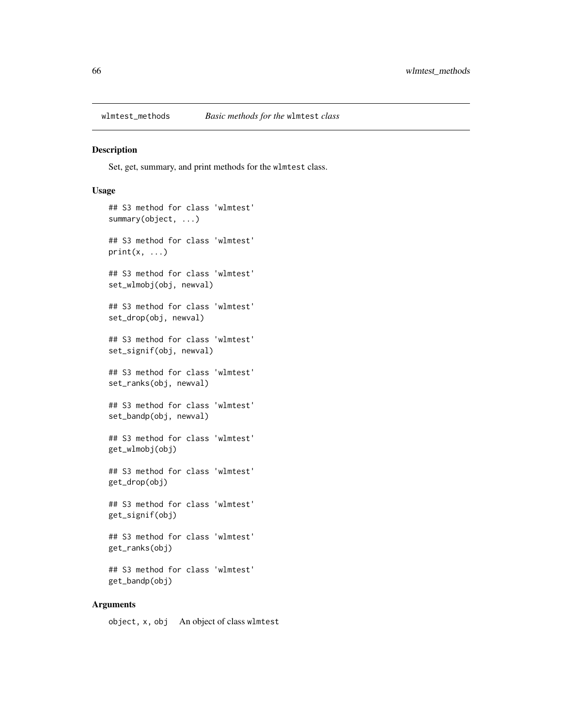`wlmtest_methods` *Basic methods for the* `wlmtest` *class*

## Description

Set, get, summary, and print methods for the `wlmtest` class.

## Usage

```
## S3 method for class 'wlmtest'
summary(object, ...)

## S3 method for class 'wlmtest'
print(x, ...)

## S3 method for class 'wlmtest'
set_wlmobj(obj, newval)

## S3 method for class 'wlmtest'
set_drop(obj, newval)

## S3 method for class 'wlmtest'
set_signif(obj, newval)

## S3 method for class 'wlmtest'
set_ranks(obj, newval)

## S3 method for class 'wlmtest'
set_bandp(obj, newval)

## S3 method for class 'wlmtest'
get_wlmobj(obj)

## S3 method for class 'wlmtest'
get_drop(obj)

## S3 method for class 'wlmtest'
get_signif(obj)

## S3 method for class 'wlmtest'
get_ranks(obj)

## S3 method for class 'wlmtest'
get_bandp(obj)
```

## Arguments

| | |
|---|---|
| `object, x, obj` | An object of class `wlmtest` |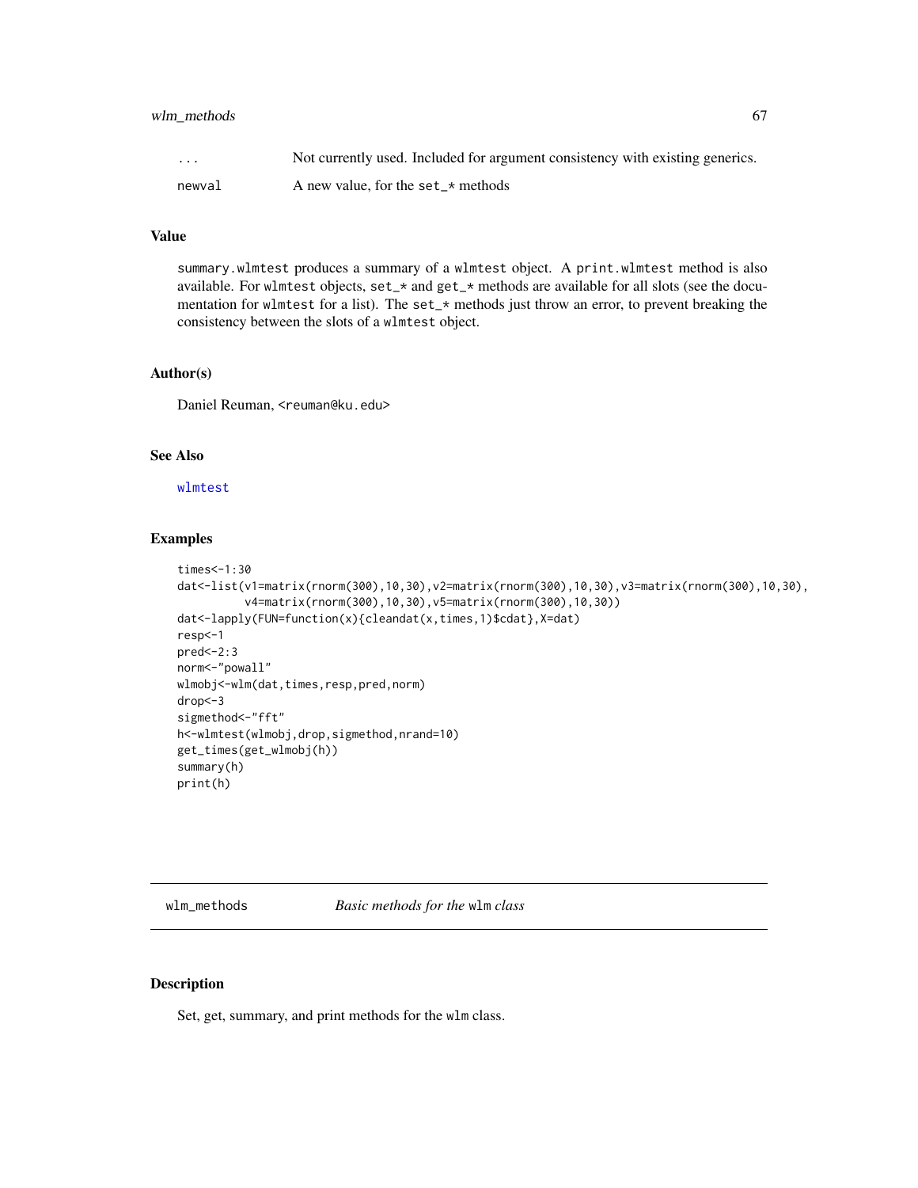| | |
|---|---|
| ... | Not currently used. Included for argument consistency with existing generics. |
| newval | A new value, for the set_* methods |

### Value

summary.wlmtest produces a summary of a wlmtest object. A print.wlmtest method is also available. For wlmtest objects, set_* and get_* methods are available for all slots (see the documentation for wlmtest for a list). The set_* methods just throw an error, to prevent breaking the consistency between the slots of a wlmtest object.

### Author(s)

Daniel Reuman, <reuman@ku.edu>

### See Also

wlmtest

### Examples

```
times<-1:30
dat<-list(v1=matrix(rnorm(300),10,30),v2=matrix(rnorm(300),10,30),v3=matrix(rnorm(300),10,30),
          v4=matrix(rnorm(300),10,30),v5=matrix(rnorm(300),10,30))
dat<-lapply(FUN=function(x){cleandat(x,times,1)$cdat},X=dat)
resp<-1
pred<-2:3
norm<-"powall"
wlmobj<-wlm(dat,times,resp,pred,norm)
drop<-3
sigmethod<-"fft"
h<-wlmtest(wlmobj,drop,sigmethod,nrand=10)
get_times(get_wlmobj(h))
summary(h)
print(h)
```

## wlm_methods — *Basic methods for the* wlm *class*

### Description

Set, get, summary, and print methods for the wlm class.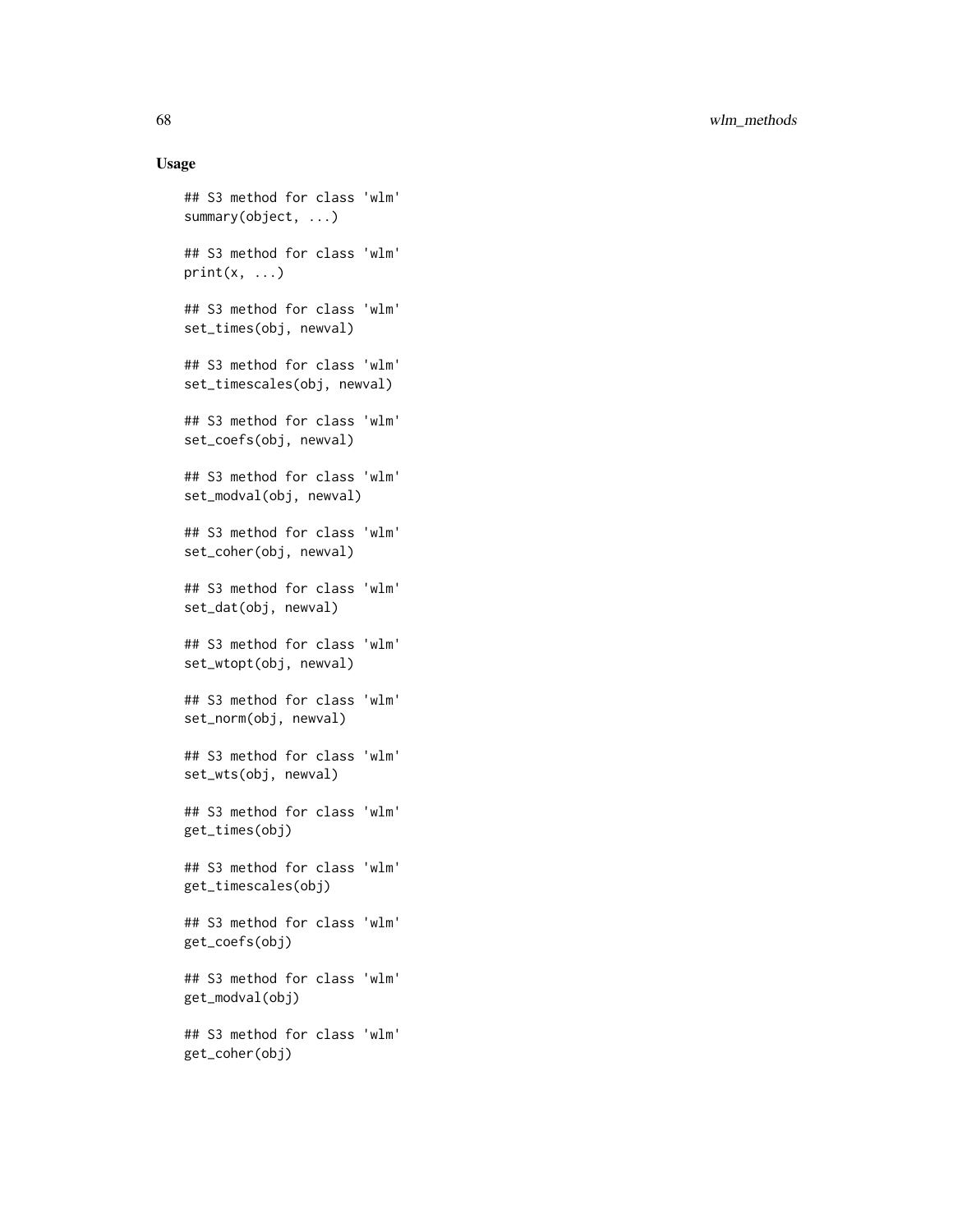## Usage

```
## S3 method for class 'wlm'
summary(object, ...)

## S3 method for class 'wlm'
print(x, ...)

## S3 method for class 'wlm'
set_times(obj, newval)

## S3 method for class 'wlm'
set_timescales(obj, newval)

## S3 method for class 'wlm'
set_coefs(obj, newval)

## S3 method for class 'wlm'
set_modval(obj, newval)

## S3 method for class 'wlm'
set_coher(obj, newval)

## S3 method for class 'wlm'
set_dat(obj, newval)

## S3 method for class 'wlm'
set_wtopt(obj, newval)

## S3 method for class 'wlm'
set_norm(obj, newval)

## S3 method for class 'wlm'
set_wts(obj, newval)

## S3 method for class 'wlm'
get_times(obj)

## S3 method for class 'wlm'
get_timescales(obj)

## S3 method for class 'wlm'
get_coefs(obj)

## S3 method for class 'wlm'
get_modval(obj)

## S3 method for class 'wlm'
get_coher(obj)
```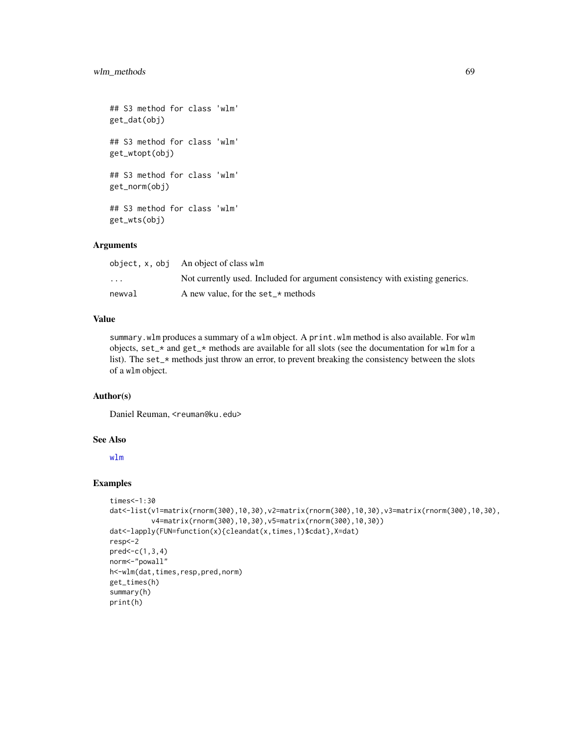```
## S3 method for class 'wlm'
get_dat(obj)

## S3 method for class 'wlm'
get_wtopt(obj)

## S3 method for class 'wlm'
get_norm(obj)

## S3 method for class 'wlm'
get_wts(obj)
```

### Arguments

| | |
|---|---|
| `object, x, obj` | An object of class `wlm` |
| `...` | Not currently used. Included for argument consistency with existing generics. |
| `newval` | A new value, for the `set_*` methods |

### Value

`summary.wlm` produces a summary of a `wlm` object. A `print.wlm` method is also available. For `wlm` objects, `set_*` and `get_*` methods are available for all slots (see the documentation for `wlm` for a list). The `set_*` methods just throw an error, to prevent breaking the consistency between the slots of a `wlm` object.

### Author(s)

Daniel Reuman, <reuman@ku.edu>

### See Also

`wlm`

### Examples

```
times<-1:30
dat<-list(v1=matrix(rnorm(300),10,30),v2=matrix(rnorm(300),10,30),v3=matrix(rnorm(300),10,30),
          v4=matrix(rnorm(300),10,30),v5=matrix(rnorm(300),10,30))
dat<-lapply(FUN=function(x){cleandat(x,times,1)$cdat},X=dat)
resp<-2
pred<-c(1,3,4)
norm<-"powall"
h<-wlm(dat,times,resp,pred,norm)
get_times(h)
summary(h)
print(h)
```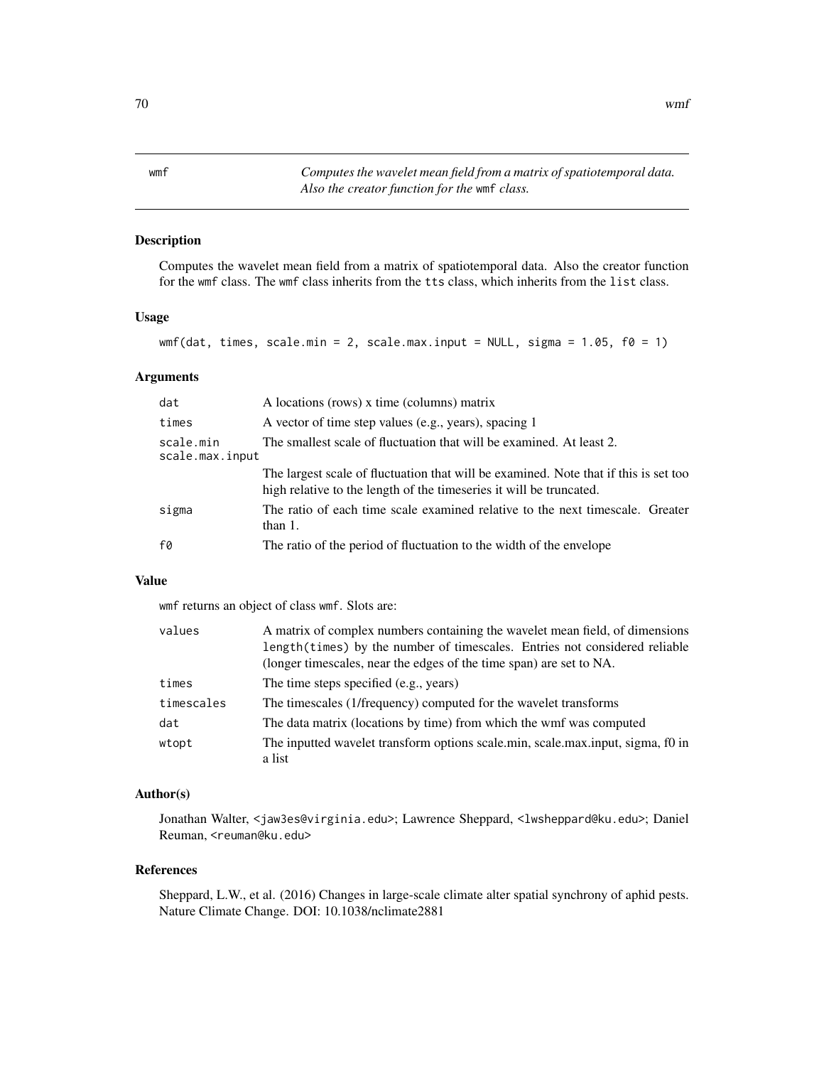## wmf — *Computes the wavelet mean field from a matrix of spatiotemporal data. Also the creator function for the* `wmf` *class.*

### Description

Computes the wavelet mean field from a matrix of spatiotemporal data. Also the creator function for the `wmf` class. The `wmf` class inherits from the `tts` class, which inherits from the `list` class.

### Usage

```
wmf(dat, times, scale.min = 2, scale.max.input = NULL, sigma = 1.05, f0 = 1)
```

### Arguments

| | |
|---|---|
| `dat` | A locations (rows) x time (columns) matrix |
| `times` | A vector of time step values (e.g., years), spacing 1 |
| `scale.min` | The smallest scale of fluctuation that will be examined. At least 2. |
| `scale.max.input` | The largest scale of fluctuation that will be examined. Note that if this is set too high relative to the length of the timeseries it will be truncated. |
| `sigma` | The ratio of each time scale examined relative to the next timescale. Greater than 1. |
| `f0` | The ratio of the period of fluctuation to the width of the envelope |

### Value

`wmf` returns an object of class `wmf`. Slots are:

| | |
|---|---|
| `values` | A matrix of complex numbers containing the wavelet mean field, of dimensions `length(times)` by the number of timescales. Entries not considered reliable (longer timescales, near the edges of the time span) are set to NA. |
| `times` | The time steps specified (e.g., years) |
| `timescales` | The timescales (1/frequency) computed for the wavelet transforms |
| `dat` | The data matrix (locations by time) from which the wmf was computed |
| `wtopt` | The inputted wavelet transform options scale.min, scale.max.input, sigma, f0 in a list |

### Author(s)

Jonathan Walter, `<jaw3es@virginia.edu>`; Lawrence Sheppard, `<lwsheppard@ku.edu>`; Daniel Reuman, `<reuman@ku.edu>`

### References

Sheppard, L.W., et al. (2016) Changes in large-scale climate alter spatial synchrony of aphid pests. Nature Climate Change. DOI: 10.1038/nclimate2881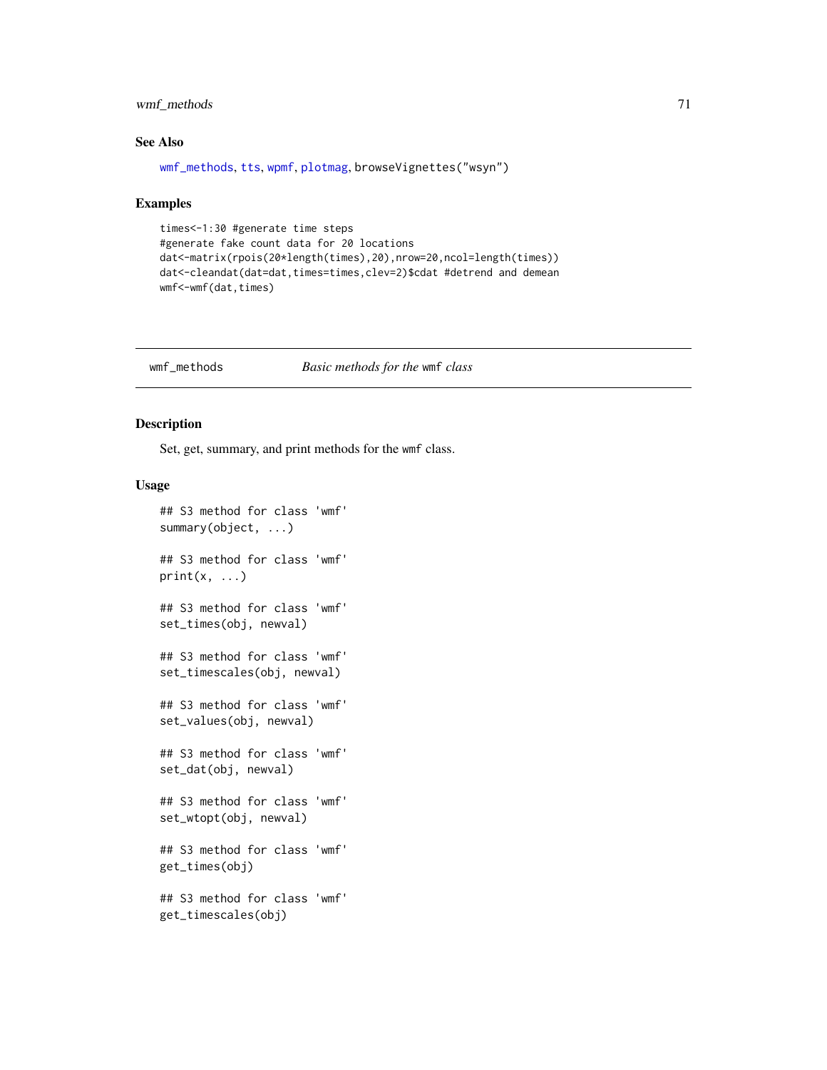### See Also

wmf_methods, tts, wpmf, plotmag, browseVignettes("wsyn")

### Examples

```
times<-1:30 #generate time steps
#generate fake count data for 20 locations
dat<-matrix(rpois(20*length(times),20),nrow=20,ncol=length(times))
dat<-cleandat(dat=dat,times=times,clev=2)$cdat #detrend and demean
wmf<-wmf(dat,times)
```

---

## wmf_methods — *Basic methods for the* wmf *class*

### Description

Set, get, summary, and print methods for the wmf class.

### Usage

```
## S3 method for class 'wmf'
summary(object, ...)

## S3 method for class 'wmf'
print(x, ...)

## S3 method for class 'wmf'
set_times(obj, newval)

## S3 method for class 'wmf'
set_timescales(obj, newval)

## S3 method for class 'wmf'
set_values(obj, newval)

## S3 method for class 'wmf'
set_dat(obj, newval)

## S3 method for class 'wmf'
set_wtopt(obj, newval)

## S3 method for class 'wmf'
get_times(obj)

## S3 method for class 'wmf'
get_timescales(obj)
```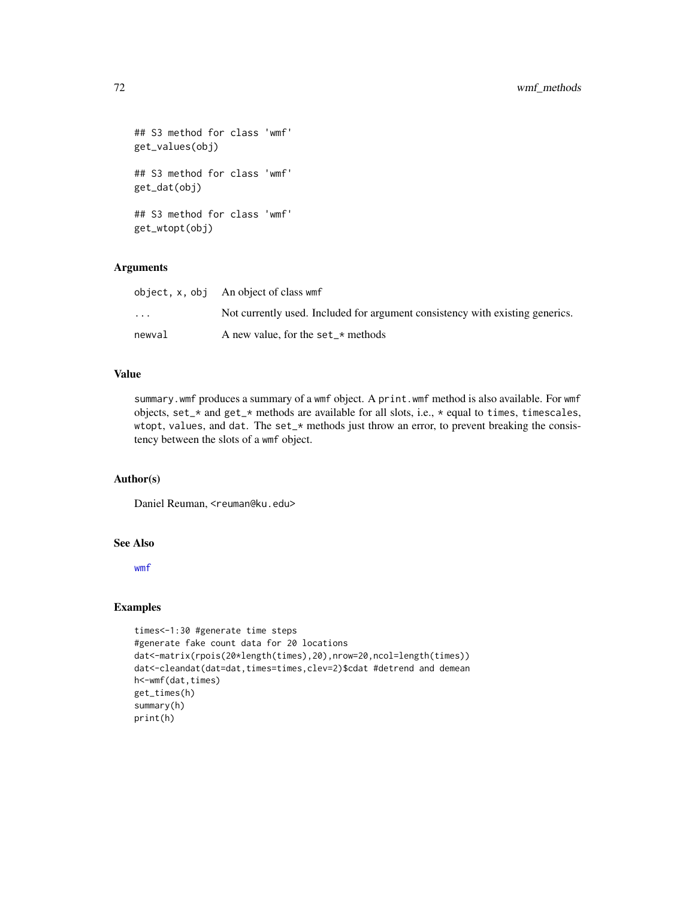```
## S3 method for class 'wmf'
get_values(obj)

## S3 method for class 'wmf'
get_dat(obj)

## S3 method for class 'wmf'
get_wtopt(obj)
```

### Arguments

| | |
|---|---|
| object, x, obj | An object of class wmf |
| ... | Not currently used. Included for argument consistency with existing generics. |
| newval | A new value, for the set_* methods |

### Value

summary.wmf produces a summary of a wmf object. A print.wmf method is also available. For wmf objects, set_* and get_* methods are available for all slots, i.e., * equal to times, timescales, wtopt, values, and dat. The set_* methods just throw an error, to prevent breaking the consistency between the slots of a wmf object.

### Author(s)

Daniel Reuman, <reuman@ku.edu>

### See Also

wmf

### Examples

```
times<-1:30 #generate time steps
#generate fake count data for 20 locations
dat<-matrix(rpois(20*length(times),20),nrow=20,ncol=length(times))
dat<-cleandat(dat=dat,times=times,clev=2)$cdat #detrend and demean
h<-wmf(dat,times)
get_times(h)
summary(h)
print(h)
```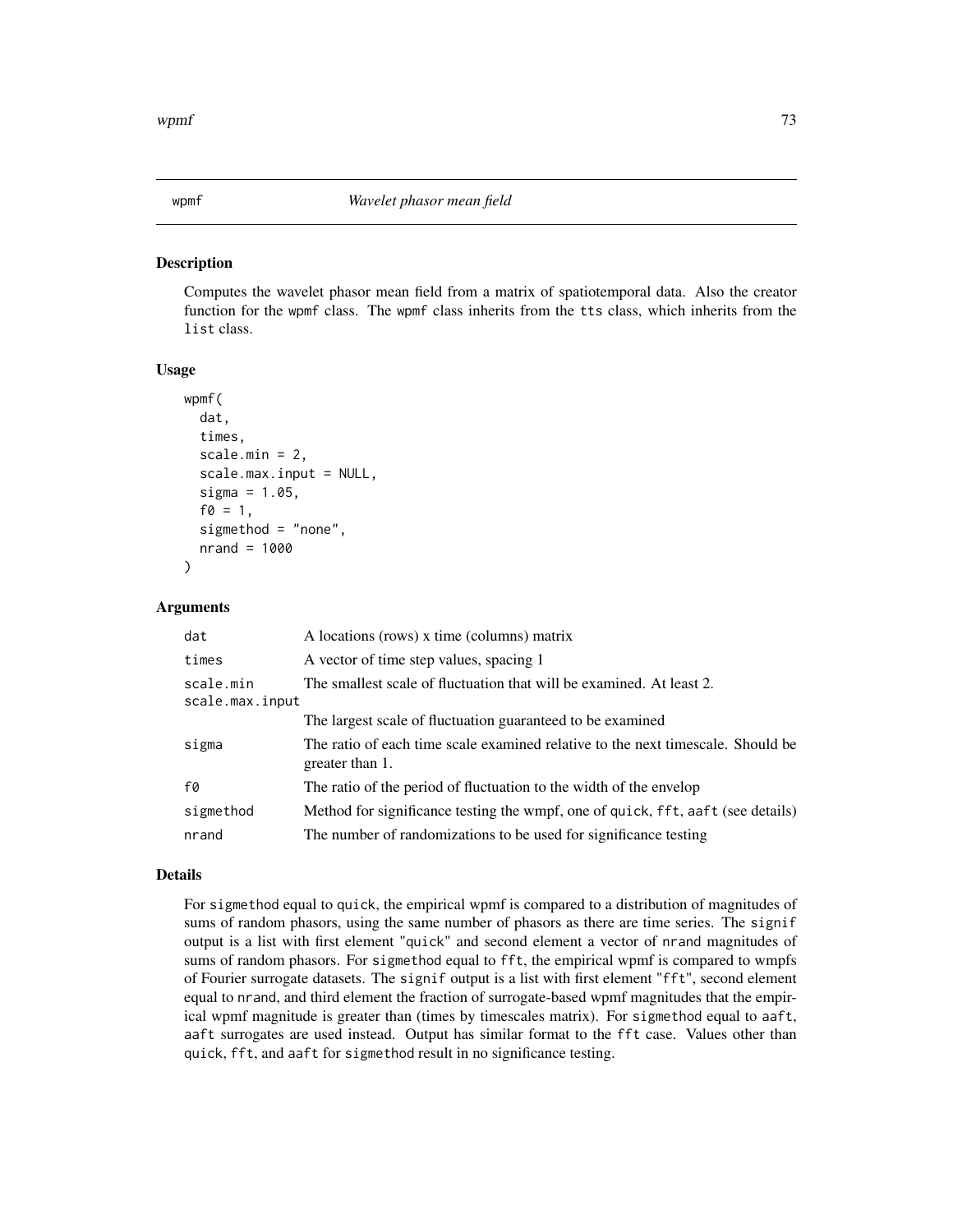# wpmf *Wavelet phasor mean field*

## Description

Computes the wavelet phasor mean field from a matrix of spatiotemporal data. Also the creator function for the wpmf class. The wpmf class inherits from the tts class, which inherits from the list class.

## Usage

```
wpmf(
  dat,
  times,
  scale.min = 2,
  scale.max.input = NULL,
  sigma = 1.05,
  f0 = 1,
  sigmethod = "none",
  nrand = 1000
)
```

## Arguments

| | |
|---|---|
| dat | A locations (rows) x time (columns) matrix |
| times | A vector of time step values, spacing 1 |
| scale.min | The smallest scale of fluctuation that will be examined. At least 2. |
| scale.max.input | The largest scale of fluctuation guaranteed to be examined |
| sigma | The ratio of each time scale examined relative to the next timescale. Should be greater than 1. |
| f0 | The ratio of the period of fluctuation to the width of the envelop |
| sigmethod | Method for significance testing the wmpf, one of quick, fft, aaft (see details) |
| nrand | The number of randomizations to be used for significance testing |

## Details

For sigmethod equal to quick, the empirical wpmf is compared to a distribution of magnitudes of sums of random phasors, using the same number of phasors as there are time series. The signif output is a list with first element "quick" and second element a vector of nrand magnitudes of sums of random phasors. For sigmethod equal to fft, the empirical wpmf is compared to wmpfs of Fourier surrogate datasets. The signif output is a list with first element "fft", second element equal to nrand, and third element the fraction of surrogate-based wpmf magnitudes that the empirical wpmf magnitude is greater than (times by timescales matrix). For sigmethod equal to aaft, aaft surrogates are used instead. Output has similar format to the fft case. Values other than quick, fft, and aaft for sigmethod result in no significance testing.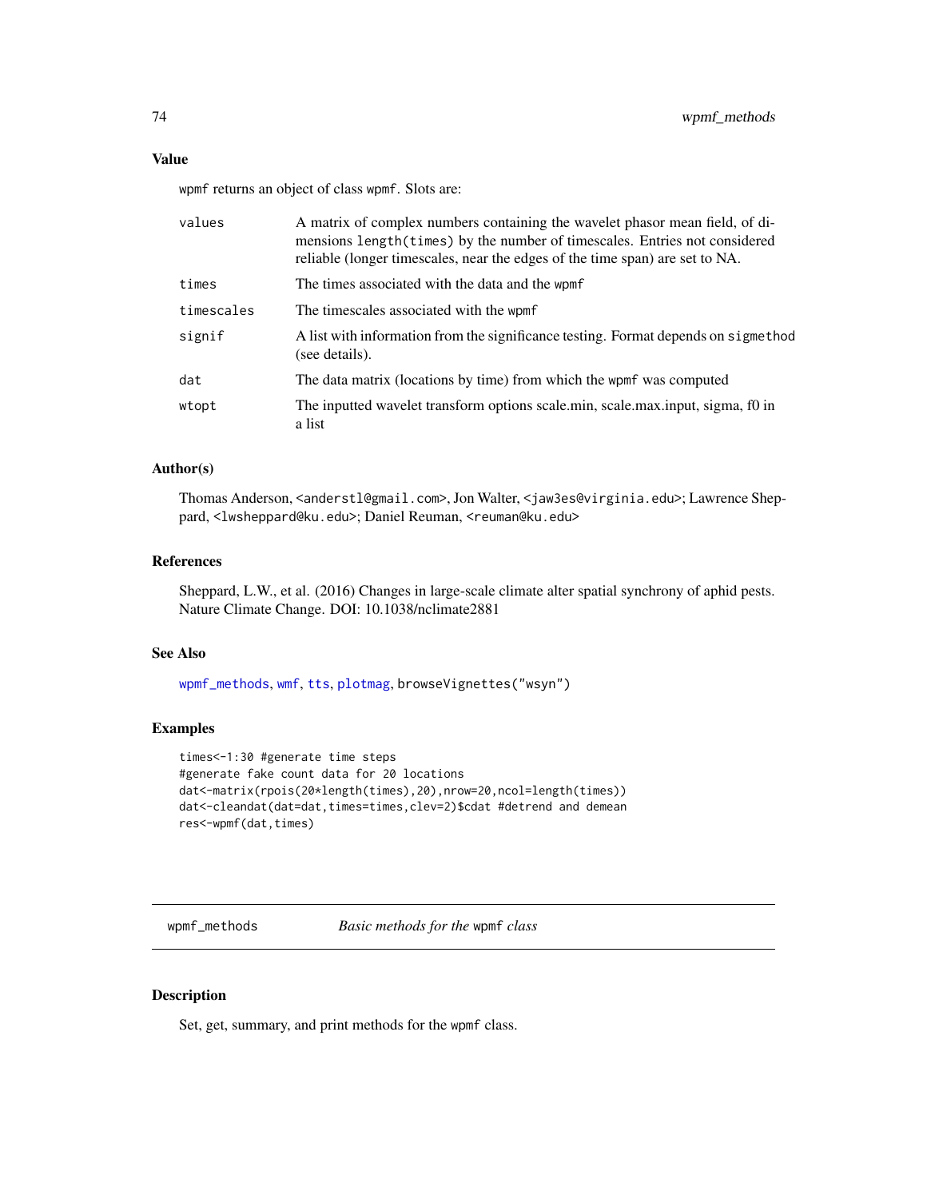### Value

wpmf returns an object of class wpmf. Slots are:

| | |
|---|---|
| values | A matrix of complex numbers containing the wavelet phasor mean field, of dimensions length(times) by the number of timescales. Entries not considered reliable (longer timescales, near the edges of the time span) are set to NA. |
| times | The times associated with the data and the wpmf |
| timescales | The timescales associated with the wpmf |
| signif | A list with information from the significance testing. Format depends on sigmethod (see details). |
| dat | The data matrix (locations by time) from which the wpmf was computed |
| wtopt | The inputted wavelet transform options scale.min, scale.max.input, sigma, f0 in a list |

### Author(s)

Thomas Anderson, <anderstl@gmail.com>, Jon Walter, <jaw3es@virginia.edu>; Lawrence Sheppard, <lwsheppard@ku.edu>; Daniel Reuman, <reuman@ku.edu>

### References

Sheppard, L.W., et al. (2016) Changes in large-scale climate alter spatial synchrony of aphid pests. Nature Climate Change. DOI: 10.1038/nclimate2881

### See Also

wpmf_methods, wmf, tts, plotmag, browseVignettes("wsyn")

### Examples

```
times<-1:30 #generate time steps
#generate fake count data for 20 locations
dat<-matrix(rpois(20*length(times),20),nrow=20,ncol=length(times))
dat<-cleandat(dat=dat,times=times,clev=2)$cdat #detrend and demean
res<-wpmf(dat,times)
```

---

## wpmf_methods — *Basic methods for the* wpmf *class*

### Description

Set, get, summary, and print methods for the wpmf class.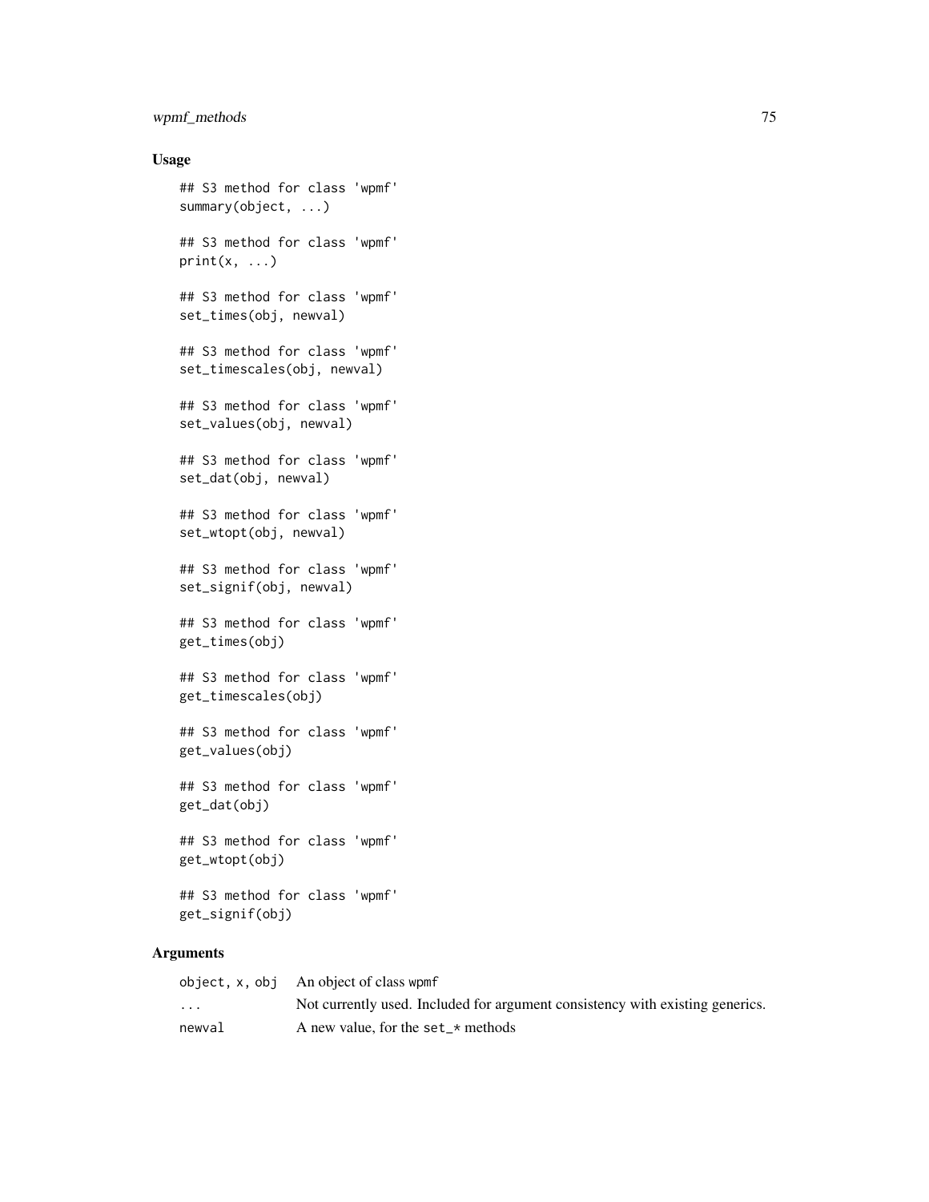## Usage

```
## S3 method for class 'wpmf'
summary(object, ...)

## S3 method for class 'wpmf'
print(x, ...)

## S3 method for class 'wpmf'
set_times(obj, newval)

## S3 method for class 'wpmf'
set_timescales(obj, newval)

## S3 method for class 'wpmf'
set_values(obj, newval)

## S3 method for class 'wpmf'
set_dat(obj, newval)

## S3 method for class 'wpmf'
set_wtopt(obj, newval)

## S3 method for class 'wpmf'
set_signif(obj, newval)

## S3 method for class 'wpmf'
get_times(obj)

## S3 method for class 'wpmf'
get_timescales(obj)

## S3 method for class 'wpmf'
get_values(obj)

## S3 method for class 'wpmf'
get_dat(obj)

## S3 method for class 'wpmf'
get_wtopt(obj)

## S3 method for class 'wpmf'
get_signif(obj)
```

## Arguments

| | |
|---|---|
| object, x, obj | An object of class wpmf |
| ... | Not currently used. Included for argument consistency with existing generics. |
| newval | A new value, for the set_* methods |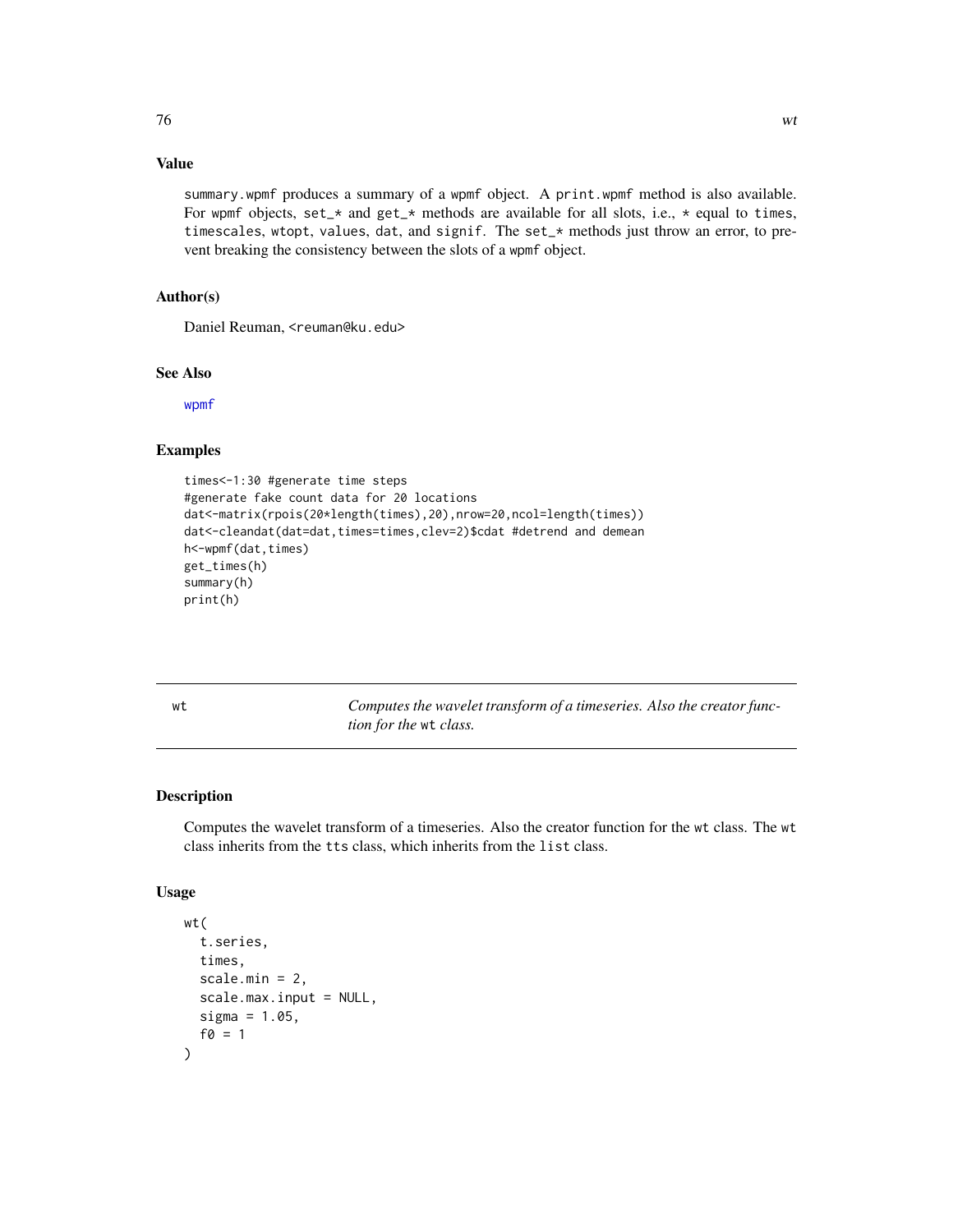## Value

summary.wpmf produces a summary of a wpmf object. A print.wpmf method is also available. For wpmf objects, set_* and get_* methods are available for all slots, i.e., * equal to times, timescales, wtopt, values, dat, and signif. The set_* methods just throw an error, to prevent breaking the consistency between the slots of a wpmf object.

## Author(s)

Daniel Reuman, <reuman@ku.edu>

## See Also

wpmf

## Examples

```
times<-1:30 #generate time steps
#generate fake count data for 20 locations
dat<-matrix(rpois(20*length(times),20),nrow=20,ncol=length(times))
dat<-cleandat(dat=dat,times=times,clev=2)$cdat #detrend and demean
h<-wpmf(dat,times)
get_times(h)
summary(h)
print(h)
```

---

# wt — *Computes the wavelet transform of a timeseries. Also the creator function for the* wt *class.*

## Description

Computes the wavelet transform of a timeseries. Also the creator function for the wt class. The wt class inherits from the tts class, which inherits from the list class.

## Usage

```
wt(
  t.series,
  times,
  scale.min = 2,
  scale.max.input = NULL,
  sigma = 1.05,
  f0 = 1
)
```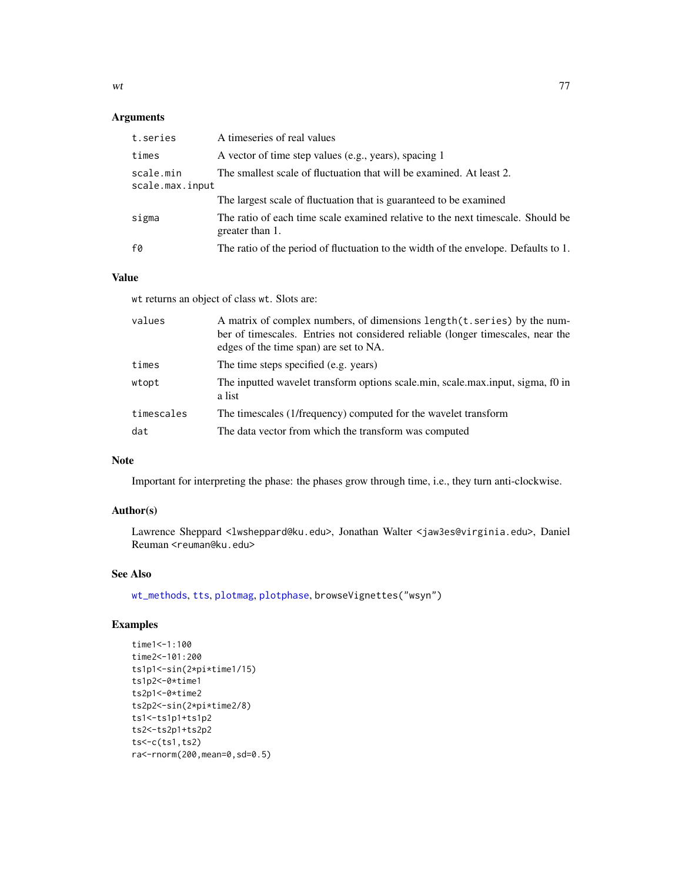## Arguments

| | |
|---|---|
| t.series | A timeseries of real values |
| times | A vector of time step values (e.g., years), spacing 1 |
| scale.min | The smallest scale of fluctuation that will be examined. At least 2. |
| scale.max.input | The largest scale of fluctuation that is guaranteed to be examined |
| sigma | The ratio of each time scale examined relative to the next timescale. Should be greater than 1. |
| f0 | The ratio of the period of fluctuation to the width of the envelope. Defaults to 1. |

## Value

`wt` returns an object of class `wt`. Slots are:

| | |
|---|---|
| values | A matrix of complex numbers, of dimensions `length(t.series)` by the number of timescales. Entries not considered reliable (longer timescales, near the edges of the time span) are set to NA. |
| times | The time steps specified (e.g. years) |
| wtopt | The inputted wavelet transform options scale.min, scale.max.input, sigma, f0 in a list |
| timescales | The timescales (1/frequency) computed for the wavelet transform |
| dat | The data vector from which the transform was computed |

## Note

Important for interpreting the phase: the phases grow through time, i.e., they turn anti-clockwise.

## Author(s)

Lawrence Sheppard <lwsheppard@ku.edu>, Jonathan Walter <jaw3es@virginia.edu>, Daniel Reuman <reuman@ku.edu>

## See Also

wt_methods, tts, plotmag, plotphase, browseVignettes("wsyn")

## Examples

```
time1<-1:100
time2<-101:200
ts1p1<-sin(2*pi*time1/15)
ts1p2<-0*time1
ts2p1<-0*time2
ts2p2<-sin(2*pi*time2/8)
ts1<-ts1p1+ts1p2
ts2<-ts2p1+ts2p2
ts<-c(ts1,ts2)
ra<-rnorm(200,mean=0,sd=0.5)
```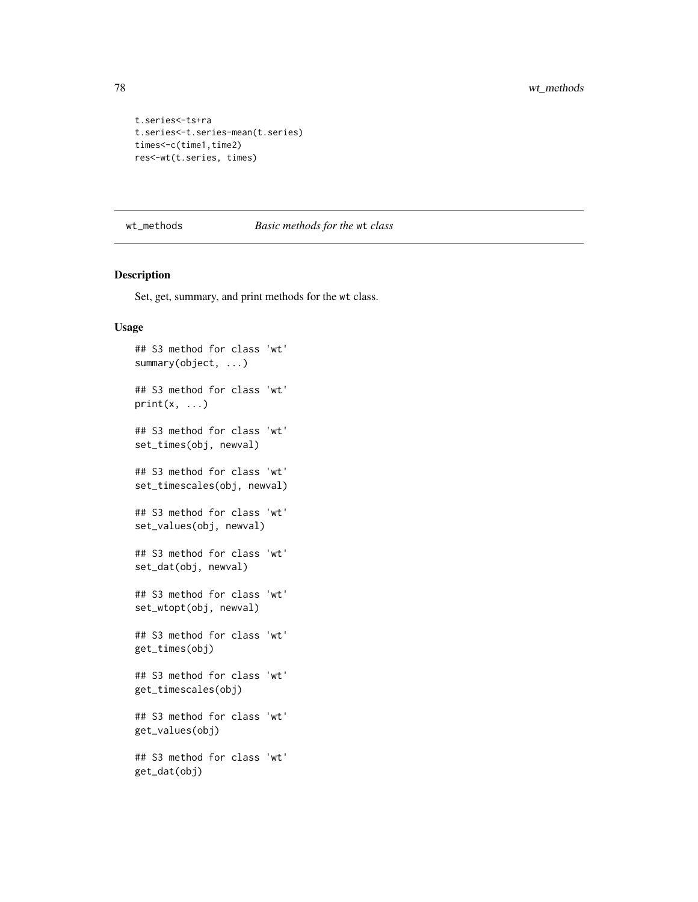```
t.series<-ts+ra
t.series<-t.series-mean(t.series)
times<-c(time1,time2)
res<-wt(t.series, times)
```

## wt_methods *Basic methods for the* wt *class*

### Description

Set, get, summary, and print methods for the wt class.

### Usage

```
## S3 method for class 'wt'
summary(object, ...)

## S3 method for class 'wt'
print(x, ...)

## S3 method for class 'wt'
set_times(obj, newval)

## S3 method for class 'wt'
set_timescales(obj, newval)

## S3 method for class 'wt'
set_values(obj, newval)

## S3 method for class 'wt'
set_dat(obj, newval)

## S3 method for class 'wt'
set_wtopt(obj, newval)

## S3 method for class 'wt'
get_times(obj)

## S3 method for class 'wt'
get_timescales(obj)

## S3 method for class 'wt'
get_values(obj)

## S3 method for class 'wt'
get_dat(obj)
```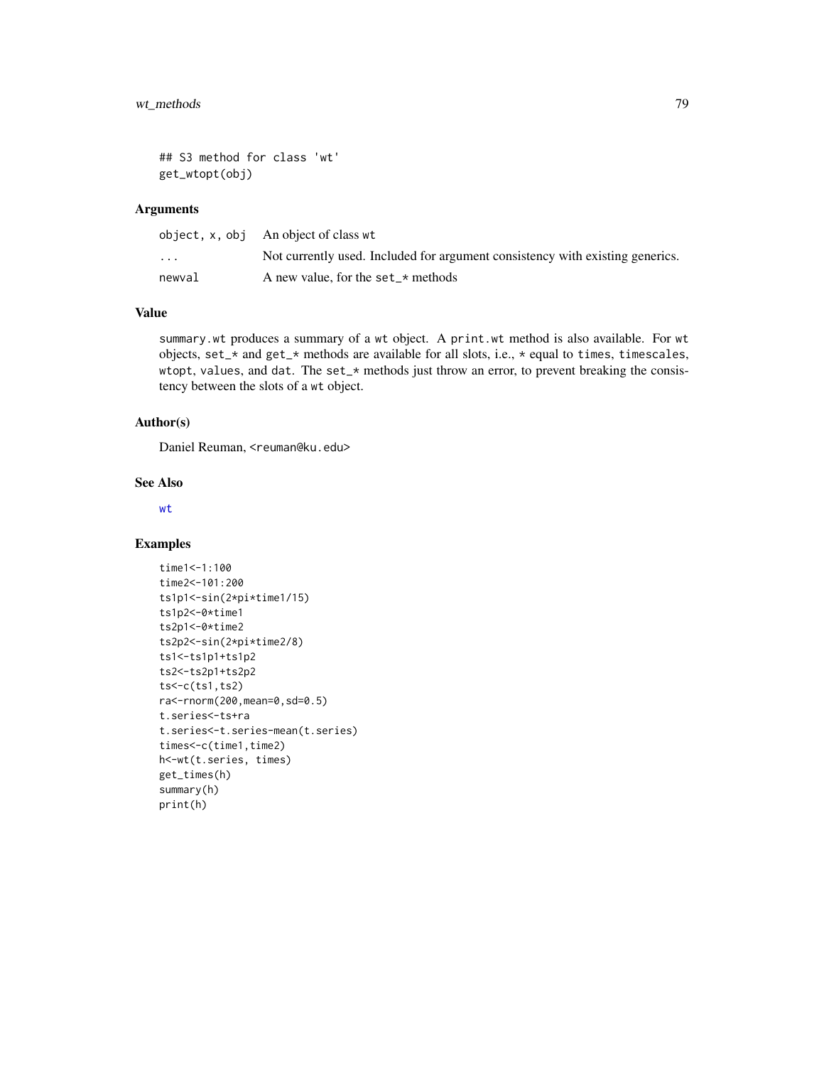```
## S3 method for class 'wt'
get_wtopt(obj)
```

### Arguments

| | |
|---|---|
| object, x, obj | An object of class wt |
| ... | Not currently used. Included for argument consistency with existing generics. |
| newval | A new value, for the set_* methods |

### Value

summary.wt produces a summary of a wt object. A print.wt method is also available. For wt objects, set_* and get_* methods are available for all slots, i.e., * equal to times, timescales, wtopt, values, and dat. The set_* methods just throw an error, to prevent breaking the consistency between the slots of a wt object.

### Author(s)

Daniel Reuman, <reuman@ku.edu>

### See Also

wt

### Examples

```
time1<-1:100
time2<-101:200
ts1p1<-sin(2*pi*time1/15)
ts1p2<-0*time1
ts2p1<-0*time2
ts2p2<-sin(2*pi*time2/8)
ts1<-ts1p1+ts1p2
ts2<-ts2p1+ts2p2
ts<-c(ts1,ts2)
ra<-rnorm(200,mean=0,sd=0.5)
t.series<-ts+ra
t.series<-t.series-mean(t.series)
times<-c(time1,time2)
h<-wt(t.series, times)
get_times(h)
summary(h)
print(h)
```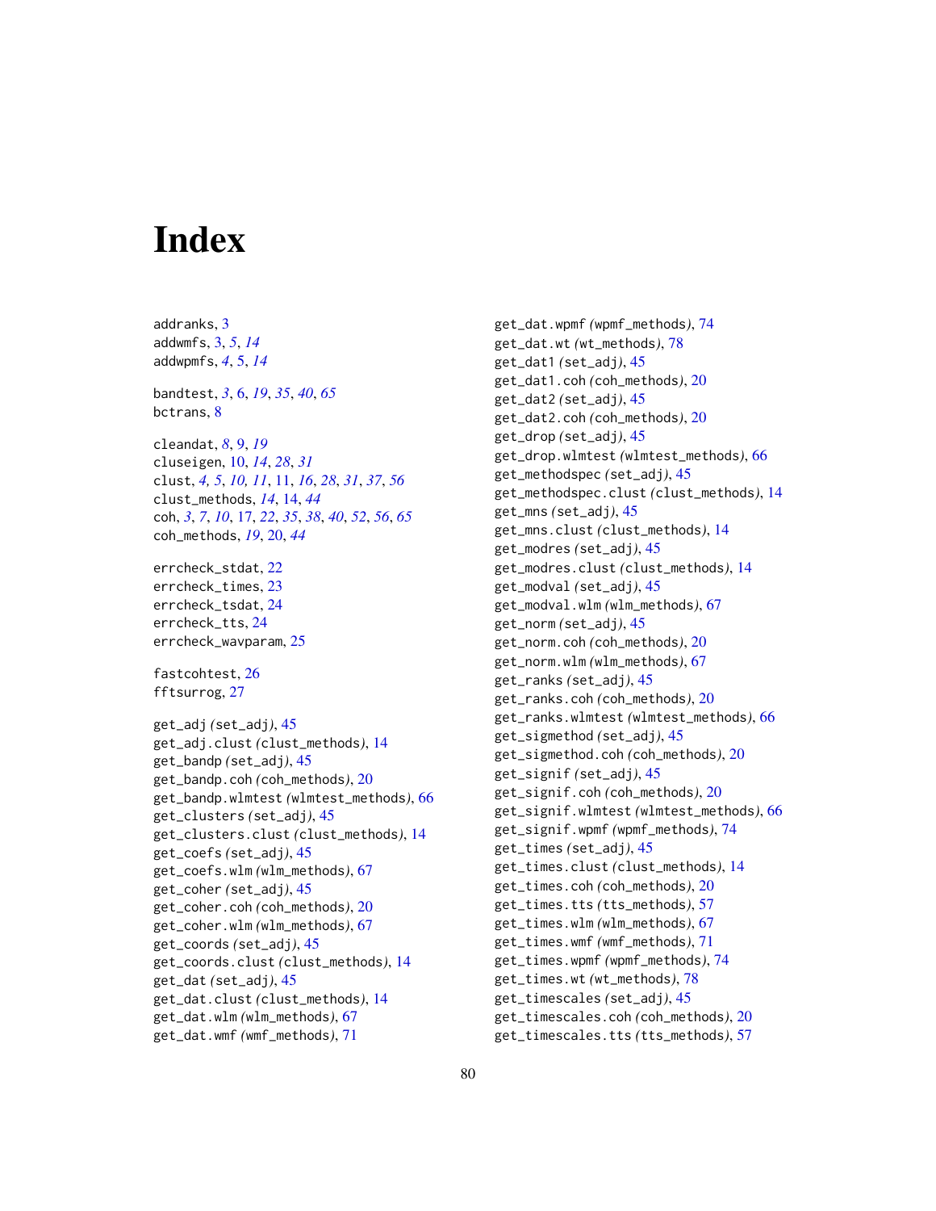# Index

addranks, 3
addwmfs, 3, *5*, *14*
addwpmfs, *4*, 5, *14*

bandtest, *3*, 6, *19*, *35*, *40*, *65*
bctrans, 8

cleandat, *8*, 9, *19*
cluseigen, 10, *14*, *28*, *31*
clust, *4, 5*, *10, 11*, 11, *16*, *28*, *31*, *37*, *56*
clust_methods, *14*, 14, *44*
coh, *3*, *7*, *10*, 17, *22*, *35*, *38*, *40*, *52*, *56*, *65*
coh_methods, *19*, 20, *44*

errcheck_stdat, 22
errcheck_times, 23
errcheck_tsdat, 24
errcheck_tts, 24
errcheck_wavparam, 25

fastcohtest, 26
fftsurrog, 27

get_adj *(set_adj)*, 45
get_adj.clust *(clust_methods)*, 14
get_bandp *(set_adj)*, 45
get_bandp.coh *(coh_methods)*, 20
get_bandp.wlmtest *(wlmtest_methods)*, 66
get_clusters *(set_adj)*, 45
get_clusters.clust *(clust_methods)*, 14
get_coefs *(set_adj)*, 45
get_coefs.wlm *(wlm_methods)*, 67
get_coher *(set_adj)*, 45
get_coher.coh *(coh_methods)*, 20
get_coher.wlm *(wlm_methods)*, 67
get_coords *(set_adj)*, 45
get_coords.clust *(clust_methods)*, 14
get_dat *(set_adj)*, 45
get_dat.clust *(clust_methods)*, 14
get_dat.wlm *(wlm_methods)*, 67
get_dat.wmf *(wmf_methods)*, 71
get_dat.wpmf *(wpmf_methods)*, 74
get_dat.wt *(wt_methods)*, 78
get_dat1 *(set_adj)*, 45
get_dat1.coh *(coh_methods)*, 20
get_dat2 *(set_adj)*, 45
get_dat2.coh *(coh_methods)*, 20
get_drop *(set_adj)*, 45
get_drop.wlmtest *(wlmtest_methods)*, 66
get_methodspec *(set_adj)*, 45
get_methodspec.clust *(clust_methods)*, 14
get_mns *(set_adj)*, 45
get_mns.clust *(clust_methods)*, 14
get_modres *(set_adj)*, 45
get_modres.clust *(clust_methods)*, 14
get_modval *(set_adj)*, 45
get_modval.wlm *(wlm_methods)*, 67
get_norm *(set_adj)*, 45
get_norm.coh *(coh_methods)*, 20
get_norm.wlm *(wlm_methods)*, 67
get_ranks *(set_adj)*, 45
get_ranks.coh *(coh_methods)*, 20
get_ranks.wlmtest *(wlmtest_methods)*, 66
get_sigmethod *(set_adj)*, 45
get_sigmethod.coh *(coh_methods)*, 20
get_signif *(set_adj)*, 45
get_signif.coh *(coh_methods)*, 20
get_signif.wlmtest *(wlmtest_methods)*, 66
get_signif.wpmf *(wpmf_methods)*, 74
get_times *(set_adj)*, 45
get_times.clust *(clust_methods)*, 14
get_times.coh *(coh_methods)*, 20
get_times.tts *(tts_methods)*, 57
get_times.wlm *(wlm_methods)*, 67
get_times.wmf *(wmf_methods)*, 71
get_times.wpmf *(wpmf_methods)*, 74
get_times.wt *(wt_methods)*, 78
get_timescales *(set_adj)*, 45
get_timescales.coh *(coh_methods)*, 20
get_timescales.tts *(tts_methods)*, 57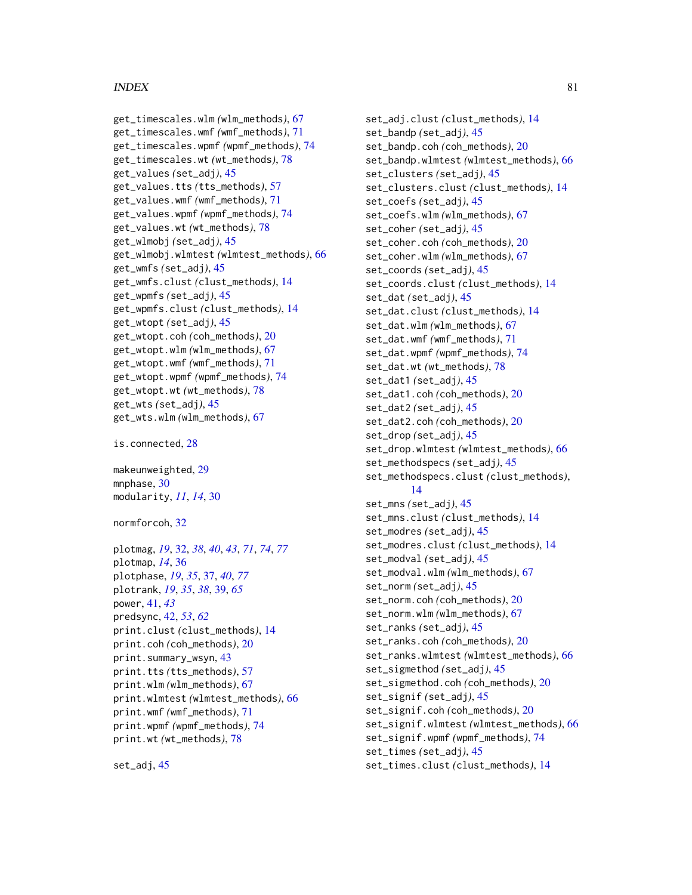get_timescales.wlm (wlm_methods), 67
get_timescales.wmf (wmf_methods), 71
get_timescales.wpmf (wpmf_methods), 74
get_timescales.wt (wt_methods), 78
get_values (set_adj), 45
get_values.tts (tts_methods), 57
get_values.wmf (wmf_methods), 71
get_values.wpmf (wpmf_methods), 74
get_values.wt (wt_methods), 78
get_wlmobj (set_adj), 45
get_wlmobj.wlmtest (wlmtest_methods), 66
get_wmfs (set_adj), 45
get_wmfs.clust (clust_methods), 14
get_wpmfs (set_adj), 45
get_wpmfs.clust (clust_methods), 14
get_wtopt (set_adj), 45
get_wtopt.coh (coh_methods), 20
get_wtopt.wlm (wlm_methods), 67
get_wtopt.wmf (wmf_methods), 71
get_wtopt.wpmf (wpmf_methods), 74
get_wtopt.wt (wt_methods), 78
get_wts (set_adj), 45
get_wts.wlm (wlm_methods), 67

is.connected, 28

makeunweighted, 29
mnphase, 30
modularity, *11*, *14*, 30

normforcoh, 32

plotmag, *19*, 32, *38*, *40*, *43*, *71*, *74*, *77*
plotmap, *14*, 36
plotphase, *19*, *35*, 37, *40*, *77*
plotrank, *19*, *35*, *38*, 39, *65*
power, 41, *43*
predsync, 42, *53*, *62*
print.clust (clust_methods), 14
print.coh (coh_methods), 20
print.summary_wsyn, 43
print.tts (tts_methods), 57
print.wlm (wlm_methods), 67
print.wlmtest (wlmtest_methods), 66
print.wmf (wmf_methods), 71
print.wpmf (wpmf_methods), 74
print.wt (wt_methods), 78

set_adj, 45
set_adj.clust (clust_methods), 14
set_bandp (set_adj), 45
set_bandp.coh (coh_methods), 20
set_bandp.wlmtest (wlmtest_methods), 66
set_clusters (set_adj), 45
set_clusters.clust (clust_methods), 14
set_coefs (set_adj), 45
set_coefs.wlm (wlm_methods), 67
set_coher (set_adj), 45
set_coher.coh (coh_methods), 20
set_coher.wlm (wlm_methods), 67
set_coords (set_adj), 45
set_coords.clust (clust_methods), 14
set_dat (set_adj), 45
set_dat.clust (clust_methods), 14
set_dat.wlm (wlm_methods), 67
set_dat.wmf (wmf_methods), 71
set_dat.wpmf (wpmf_methods), 74
set_dat.wt (wt_methods), 78
set_dat1 (set_adj), 45
set_dat1.coh (coh_methods), 20
set_dat2 (set_adj), 45
set_dat2.coh (coh_methods), 20
set_drop (set_adj), 45
set_drop.wlmtest (wlmtest_methods), 66
set_methodspecs (set_adj), 45
set_methodspecs.clust (clust_methods), 14
set_mns (set_adj), 45
set_mns.clust (clust_methods), 14
set_modres (set_adj), 45
set_modres.clust (clust_methods), 14
set_modval (set_adj), 45
set_modval.wlm (wlm_methods), 67
set_norm (set_adj), 45
set_norm.coh (coh_methods), 20
set_norm.wlm (wlm_methods), 67
set_ranks (set_adj), 45
set_ranks.coh (coh_methods), 20
set_ranks.wlmtest (wlmtest_methods), 66
set_sigmethod (set_adj), 45
set_sigmethod.coh (coh_methods), 20
set_signif (set_adj), 45
set_signif.coh (coh_methods), 20
set_signif.wlmtest (wlmtest_methods), 66
set_signif.wpmf (wpmf_methods), 74
set_times (set_adj), 45
set_times.clust (clust_methods), 14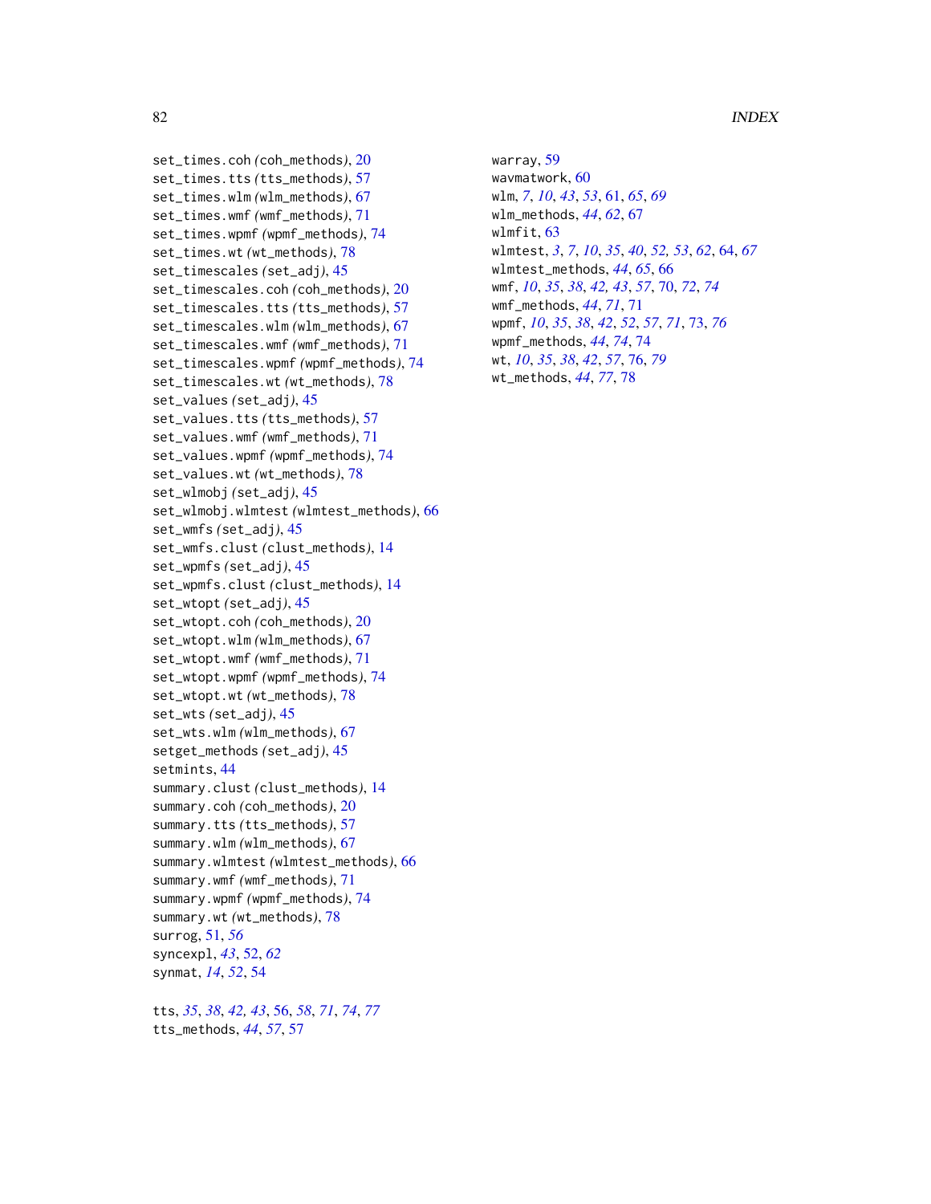set_times.coh *(coh_methods)*, 20
set_times.tts *(tts_methods)*, 57
set_times.wlm *(wlm_methods)*, 67
set_times.wmf *(wmf_methods)*, 71
set_times.wpmf *(wpmf_methods)*, 74
set_times.wt *(wt_methods)*, 78
set_timescales *(set_adj)*, 45
set_timescales.coh *(coh_methods)*, 20
set_timescales.tts *(tts_methods)*, 57
set_timescales.wlm *(wlm_methods)*, 67
set_timescales.wmf *(wmf_methods)*, 71
set_timescales.wpmf *(wpmf_methods)*, 74
set_timescales.wt *(wt_methods)*, 78
set_values *(set_adj)*, 45
set_values.tts *(tts_methods)*, 57
set_values.wmf *(wmf_methods)*, 71
set_values.wpmf *(wpmf_methods)*, 74
set_values.wt *(wt_methods)*, 78
set_wlmobj *(set_adj)*, 45
set_wlmobj.wlmtest *(wlmtest_methods)*, 66
set_wmfs *(set_adj)*, 45
set_wmfs.clust *(clust_methods)*, 14
set_wpmfs *(set_adj)*, 45
set_wpmfs.clust *(clust_methods)*, 14
set_wtopt *(set_adj)*, 45
set_wtopt.coh *(coh_methods)*, 20
set_wtopt.wlm *(wlm_methods)*, 67
set_wtopt.wmf *(wmf_methods)*, 71
set_wtopt.wpmf *(wpmf_methods)*, 74
set_wtopt.wt *(wt_methods)*, 78
set_wts *(set_adj)*, 45
set_wts.wlm *(wlm_methods)*, 67
setget_methods *(set_adj)*, 45
setmints, 44
summary.clust *(clust_methods)*, 14
summary.coh *(coh_methods)*, 20
summary.tts *(tts_methods)*, 57
summary.wlm *(wlm_methods)*, 67
summary.wlmtest *(wlmtest_methods)*, 66
summary.wmf *(wmf_methods)*, 71
summary.wpmf *(wpmf_methods)*, 74
summary.wt *(wt_methods)*, 78
surrog, 51, *56*
syncexpl, *43*, 52, *62*
synmat, *14*, *52*, 54

tts, *35*, *38*, *42*, *43*, 56, *58*, *71*, *74*, *77*
tts_methods, *44*, *57*, 57

warray, 59
wavmatwork, 60
wlm, *7*, *10*, *43*, *53*, 61, *65*, *69*
wlm_methods, *44*, *62*, 67
wlmfit, 63
wlmtest, *3*, *7*, *10*, *35*, *40*, *52*, *53*, *62*, 64, *67*
wlmtest_methods, *44*, *65*, 66
wmf, *10*, *35*, *38*, *42*, *43*, *57*, 70, *72*, *74*
wmf_methods, *44*, *71*, 71
wpmf, *10*, *35*, *38*, *42*, *52*, *57*, *71*, 73, *76*
wpmf_methods, *44*, *74*, 74
wt, *10*, *35*, *38*, *42*, *57*, 76, *79*
wt_methods, *44*, *77*, 78